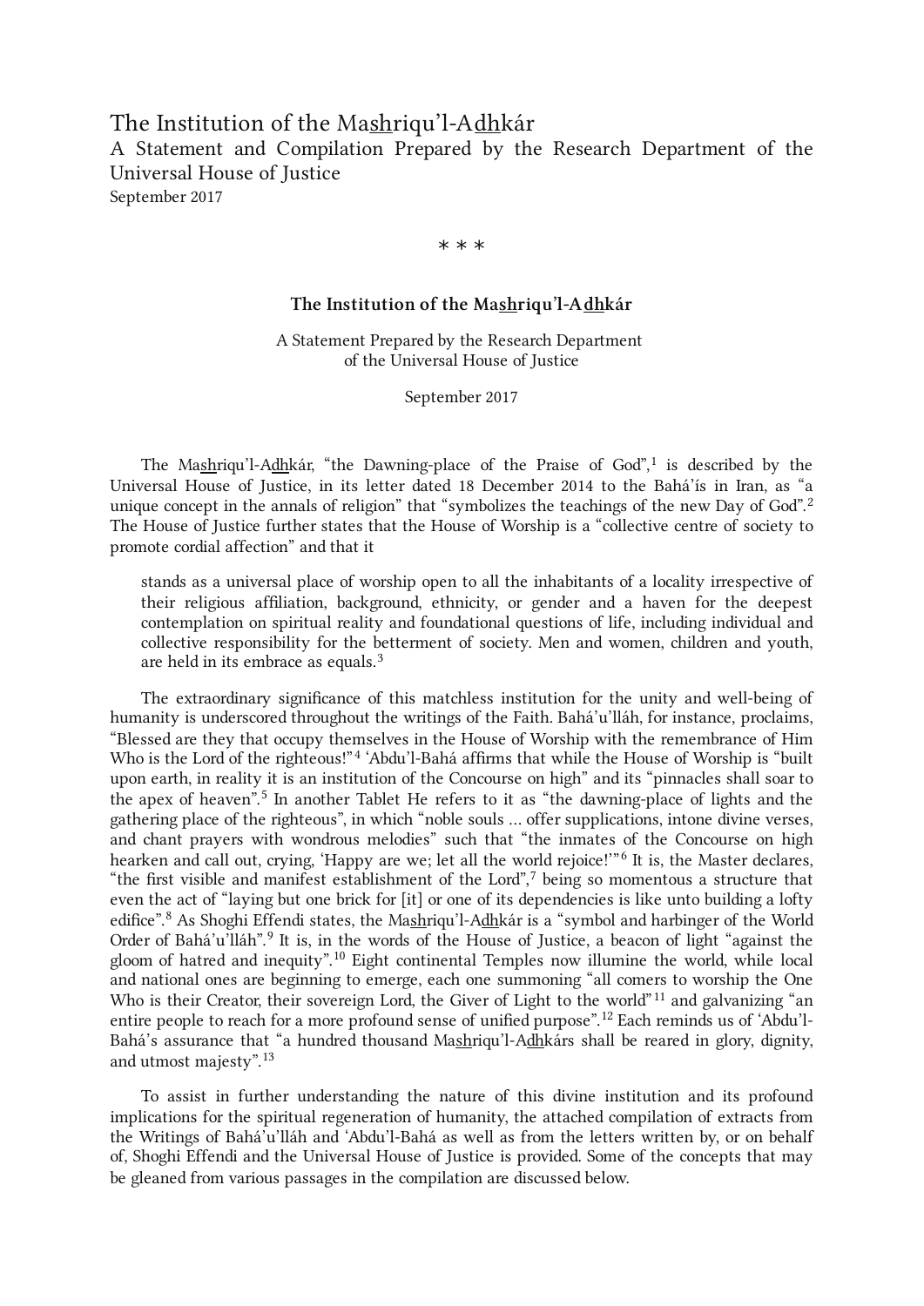# The Institution of the Mashriqu'l-Adhkár

A Statement and Compilation Prepared by the Research Department of the Universal House of Justice

September 2017

\* \* \*

## The Institution of the Mashriqu'l-Adhkár

A Statement Prepared by the Research Department
of the Universal House of Justice

September 2017

The Mashriqu'l-Adhkár, "the Dawning-place of the Praise of God",[1] is described by the Universal House of Justice, in its letter dated 18 December 2014 to the Bahá'ís in Iran, as "a unique concept in the annals of religion" that "symbolizes the teachings of the new Day of God".[2] The House of Justice further states that the House of Worship is a "collective centre of society to promote cordial affection" and that it

> stands as a universal place of worship open to all the inhabitants of a locality irrespective of their religious affiliation, background, ethnicity, or gender and a haven for the deepest contemplation on spiritual reality and foundational questions of life, including individual and collective responsibility for the betterment of society. Men and women, children and youth, are held in its embrace as equals.[3]

The extraordinary significance of this matchless institution for the unity and well-being of humanity is underscored throughout the writings of the Faith. Bahá'u'lláh, for instance, proclaims, "Blessed are they that occupy themselves in the House of Worship with the remembrance of Him Who is the Lord of the righteous!"[4] 'Abdu'l-Bahá affirms that while the House of Worship is "built upon earth, in reality it is an institution of the Concourse on high" and its "pinnacles shall soar to the apex of heaven".[5] In another Tablet He refers to it as "the dawning-place of lights and the gathering place of the righteous", in which "noble souls ... offer supplications, intone divine verses, and chant prayers with wondrous melodies" such that "the inmates of the Concourse on high hearken and call out, crying, 'Happy are we; let all the world rejoice!'"[6] It is, the Master declares, "the first visible and manifest establishment of the Lord",[7] being so momentous a structure that even the act of "laying but one brick for [it] or one of its dependencies is like unto building a lofty edifice".[8] As Shoghi Effendi states, the Mashriqu'l-Adhkár is a "symbol and harbinger of the World Order of Bahá'u'lláh".[9] It is, in the words of the House of Justice, a beacon of light "against the gloom of hatred and inequity".[10] Eight continental Temples now illumine the world, while local and national ones are beginning to emerge, each one summoning "all comers to worship the One Who is their Creator, their sovereign Lord, the Giver of Light to the world"[11] and galvanizing "an entire people to reach for a more profound sense of unified purpose".[12] Each reminds us of 'Abdu'l-Bahá's assurance that "a hundred thousand Mashriqu'l-Adhkárs shall be reared in glory, dignity, and utmost majesty".[13]

To assist in further understanding the nature of this divine institution and its profound implications for the spiritual regeneration of humanity, the attached compilation of extracts from the Writings of Bahá'u'lláh and 'Abdu'l-Bahá as well as from the letters written by, or on behalf of, Shoghi Effendi and the Universal House of Justice is provided. Some of the concepts that may be gleaned from various passages in the compilation are discussed below.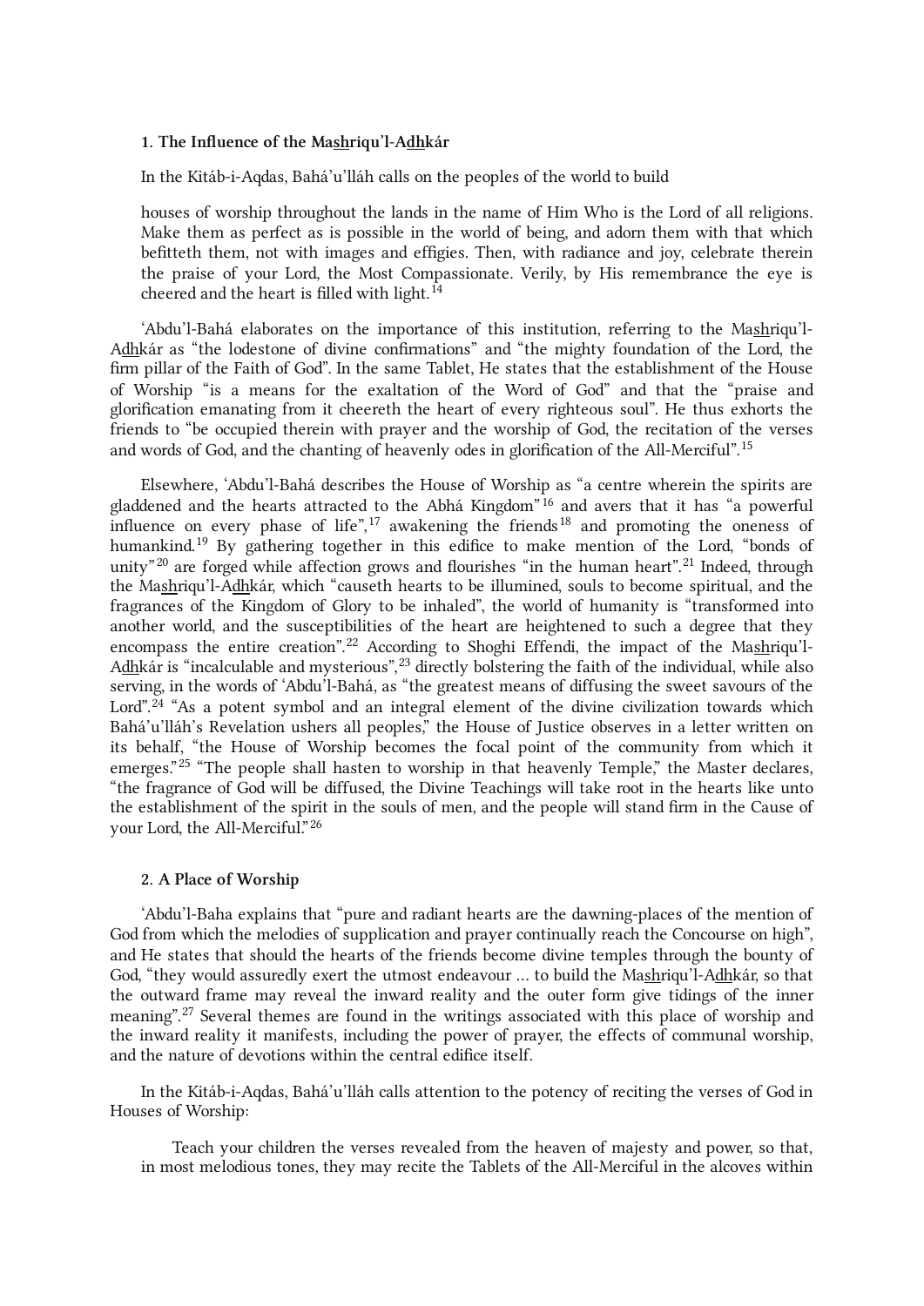### 1. The Influence of the Mashriqu'l-Adhkár

In the Kitáb-i-Aqdas, Bahá'u'lláh calls on the peoples of the world to build

> houses of worship throughout the lands in the name of Him Who is the Lord of all religions. Make them as perfect as is possible in the world of being, and adorn them with that which befitteth them, not with images and effigies. Then, with radiance and joy, celebrate therein the praise of your Lord, the Most Compassionate. Verily, by His remembrance the eye is cheered and the heart is filled with light.[14]

'Abdu'l-Bahá elaborates on the importance of this institution, referring to the Mashriqu'l-Adhkár as "the lodestone of divine confirmations" and "the mighty foundation of the Lord, the firm pillar of the Faith of God". In the same Tablet, He states that the establishment of the House of Worship "is a means for the exaltation of the Word of God" and that the "praise and glorification emanating from it cheereth the heart of every righteous soul". He thus exhorts the friends to "be occupied therein with prayer and the worship of God, the recitation of the verses and words of God, and the chanting of heavenly odes in glorification of the All-Merciful".[15]

Elsewhere, 'Abdu'l-Bahá describes the House of Worship as "a centre wherein the spirits are gladdened and the hearts attracted to the Abhá Kingdom"[16] and avers that it has "a powerful influence on every phase of life",[17] awakening the friends[18] and promoting the oneness of humankind.[19] By gathering together in this edifice to make mention of the Lord, "bonds of unity"[20] are forged while affection grows and flourishes "in the human heart".[21] Indeed, through the Mashriqu'l-Adhkár, which "causeth hearts to be illumined, souls to become spiritual, and the fragrances of the Kingdom of Glory to be inhaled", the world of humanity is "transformed into another world, and the susceptibilities of the heart are heightened to such a degree that they encompass the entire creation".[22] According to Shoghi Effendi, the impact of the Mashriqu'l-Adhkár is "incalculable and mysterious",[23] directly bolstering the faith of the individual, while also serving, in the words of 'Abdu'l-Bahá, as "the greatest means of diffusing the sweet savours of the Lord".[24] "As a potent symbol and an integral element of the divine civilization towards which Bahá'u'lláh's Revelation ushers all peoples," the House of Justice observes in a letter written on its behalf, "the House of Worship becomes the focal point of the community from which it emerges."[25] "The people shall hasten to worship in that heavenly Temple," the Master declares, "the fragrance of God will be diffused, the Divine Teachings will take root in the hearts like unto the establishment of the spirit in the souls of men, and the people will stand firm in the Cause of your Lord, the All-Merciful."[26]

### 2. A Place of Worship

'Abdu'l-Baha explains that "pure and radiant hearts are the dawning-places of the mention of God from which the melodies of supplication and prayer continually reach the Concourse on high", and He states that should the hearts of the friends become divine temples through the bounty of God, "they would assuredly exert the utmost endeavour … to build the Mashriqu'l-Adhkár, so that the outward frame may reveal the inward reality and the outer form give tidings of the inner meaning".[27] Several themes are found in the writings associated with this place of worship and the inward reality it manifests, including the power of prayer, the effects of communal worship, and the nature of devotions within the central edifice itself.

In the Kitáb-i-Aqdas, Bahá'u'lláh calls attention to the potency of reciting the verses of God in Houses of Worship:

> Teach your children the verses revealed from the heaven of majesty and power, so that, in most melodious tones, they may recite the Tablets of the All-Merciful in the alcoves within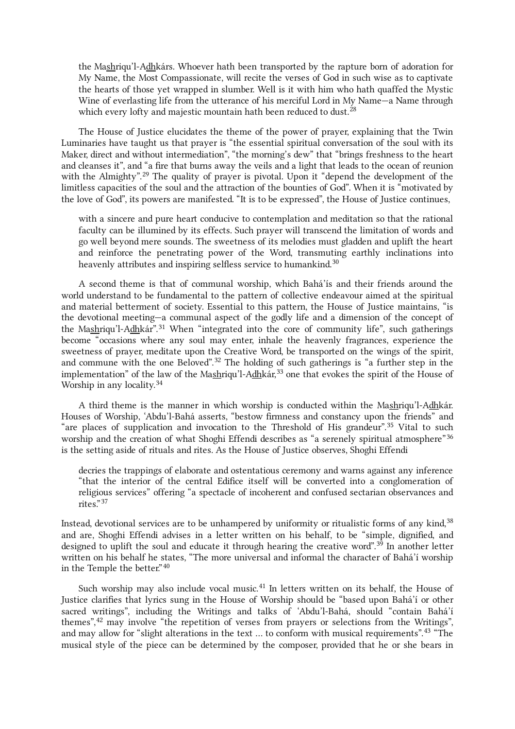> the Ma<u>sh</u>riqu'l-A<u>dh</u>kárs. Whoever hath been transported by the rapture born of adoration for My Name, the Most Compassionate, will recite the verses of God in such wise as to captivate the hearts of those yet wrapped in slumber. Well is it with him who hath quaffed the Mystic Wine of everlasting life from the utterance of his merciful Lord in My Name—a Name through which every lofty and majestic mountain hath been reduced to dust.[28]

The House of Justice elucidates the theme of the power of prayer, explaining that the Twin Luminaries have taught us that prayer is "the essential spiritual conversation of the soul with its Maker, direct and without intermediation", "the morning's dew" that "brings freshness to the heart and cleanses it", and "a fire that burns away the veils and a light that leads to the ocean of reunion with the Almighty".[29] The quality of prayer is pivotal. Upon it "depend the development of the limitless capacities of the soul and the attraction of the bounties of God". When it is "motivated by the love of God", its powers are manifested. "It is to be expressed", the House of Justice continues,

> with a sincere and pure heart conducive to contemplation and meditation so that the rational faculty can be illumined by its effects. Such prayer will transcend the limitation of words and go well beyond mere sounds. The sweetness of its melodies must gladden and uplift the heart and reinforce the penetrating power of the Word, transmuting earthly inclinations into heavenly attributes and inspiring selfless service to humankind.[30]

A second theme is that of communal worship, which Bahá'ís and their friends around the world understand to be fundamental to the pattern of collective endeavour aimed at the spiritual and material betterment of society. Essential to this pattern, the House of Justice maintains, "is the devotional meeting—a communal aspect of the godly life and a dimension of the concept of the Ma<u>sh</u>riqu'l-A<u>dh</u>kár".[31] When "integrated into the core of community life", such gatherings become "occasions where any soul may enter, inhale the heavenly fragrances, experience the sweetness of prayer, meditate upon the Creative Word, be transported on the wings of the spirit, and commune with the one Beloved".[32] The holding of such gatherings is "a further step in the implementation" of the law of the Ma<u>sh</u>riqu'l-A<u>dh</u>kár,[33] one that evokes the spirit of the House of Worship in any locality.[34]

A third theme is the manner in which worship is conducted within the Ma<u>sh</u>riqu'l-A<u>dh</u>kár. Houses of Worship, 'Abdu'l-Bahá asserts, "bestow firmness and constancy upon the friends" and "are places of supplication and invocation to the Threshold of His grandeur".[35] Vital to such worship and the creation of what Shoghi Effendi describes as "a serenely spiritual atmosphere"[36] is the setting aside of rituals and rites. As the House of Justice observes, Shoghi Effendi

> decries the trappings of elaborate and ostentatious ceremony and warns against any inference "that the interior of the central Edifice itself will be converted into a conglomeration of religious services" offering "a spectacle of incoherent and confused sectarian observances and rites."[37]

Instead, devotional services are to be unhampered by uniformity or ritualistic forms of any kind,[38] and are, Shoghi Effendi advises in a letter written on his behalf, to be "simple, dignified, and designed to uplift the soul and educate it through hearing the creative word".[39] In another letter written on his behalf he states, "The more universal and informal the character of Bahá'í worship in the Temple the better."[40]

Such worship may also include vocal music.[41] In letters written on its behalf, the House of Justice clarifies that lyrics sung in the House of Worship should be "based upon Bahá'í or other sacred writings", including the Writings and talks of 'Abdu'l-Bahá, should "contain Bahá'í themes",[42] may involve "the repetition of verses from prayers or selections from the Writings", and may allow for "slight alterations in the text ... to conform with musical requirements".[43] "The musical style of the piece can be determined by the composer, provided that he or she bears in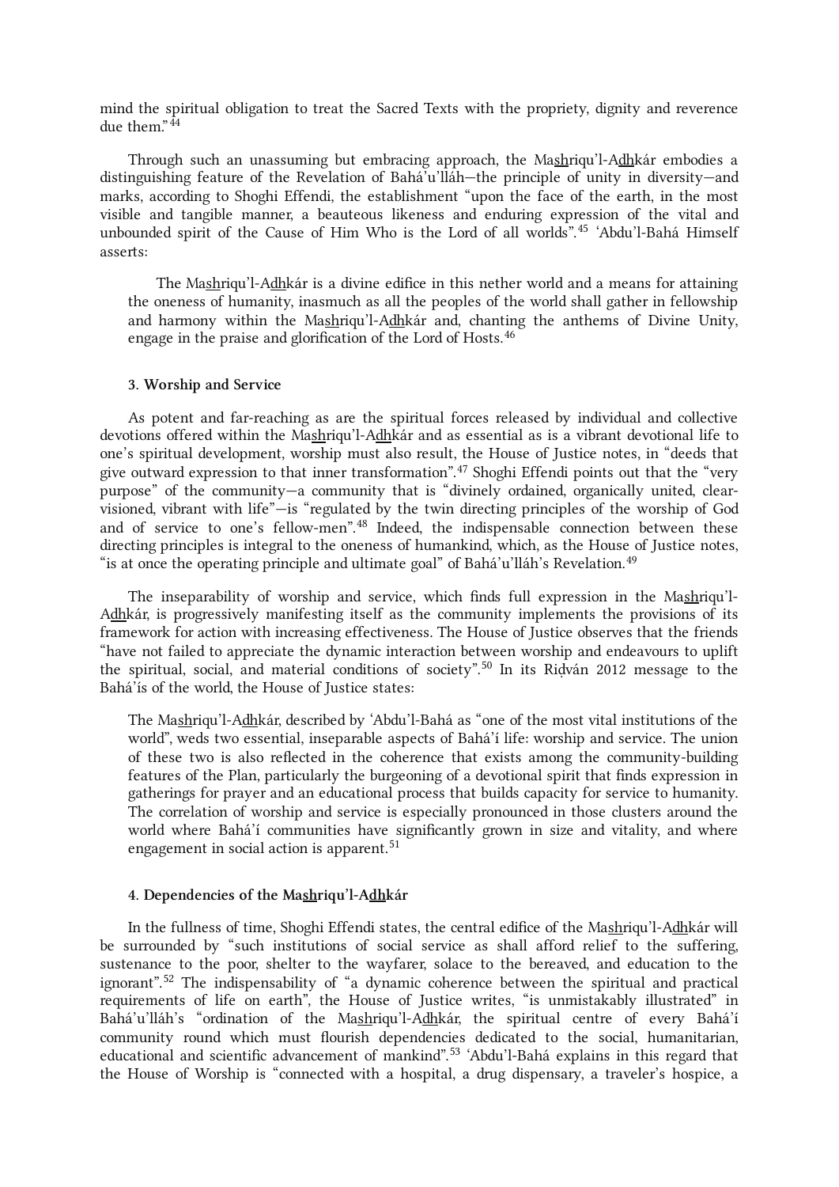mind the spiritual obligation to treat the Sacred Texts with the propriety, dignity and reverence due them."[44]

Through such an unassuming but embracing approach, the Mashriqu'l-Adhkár embodies a distinguishing feature of the Revelation of Bahá'u'lláh—the principle of unity in diversity—and marks, according to Shoghi Effendi, the establishment "upon the face of the earth, in the most visible and tangible manner, a beauteous likeness and enduring expression of the vital and unbounded spirit of the Cause of Him Who is the Lord of all worlds".[45] 'Abdu'l-Bahá Himself asserts:

> The Mashriqu'l-Adhkár is a divine edifice in this nether world and a means for attaining the oneness of humanity, inasmuch as all the peoples of the world shall gather in fellowship and harmony within the Mashriqu'l-Adhkár and, chanting the anthems of Divine Unity, engage in the praise and glorification of the Lord of Hosts.[46]

### 3. Worship and Service

As potent and far-reaching as are the spiritual forces released by individual and collective devotions offered within the Mashriqu'l-Adhkár and as essential as is a vibrant devotional life to one's spiritual development, worship must also result, the House of Justice notes, in "deeds that give outward expression to that inner transformation".[47] Shoghi Effendi points out that the "very purpose" of the community—a community that is "divinely ordained, organically united, clear-visioned, vibrant with life"—is "regulated by the twin directing principles of the worship of God and of service to one's fellow-men".[48] Indeed, the indispensable connection between these directing principles is integral to the oneness of humankind, which, as the House of Justice notes, "is at once the operating principle and ultimate goal" of Bahá'u'lláh's Revelation.[49]

The inseparability of worship and service, which finds full expression in the Mashriqu'l-Adhkár, is progressively manifesting itself as the community implements the provisions of its framework for action with increasing effectiveness. The House of Justice observes that the friends "have not failed to appreciate the dynamic interaction between worship and endeavours to uplift the spiritual, social, and material conditions of society".[50] In its Riḍván 2012 message to the Bahá'ís of the world, the House of Justice states:

> The Mashriqu'l-Adhkár, described by 'Abdu'l-Bahá as "one of the most vital institutions of the world", weds two essential, inseparable aspects of Bahá'í life: worship and service. The union of these two is also reflected in the coherence that exists among the community-building features of the Plan, particularly the burgeoning of a devotional spirit that finds expression in gatherings for prayer and an educational process that builds capacity for service to humanity. The correlation of worship and service is especially pronounced in those clusters around the world where Bahá'í communities have significantly grown in size and vitality, and where engagement in social action is apparent.[51]

### 4. Dependencies of the Mashriqu'l-Adhkár

In the fullness of time, Shoghi Effendi states, the central edifice of the Mashriqu'l-Adhkár will be surrounded by "such institutions of social service as shall afford relief to the suffering, sustenance to the poor, shelter to the wayfarer, solace to the bereaved, and education to the ignorant".[52] The indispensability of "a dynamic coherence between the spiritual and practical requirements of life on earth", the House of Justice writes, "is unmistakably illustrated" in Bahá'u'lláh's "ordination of the Mashriqu'l-Adhkár, the spiritual centre of every Bahá'í community round which must flourish dependencies dedicated to the social, humanitarian, educational and scientific advancement of mankind".[53] 'Abdu'l-Bahá explains in this regard that the House of Worship is "connected with a hospital, a drug dispensary, a traveler's hospice, a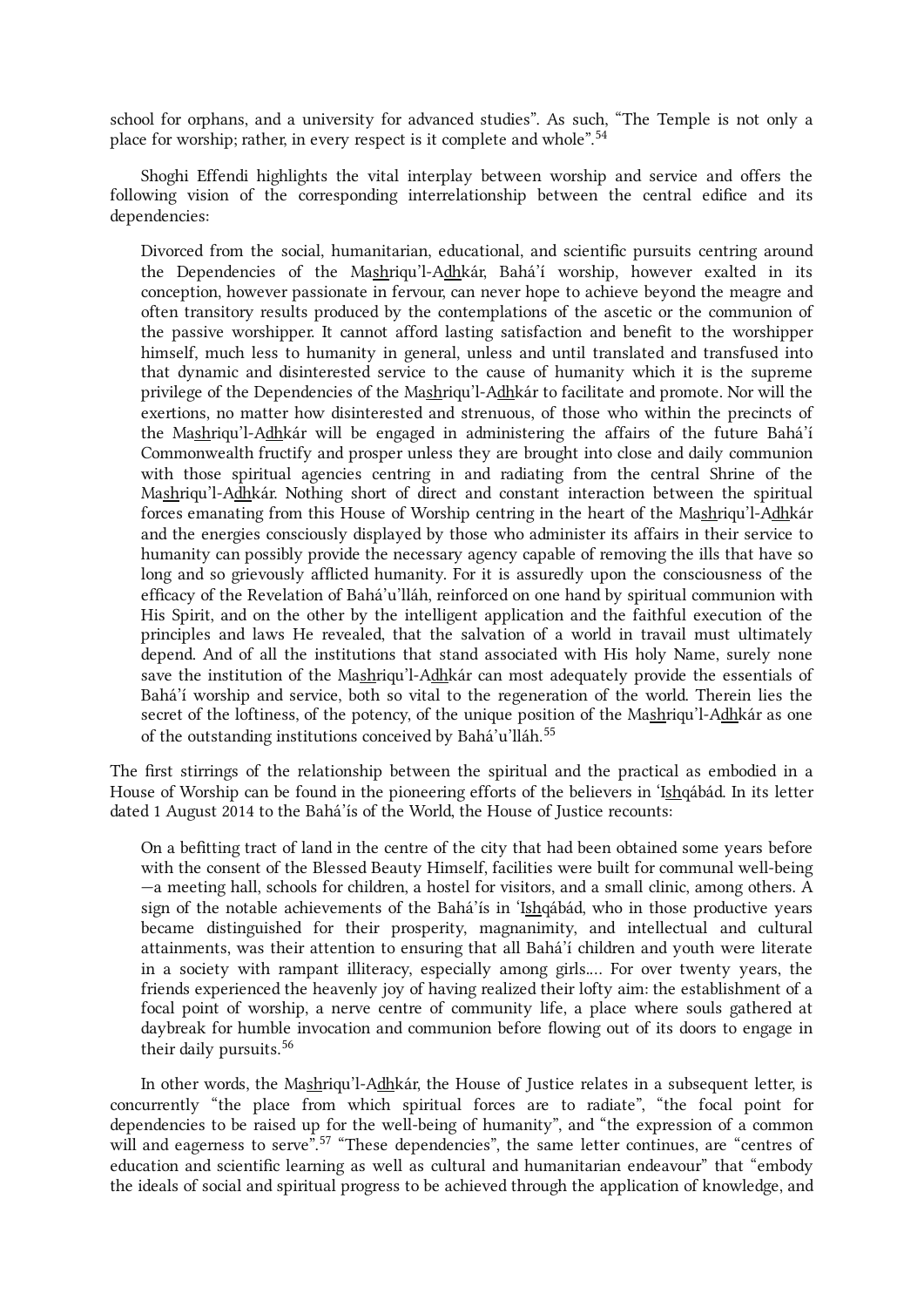school for orphans, and a university for advanced studies". As such, "The Temple is not only a place for worship; rather, in every respect is it complete and whole".[54]

Shoghi Effendi highlights the vital interplay between worship and service and offers the following vision of the corresponding interrelationship between the central edifice and its dependencies:

> Divorced from the social, humanitarian, educational, and scientific pursuits centring around the Dependencies of the Mashriqu'l-Adhkár, Bahá'í worship, however exalted in its conception, however passionate in fervour, can never hope to achieve beyond the meagre and often transitory results produced by the contemplations of the ascetic or the communion of the passive worshipper. It cannot afford lasting satisfaction and benefit to the worshipper himself, much less to humanity in general, unless and until translated and transfused into that dynamic and disinterested service to the cause of humanity which it is the supreme privilege of the Dependencies of the Mashriqu'l-Adhkár to facilitate and promote. Nor will the exertions, no matter how disinterested and strenuous, of those who within the precincts of the Mashriqu'l-Adhkár will be engaged in administering the affairs of the future Bahá'í Commonwealth fructify and prosper unless they are brought into close and daily communion with those spiritual agencies centring in and radiating from the central Shrine of the Mashriqu'l-Adhkár. Nothing short of direct and constant interaction between the spiritual forces emanating from this House of Worship centring in the heart of the Mashriqu'l-Adhkár and the energies consciously displayed by those who administer its affairs in their service to humanity can possibly provide the necessary agency capable of removing the ills that have so long and so grievously afflicted humanity. For it is assuredly upon the consciousness of the efficacy of the Revelation of Bahá'u'lláh, reinforced on one hand by spiritual communion with His Spirit, and on the other by the intelligent application and the faithful execution of the principles and laws He revealed, that the salvation of a world in travail must ultimately depend. And of all the institutions that stand associated with His holy Name, surely none save the institution of the Mashriqu'l-Adhkár can most adequately provide the essentials of Bahá'í worship and service, both so vital to the regeneration of the world. Therein lies the secret of the loftiness, of the potency, of the unique position of the Mashriqu'l-Adhkár as one of the outstanding institutions conceived by Bahá'u'lláh.[55]

The first stirrings of the relationship between the spiritual and the practical as embodied in a House of Worship can be found in the pioneering efforts of the believers in 'Ishqábád. In its letter dated 1 August 2014 to the Bahá'ís of the World, the House of Justice recounts:

> On a befitting tract of land in the centre of the city that had been obtained some years before with the consent of the Blessed Beauty Himself, facilities were built for communal well-being—a meeting hall, schools for children, a hostel for visitors, and a small clinic, among others. A sign of the notable achievements of the Bahá'ís in 'Ishqábád, who in those productive years became distinguished for their prosperity, magnanimity, and intellectual and cultural attainments, was their attention to ensuring that all Bahá'í children and youth were literate in a society with rampant illiteracy, especially among girls.... For over twenty years, the friends experienced the heavenly joy of having realized their lofty aim: the establishment of a focal point of worship, a nerve centre of community life, a place where souls gathered at daybreak for humble invocation and communion before flowing out of its doors to engage in their daily pursuits.[56]

In other words, the Mashriqu'l-Adhkár, the House of Justice relates in a subsequent letter, is concurrently "the place from which spiritual forces are to radiate", "the focal point for dependencies to be raised up for the well-being of humanity", and "the expression of a common will and eagerness to serve".[57] "These dependencies", the same letter continues, are "centres of education and scientific learning as well as cultural and humanitarian endeavour" that "embody the ideals of social and spiritual progress to be achieved through the application of knowledge, and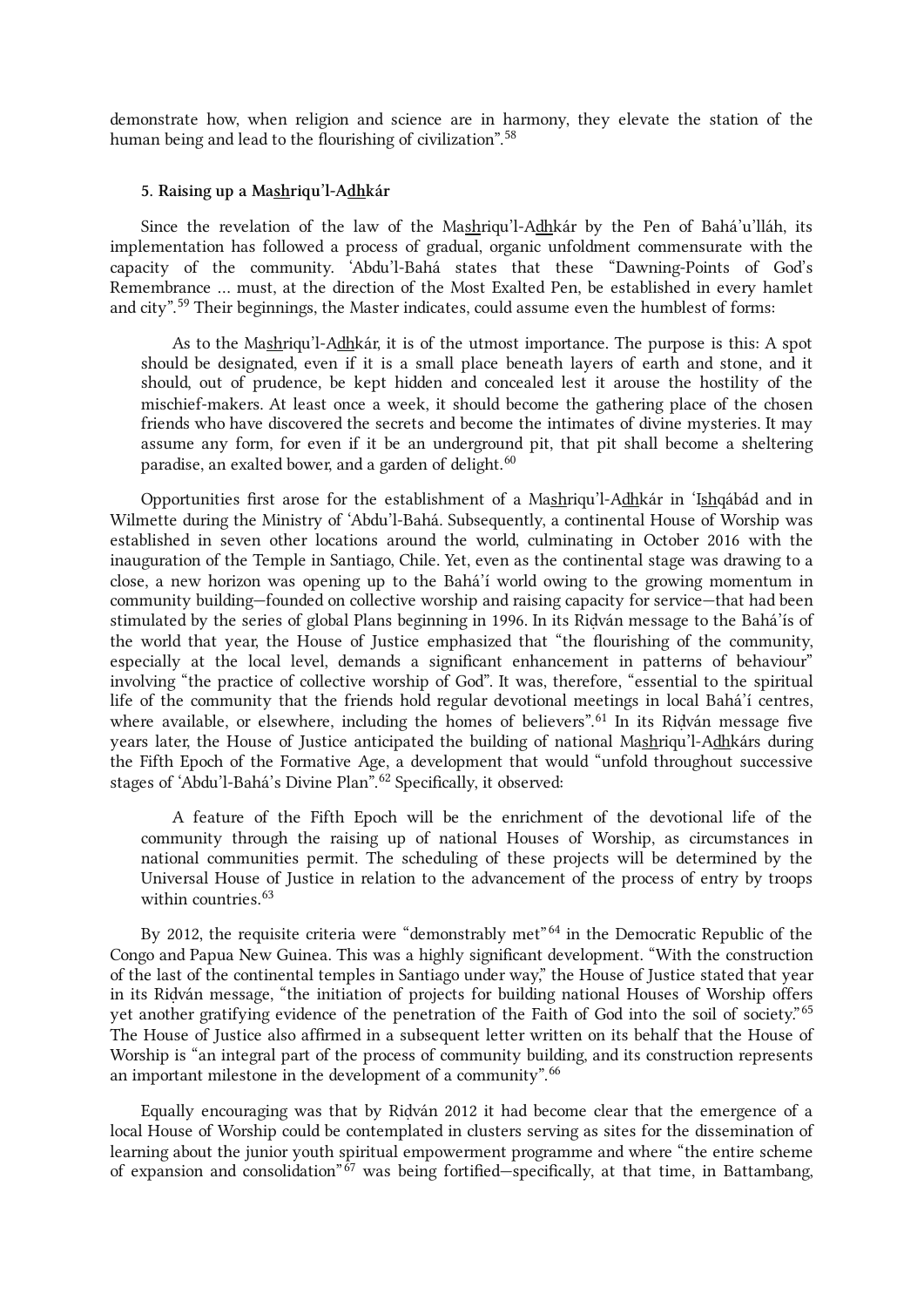demonstrate how, when religion and science are in harmony, they elevate the station of the human being and lead to the flourishing of civilization".[58]

### 5. Raising up a Ma<u>sh</u>riqu'l-A<u>dh</u>kár

Since the revelation of the law of the Ma<u>sh</u>riqu'l-A<u>dh</u>kár by the Pen of Bahá'u'lláh, its implementation has followed a process of gradual, organic unfoldment commensurate with the capacity of the community. 'Abdu'l-Bahá states that these "Dawning-Points of God's Remembrance … must, at the direction of the Most Exalted Pen, be established in every hamlet and city".[59] Their beginnings, the Master indicates, could assume even the humblest of forms:

> As to the Ma<u>sh</u>riqu'l-A<u>dh</u>kár, it is of the utmost importance. The purpose is this: A spot should be designated, even if it is a small place beneath layers of earth and stone, and it should, out of prudence, be kept hidden and concealed lest it arouse the hostility of the mischief-makers. At least once a week, it should become the gathering place of the chosen friends who have discovered the secrets and become the intimates of divine mysteries. It may assume any form, for even if it be an underground pit, that pit shall become a sheltering paradise, an exalted bower, and a garden of delight.[60]

Opportunities first arose for the establishment of a Ma<u>sh</u>riqu'l-A<u>dh</u>kár in 'I<u>sh</u>qábád and in Wilmette during the Ministry of 'Abdu'l-Bahá. Subsequently, a continental House of Worship was established in seven other locations around the world, culminating in October 2016 with the inauguration of the Temple in Santiago, Chile. Yet, even as the continental stage was drawing to a close, a new horizon was opening up to the Bahá'í world owing to the growing momentum in community building—founded on collective worship and raising capacity for service—that had been stimulated by the series of global Plans beginning in 1996. In its Riḍván message to the Bahá'ís of the world that year, the House of Justice emphasized that "the flourishing of the community, especially at the local level, demands a significant enhancement in patterns of behaviour" involving "the practice of collective worship of God". It was, therefore, "essential to the spiritual life of the community that the friends hold regular devotional meetings in local Bahá'í centres, where available, or elsewhere, including the homes of believers".[61] In its Riḍván message five years later, the House of Justice anticipated the building of national Ma<u>sh</u>riqu'l-A<u>dh</u>kárs during the Fifth Epoch of the Formative Age, a development that would "unfold throughout successive stages of 'Abdu'l-Bahá's Divine Plan".[62] Specifically, it observed:

> A feature of the Fifth Epoch will be the enrichment of the devotional life of the community through the raising up of national Houses of Worship, as circumstances in national communities permit. The scheduling of these projects will be determined by the Universal House of Justice in relation to the advancement of the process of entry by troops within countries.[63]

By 2012, the requisite criteria were "demonstrably met"[64] in the Democratic Republic of the Congo and Papua New Guinea. This was a highly significant development. "With the construction of the last of the continental temples in Santiago under way," the House of Justice stated that year in its Riḍván message, "the initiation of projects for building national Houses of Worship offers yet another gratifying evidence of the penetration of the Faith of God into the soil of society."[65] The House of Justice also affirmed in a subsequent letter written on its behalf that the House of Worship is "an integral part of the process of community building, and its construction represents an important milestone in the development of a community".[66]

Equally encouraging was that by Riḍván 2012 it had become clear that the emergence of a local House of Worship could be contemplated in clusters serving as sites for the dissemination of learning about the junior youth spiritual empowerment programme and where "the entire scheme of expansion and consolidation"[67] was being fortified—specifically, at that time, in Battambang,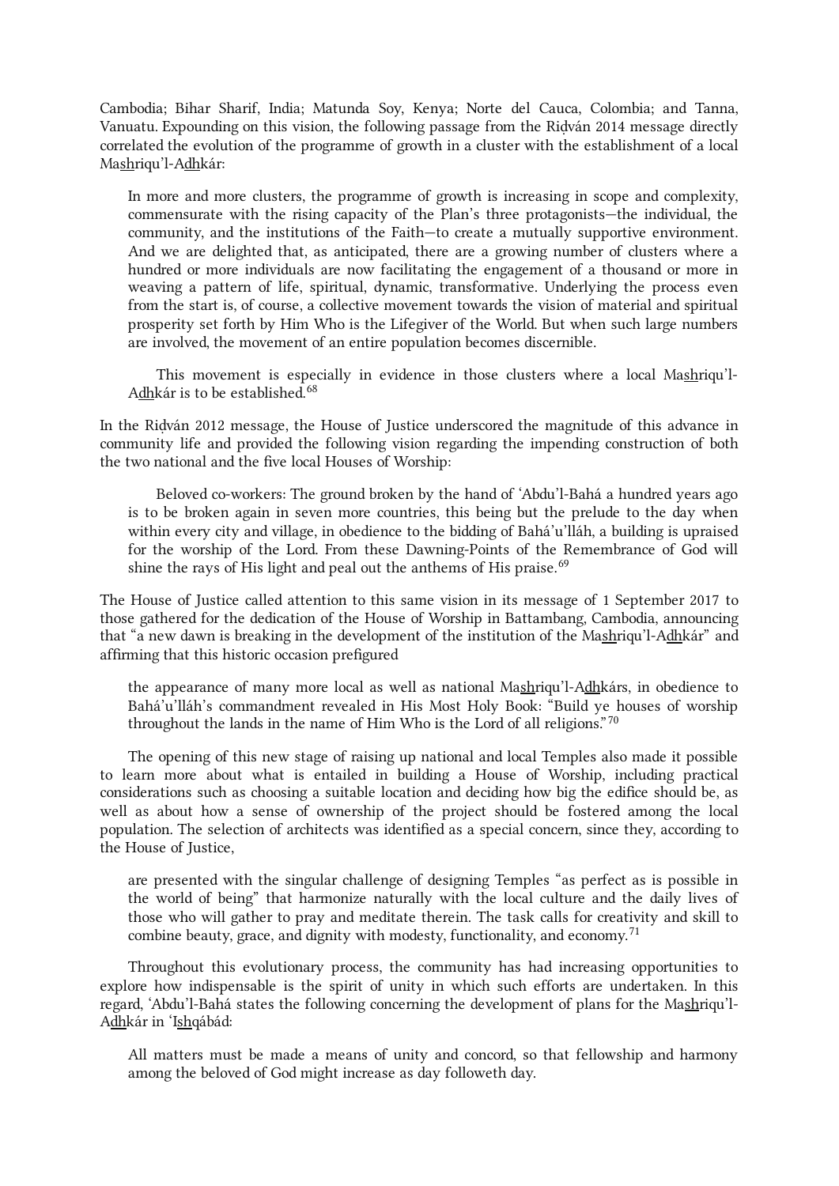Cambodia; Bihar Sharif, India; Matunda Soy, Kenya; Norte del Cauca, Colombia; and Tanna, Vanuatu. Expounding on this vision, the following passage from the Riḍván 2014 message directly correlated the evolution of the programme of growth in a cluster with the establishment of a local Mas͟hriqu'l-Ad͟hkár:

> In more and more clusters, the programme of growth is increasing in scope and complexity, commensurate with the rising capacity of the Plan's three protagonists—the individual, the community, and the institutions of the Faith—to create a mutually supportive environment. And we are delighted that, as anticipated, there are a growing number of clusters where a hundred or more individuals are now facilitating the engagement of a thousand or more in weaving a pattern of life, spiritual, dynamic, transformative. Underlying the process even from the start is, of course, a collective movement towards the vision of material and spiritual prosperity set forth by Him Who is the Lifegiver of the World. But when such large numbers are involved, the movement of an entire population becomes discernible.
>
> This movement is especially in evidence in those clusters where a local Mas͟hriqu'l-Ad͟hkár is to be established.[68]

In the Riḍván 2012 message, the House of Justice underscored the magnitude of this advance in community life and provided the following vision regarding the impending construction of both the two national and the five local Houses of Worship:

> Beloved co-workers: The ground broken by the hand of 'Abdu'l-Bahá a hundred years ago is to be broken again in seven more countries, this being but the prelude to the day when within every city and village, in obedience to the bidding of Bahá'u'lláh, a building is upraised for the worship of the Lord. From these Dawning-Points of the Remembrance of God will shine the rays of His light and peal out the anthems of His praise.[69]

The House of Justice called attention to this same vision in its message of 1 September 2017 to those gathered for the dedication of the House of Worship in Battambang, Cambodia, announcing that "a new dawn is breaking in the development of the institution of the Mas͟hriqu'l-Ad͟hkár" and affirming that this historic occasion prefigured

> the appearance of many more local as well as national Mas͟hriqu'l-Ad͟hkárs, in obedience to Bahá'u'lláh's commandment revealed in His Most Holy Book: "Build ye houses of worship throughout the lands in the name of Him Who is the Lord of all religions."[70]

The opening of this new stage of raising up national and local Temples also made it possible to learn more about what is entailed in building a House of Worship, including practical considerations such as choosing a suitable location and deciding how big the edifice should be, as well as about how a sense of ownership of the project should be fostered among the local population. The selection of architects was identified as a special concern, since they, according to the House of Justice,

> are presented with the singular challenge of designing Temples "as perfect as is possible in the world of being" that harmonize naturally with the local culture and the daily lives of those who will gather to pray and meditate therein. The task calls for creativity and skill to combine beauty, grace, and dignity with modesty, functionality, and economy.[71]

Throughout this evolutionary process, the community has had increasing opportunities to explore how indispensable is the spirit of unity in which such efforts are undertaken. In this regard, 'Abdu'l-Bahá states the following concerning the development of plans for the Mas͟hriqu'l-Ad͟hkár in 'Is͟hqábád:

> All matters must be made a means of unity and concord, so that fellowship and harmony among the beloved of God might increase as day followeth day.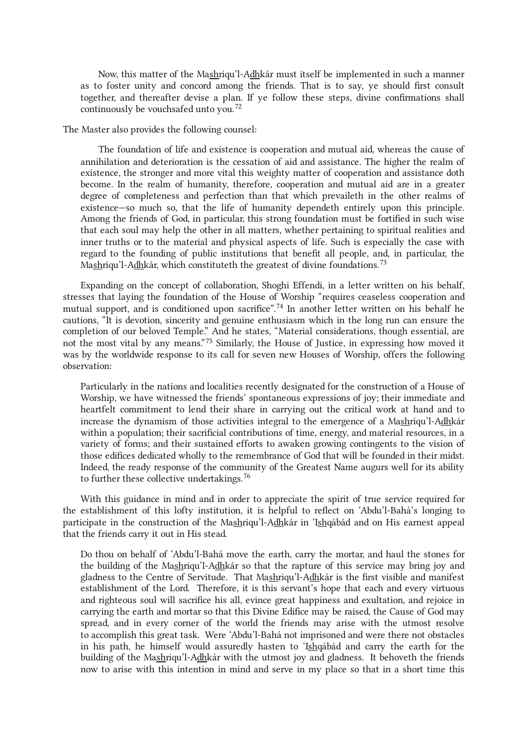> Now, this matter of the Mas͟hriqu'l-Ad͟hkár must itself be implemented in such a manner as to foster unity and concord among the friends. That is to say, ye should first consult together, and thereafter devise a plan. If ye follow these steps, divine confirmations shall continuously be vouchsafed unto you.[72]

The Master also provides the following counsel:

> The foundation of life and existence is cooperation and mutual aid, whereas the cause of annihilation and deterioration is the cessation of aid and assistance. The higher the realm of existence, the stronger and more vital this weighty matter of cooperation and assistance doth become. In the realm of humanity, therefore, cooperation and mutual aid are in a greater degree of completeness and perfection than that which prevaileth in the other realms of existence—so much so, that the life of humanity dependeth entirely upon this principle. Among the friends of God, in particular, this strong foundation must be fortified in such wise that each soul may help the other in all matters, whether pertaining to spiritual realities and inner truths or to the material and physical aspects of life. Such is especially the case with regard to the founding of public institutions that benefit all people, and, in particular, the Mas͟hriqu'l-Ad͟hkár, which constituteth the greatest of divine foundations.[73]

Expanding on the concept of collaboration, Shoghi Effendi, in a letter written on his behalf, stresses that laying the foundation of the House of Worship "requires ceaseless cooperation and mutual support, and is conditioned upon sacrifice".[74] In another letter written on his behalf he cautions, "It is devotion, sincerity and genuine enthusiasm which in the long run can ensure the completion of our beloved Temple." And he states, "Material considerations, though essential, are not the most vital by any means."[75] Similarly, the House of Justice, in expressing how moved it was by the worldwide response to its call for seven new Houses of Worship, offers the following observation:

> Particularly in the nations and localities recently designated for the construction of a House of Worship, we have witnessed the friends' spontaneous expressions of joy; their immediate and heartfelt commitment to lend their share in carrying out the critical work at hand and to increase the dynamism of those activities integral to the emergence of a Mas͟hriqu'l-Ad͟hkár within a population; their sacrificial contributions of time, energy, and material resources, in a variety of forms; and their sustained efforts to awaken growing contingents to the vision of those edifices dedicated wholly to the remembrance of God that will be founded in their midst. Indeed, the ready response of the community of the Greatest Name augurs well for its ability to further these collective undertakings.[76]

With this guidance in mind and in order to appreciate the spirit of true service required for the establishment of this lofty institution, it is helpful to reflect on 'Abdu'l-Bahá's longing to participate in the construction of the Mas͟hriqu'l-Ad͟hkár in 'Is͟hqábád and on His earnest appeal that the friends carry it out in His stead.

> Do thou on behalf of 'Abdu'l-Bahá move the earth, carry the mortar, and haul the stones for the building of the Mas͟hriqu'l-Ad͟hkár so that the rapture of this service may bring joy and gladness to the Centre of Servitude. That Mas͟hriqu'l-Ad͟hkár is the first visible and manifest establishment of the Lord. Therefore, it is this servant's hope that each and every virtuous and righteous soul will sacrifice his all, evince great happiness and exultation, and rejoice in carrying the earth and mortar so that this Divine Edifice may be raised, the Cause of God may spread, and in every corner of the world the friends may arise with the utmost resolve to accomplish this great task. Were 'Abdu'l-Bahá not imprisoned and were there not obstacles in his path, he himself would assuredly hasten to 'Is͟hqábád and carry the earth for the building of the Mas͟hriqu'l-Ad͟hkár with the utmost joy and gladness. It behoveth the friends now to arise with this intention in mind and serve in my place so that in a short time this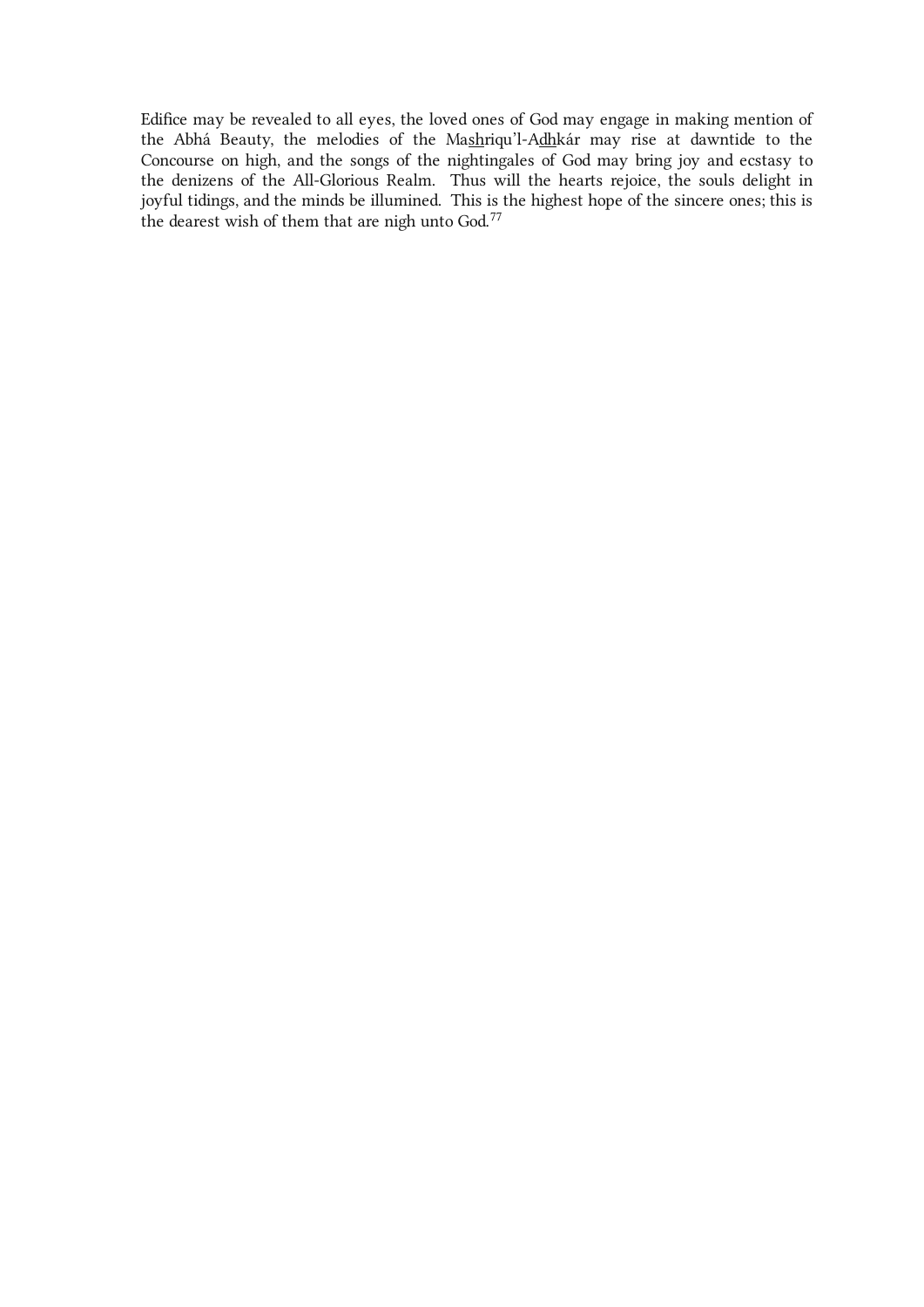Edifice may be revealed to all eyes, the loved ones of God may engage in making mention of the Abhá Beauty, the melodies of the Mashriqu'l-Adhkár may rise at dawntide to the Concourse on high, and the songs of the nightingales of God may bring joy and ecstasy to the denizens of the All-Glorious Realm. Thus will the hearts rejoice, the souls delight in joyful tidings, and the minds be illumined. This is the highest hope of the sincere ones; this is the dearest wish of them that are nigh unto God.[77]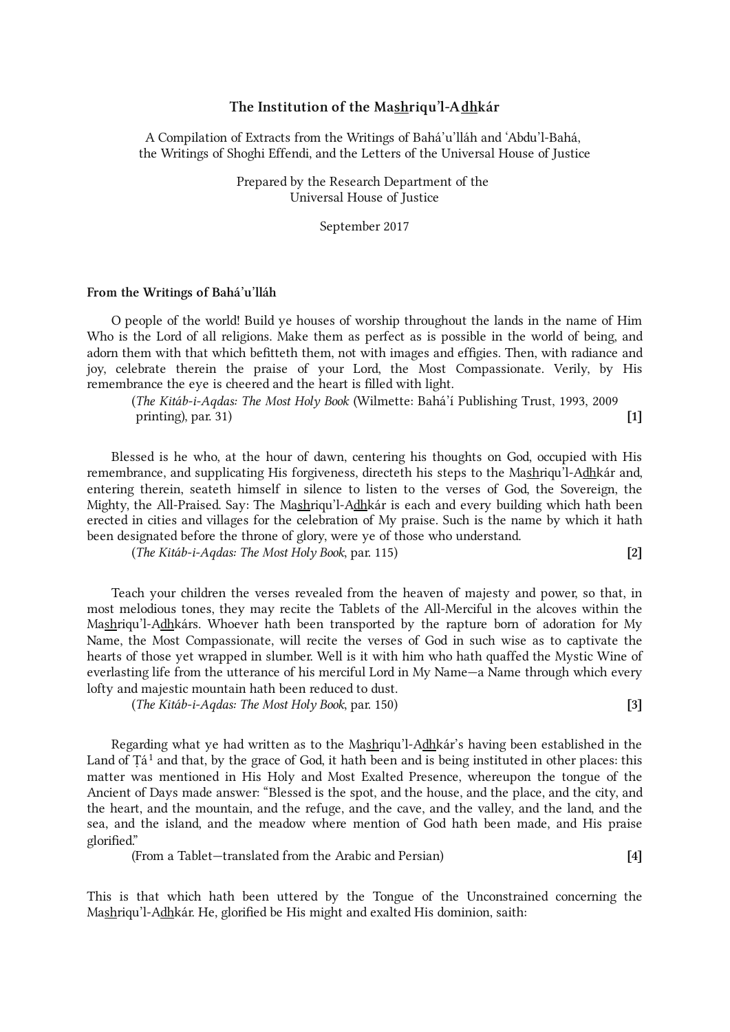# The Institution of the Mas͟hriqu'l-Ad͟hkár

A Compilation of Extracts from the Writings of Bahá'u'lláh and 'Abdu'l-Bahá, the Writings of Shoghi Effendi, and the Letters of the Universal House of Justice

Prepared by the Research Department of the Universal House of Justice

September 2017

## From the Writings of Bahá'u'lláh

O people of the world! Build ye houses of worship throughout the lands in the name of Him Who is the Lord of all religions. Make them as perfect as is possible in the world of being, and adorn them with that which befitteth them, not with images and effigies. Then, with radiance and joy, celebrate therein the praise of your Lord, the Most Compassionate. Verily, by His remembrance the eye is cheered and the heart is filled with light.

(*The Kitáb-i-Aqdas: The Most Holy Book* (Wilmette: Bahá'í Publishing Trust, 1993, 2009 printing), par. 31) **[1]**

Blessed is he who, at the hour of dawn, centering his thoughts on God, occupied with His remembrance, and supplicating His forgiveness, directeth his steps to the Mas͟hriqu'l-Ad͟hkár and, entering therein, seateth himself in silence to listen to the verses of God, the Sovereign, the Mighty, the All-Praised. Say: The Mas͟hriqu'l-Ad͟hkár is each and every building which hath been erected in cities and villages for the celebration of My praise. Such is the name by which it hath been designated before the throne of glory, were ye of those who understand.

(*The Kitáb-i-Aqdas: The Most Holy Book*, par. 115) **[2]**

Teach your children the verses revealed from the heaven of majesty and power, so that, in most melodious tones, they may recite the Tablets of the All-Merciful in the alcoves within the Mas͟hriqu'l-Ad͟hkárs. Whoever hath been transported by the rapture born of adoration for My Name, the Most Compassionate, will recite the verses of God in such wise as to captivate the hearts of those yet wrapped in slumber. Well is it with him who hath quaffed the Mystic Wine of everlasting life from the utterance of his merciful Lord in My Name—a Name through which every lofty and majestic mountain hath been reduced to dust.

(*The Kitáb-i-Aqdas: The Most Holy Book*, par. 150) **[3]**

Regarding what ye had written as to the Mas͟hriqu'l-Ad͟hkár's having been established in the Land of Ṭá[1] and that, by the grace of God, it hath been and is being instituted in other places: this matter was mentioned in His Holy and Most Exalted Presence, whereupon the tongue of the Ancient of Days made answer: "Blessed is the spot, and the house, and the place, and the city, and the heart, and the mountain, and the refuge, and the cave, and the valley, and the land, and the sea, and the island, and the meadow where mention of God hath been made, and His praise glorified."

(From a Tablet—translated from the Arabic and Persian) **[4]**

This is that which hath been uttered by the Tongue of the Unconstrained concerning the Mas͟hriqu'l-Ad͟hkár. He, glorified be His might and exalted His dominion, saith: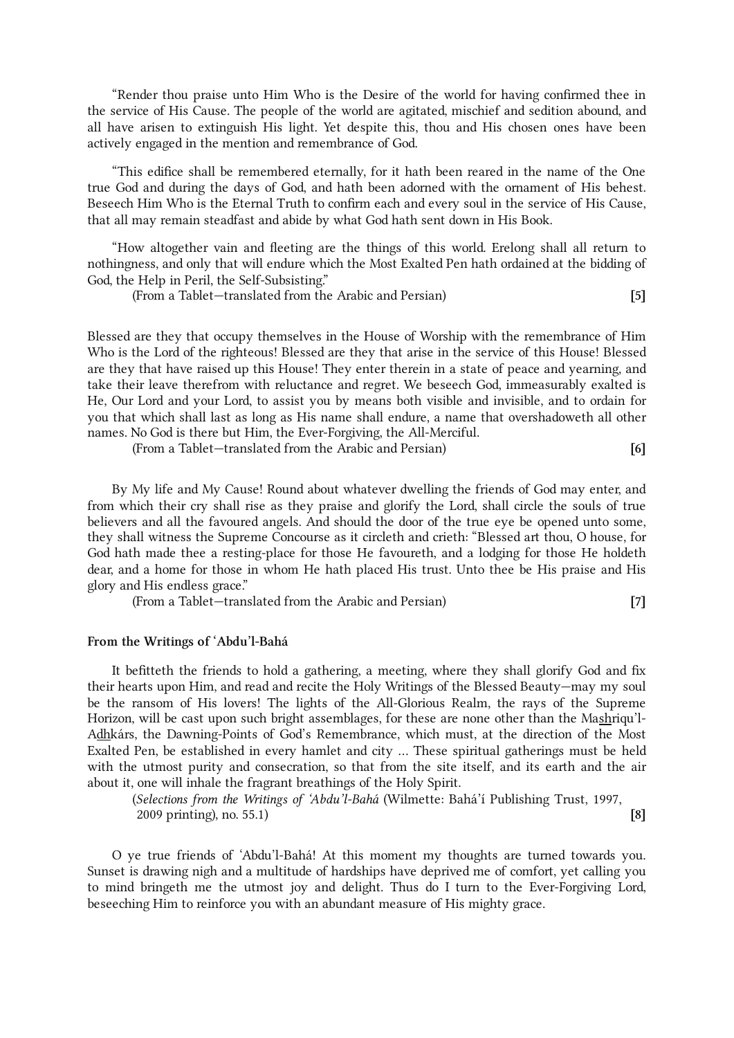“Render thou praise unto Him Who is the Desire of the world for having confirmed thee in the service of His Cause. The people of the world are agitated, mischief and sedition abound, and all have arisen to extinguish His light. Yet despite this, thou and His chosen ones have been actively engaged in the mention and remembrance of God.

“This edifice shall be remembered eternally, for it hath been reared in the name of the One true God and during the days of God, and hath been adorned with the ornament of His behest. Beseech Him Who is the Eternal Truth to confirm each and every soul in the service of His Cause, that all may remain steadfast and abide by what God hath sent down in His Book.

“How altogether vain and fleeting are the things of this world. Erelong shall all return to nothingness, and only that will endure which the Most Exalted Pen hath ordained at the bidding of God, the Help in Peril, the Self-Subsisting.”

(From a Tablet—translated from the Arabic and Persian) **[5]**

Blessed are they that occupy themselves in the House of Worship with the remembrance of Him Who is the Lord of the righteous! Blessed are they that arise in the service of this House! Blessed are they that have raised up this House! They enter therein in a state of peace and yearning, and take their leave therefrom with reluctance and regret. We beseech God, immeasurably exalted is He, Our Lord and your Lord, to assist you by means both visible and invisible, and to ordain for you that which shall last as long as His name shall endure, a name that overshadoweth all other names. No God is there but Him, the Ever-Forgiving, the All-Merciful.

(From a Tablet—translated from the Arabic and Persian) **[6]**

By My life and My Cause! Round about whatever dwelling the friends of God may enter, and from which their cry shall rise as they praise and glorify the Lord, shall circle the souls of true believers and all the favoured angels. And should the door of the true eye be opened unto some, they shall witness the Supreme Concourse as it circleth and crieth: “Blessed art thou, O house, for God hath made thee a resting-place for those He favoureth, and a lodging for those He holdeth dear, and a home for those in whom He hath placed His trust. Unto thee be His praise and His glory and His endless grace.”

(From a Tablet—translated from the Arabic and Persian) **[7]**

**From the Writings of ‘Abdu’l-Bahá**

It befitteth the friends to hold a gathering, a meeting, where they shall glorify God and fix their hearts upon Him, and read and recite the Holy Writings of the Blessed Beauty—may my soul be the ransom of His lovers! The lights of the All-Glorious Realm, the rays of the Supreme Horizon, will be cast upon such bright assemblages, for these are none other than the Mashriqu’l-Adhkárs, the Dawning-Points of God’s Remembrance, which must, at the direction of the Most Exalted Pen, be established in every hamlet and city … These spiritual gatherings must be held with the utmost purity and consecration, so that from the site itself, and its earth and the air about it, one will inhale the fragrant breathings of the Holy Spirit.

(*Selections from the Writings of ‘Abdu’l-Bahá* (Wilmette: Bahá’í Publishing Trust, 1997, 2009 printing), no. 55.1) **[8]**

O ye true friends of ‘Abdu’l-Bahá! At this moment my thoughts are turned towards you. Sunset is drawing nigh and a multitude of hardships have deprived me of comfort, yet calling you to mind bringeth me the utmost joy and delight. Thus do I turn to the Ever-Forgiving Lord, beseeching Him to reinforce you with an abundant measure of His mighty grace.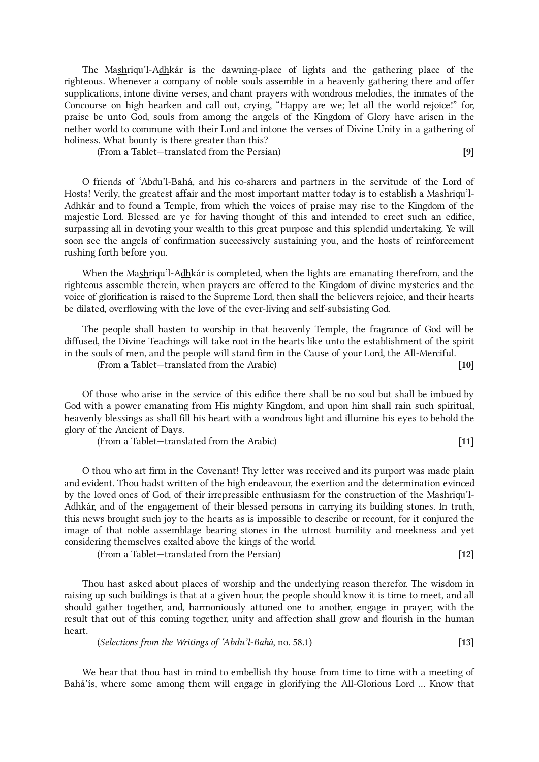The Ma<u>sh</u>riqu'l-A<u>dh</u>kár is the dawning-place of lights and the gathering place of the righteous. Whenever a company of noble souls assemble in a heavenly gathering there and offer supplications, intone divine verses, and chant prayers with wondrous melodies, the inmates of the Concourse on high hearken and call out, crying, "Happy are we; let all the world rejoice!" for, praise be unto God, souls from among the angels of the Kingdom of Glory have arisen in the nether world to commune with their Lord and intone the verses of Divine Unity in a gathering of holiness. What bounty is there greater than this?

(From a Tablet—translated from the Persian) **[9]**

O friends of 'Abdu'l-Bahá, and his co-sharers and partners in the servitude of the Lord of Hosts! Verily, the greatest affair and the most important matter today is to establish a Ma<u>sh</u>riqu'l-A<u>dh</u>kár and to found a Temple, from which the voices of praise may rise to the Kingdom of the majestic Lord. Blessed are ye for having thought of this and intended to erect such an edifice, surpassing all in devoting your wealth to this great purpose and this splendid undertaking. Ye will soon see the angels of confirmation successively sustaining you, and the hosts of reinforcement rushing forth before you.

When the Ma<u>sh</u>riqu'l-A<u>dh</u>kár is completed, when the lights are emanating therefrom, and the righteous assemble therein, when prayers are offered to the Kingdom of divine mysteries and the voice of glorification is raised to the Supreme Lord, then shall the believers rejoice, and their hearts be dilated, overflowing with the love of the ever-living and self-subsisting God.

The people shall hasten to worship in that heavenly Temple, the fragrance of God will be diffused, the Divine Teachings will take root in the hearts like unto the establishment of the spirit in the souls of men, and the people will stand firm in the Cause of your Lord, the All-Merciful.

(From a Tablet—translated from the Arabic) **[10]**

Of those who arise in the service of this edifice there shall be no soul but shall be imbued by God with a power emanating from His mighty Kingdom, and upon him shall rain such spiritual, heavenly blessings as shall fill his heart with a wondrous light and illumine his eyes to behold the glory of the Ancient of Days.

(From a Tablet—translated from the Arabic) **[11]**

O thou who art firm in the Covenant! Thy letter was received and its purport was made plain and evident. Thou hadst written of the high endeavour, the exertion and the determination evinced by the loved ones of God, of their irrepressible enthusiasm for the construction of the Ma<u>sh</u>riqu'l-A<u>dh</u>kár, and of the engagement of their blessed persons in carrying its building stones. In truth, this news brought such joy to the hearts as is impossible to describe or recount, for it conjured the image of that noble assemblage bearing stones in the utmost humility and meekness and yet considering themselves exalted above the kings of the world.

(From a Tablet—translated from the Persian) **[12]**

Thou hast asked about places of worship and the underlying reason therefor. The wisdom in raising up such buildings is that at a given hour, the people should know it is time to meet, and all should gather together, and, harmoniously attuned one to another, engage in prayer; with the result that out of this coming together, unity and affection shall grow and flourish in the human heart.

(*Selections from the Writings of 'Abdu'l-Bahá*, no. 58.1) **[13]**

We hear that thou hast in mind to embellish thy house from time to time with a meeting of Bahá'ís, where some among them will engage in glorifying the All-Glorious Lord ... Know that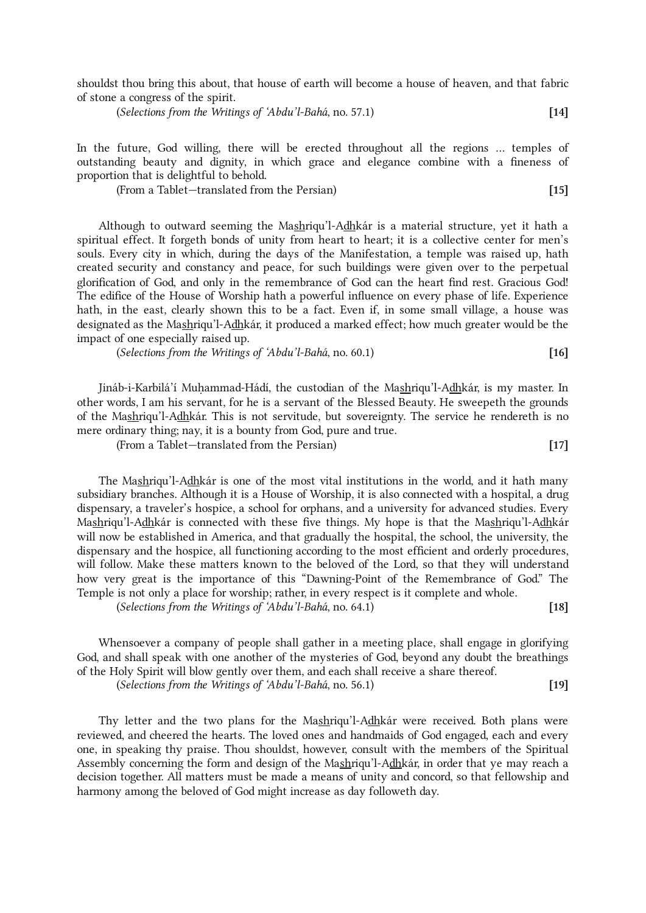shouldst thou bring this about, that house of earth will become a house of heaven, and that fabric of stone a congress of the spirit.

(*Selections from the Writings of ‘Abdu’l-Bahá*, no. 57.1) **[14]**

In the future, God willing, there will be erected throughout all the regions … temples of outstanding beauty and dignity, in which grace and elegance combine with a fineness of proportion that is delightful to behold.

(From a Tablet—translated from the Persian) **[15]**

Although to outward seeming the Mas͟hriqu’l-Ad͟hkár is a material structure, yet it hath a spiritual effect. It forgeth bonds of unity from heart to heart; it is a collective center for men’s souls. Every city in which, during the days of the Manifestation, a temple was raised up, hath created security and constancy and peace, for such buildings were given over to the perpetual glorification of God, and only in the remembrance of God can the heart find rest. Gracious God! The edifice of the House of Worship hath a powerful influence on every phase of life. Experience hath, in the east, clearly shown this to be a fact. Even if, in some small village, a house was designated as the Mas͟hriqu’l-Ad͟hkár, it produced a marked effect; how much greater would be the impact of one especially raised up.

(*Selections from the Writings of ‘Abdu’l-Bahá*, no. 60.1) **[16]**

Jináb-i-Karbilá’í Muḥammad-Hádí, the custodian of the Mas͟hriqu’l-Ad͟hkár, is my master. In other words, I am his servant, for he is a servant of the Blessed Beauty. He sweepeth the grounds of the Mas͟hriqu’l-Ad͟hkár. This is not servitude, but sovereignty. The service he rendereth is no mere ordinary thing; nay, it is a bounty from God, pure and true.

(From a Tablet—translated from the Persian) **[17]**

The Mas͟hriqu’l-Ad͟hkár is one of the most vital institutions in the world, and it hath many subsidiary branches. Although it is a House of Worship, it is also connected with a hospital, a drug dispensary, a traveler’s hospice, a school for orphans, and a university for advanced studies. Every Mas͟hriqu’l-Ad͟hkár is connected with these five things. My hope is that the Mas͟hriqu’l-Ad͟hkár will now be established in America, and that gradually the hospital, the school, the university, the dispensary and the hospice, all functioning according to the most efficient and orderly procedures, will follow. Make these matters known to the beloved of the Lord, so that they will understand how very great is the importance of this “Dawning-Point of the Remembrance of God.” The Temple is not only a place for worship; rather, in every respect is it complete and whole.

(*Selections from the Writings of ‘Abdu’l-Bahá*, no. 64.1) **[18]**

Whensoever a company of people shall gather in a meeting place, shall engage in glorifying God, and shall speak with one another of the mysteries of God, beyond any doubt the breathings of the Holy Spirit will blow gently over them, and each shall receive a share thereof.

(*Selections from the Writings of ‘Abdu’l-Bahá*, no. 56.1) **[19]**

Thy letter and the two plans for the Mas͟hriqu’l-Ad͟hkár were received. Both plans were reviewed, and cheered the hearts. The loved ones and handmaids of God engaged, each and every one, in speaking thy praise. Thou shouldst, however, consult with the members of the Spiritual Assembly concerning the form and design of the Mas͟hriqu’l-Ad͟hkár, in order that ye may reach a decision together. All matters must be made a means of unity and concord, so that fellowship and harmony among the beloved of God might increase as day followeth day.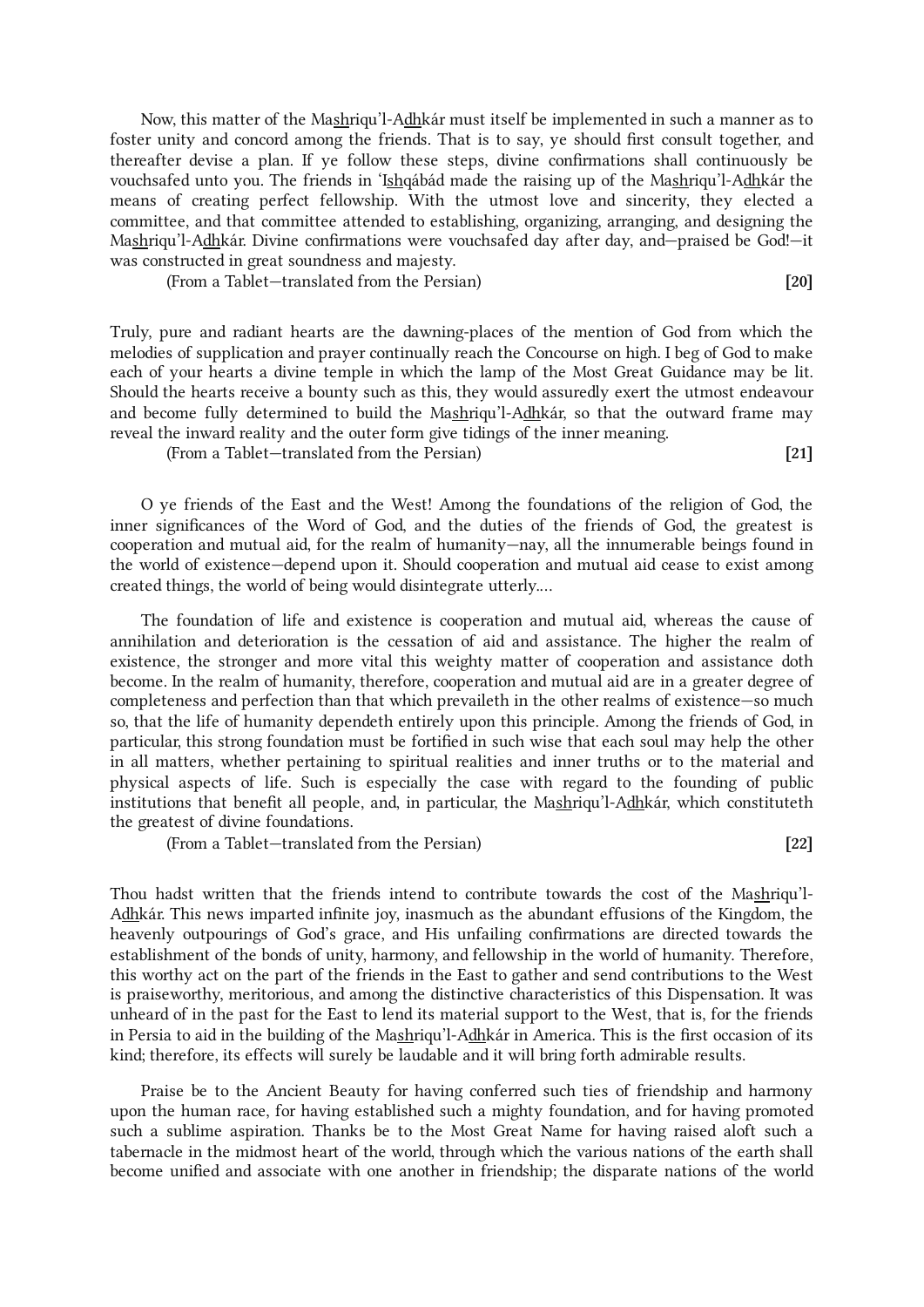Now, this matter of the Mas͟hriqu'l-Ad͟hkár must itself be implemented in such a manner as to foster unity and concord among the friends. That is to say, ye should first consult together, and thereafter devise a plan. If ye follow these steps, divine confirmations shall continuously be vouchsafed unto you. The friends in 'Is͟hqábád made the raising up of the Mas͟hriqu'l-Ad͟hkár the means of creating perfect fellowship. With the utmost love and sincerity, they elected a committee, and that committee attended to establishing, organizing, arranging, and designing the Mas͟hriqu'l-Ad͟hkár. Divine confirmations were vouchsafed day after day, and—praised be God!—it was constructed in great soundness and majesty.

(From a Tablet—translated from the Persian) **[20]**

Truly, pure and radiant hearts are the dawning-places of the mention of God from which the melodies of supplication and prayer continually reach the Concourse on high. I beg of God to make each of your hearts a divine temple in which the lamp of the Most Great Guidance may be lit. Should the hearts receive a bounty such as this, they would assuredly exert the utmost endeavour and become fully determined to build the Mas͟hriqu'l-Ad͟hkár, so that the outward frame may reveal the inward reality and the outer form give tidings of the inner meaning.

(From a Tablet—translated from the Persian) **[21]**

O ye friends of the East and the West! Among the foundations of the religion of God, the inner significances of the Word of God, and the duties of the friends of God, the greatest is cooperation and mutual aid, for the realm of humanity—nay, all the innumerable beings found in the world of existence—depend upon it. Should cooperation and mutual aid cease to exist among created things, the world of being would disintegrate utterly....

The foundation of life and existence is cooperation and mutual aid, whereas the cause of annihilation and deterioration is the cessation of aid and assistance. The higher the realm of existence, the stronger and more vital this weighty matter of cooperation and assistance doth become. In the realm of humanity, therefore, cooperation and mutual aid are in a greater degree of completeness and perfection than that which prevaileth in the other realms of existence—so much so, that the life of humanity dependeth entirely upon this principle. Among the friends of God, in particular, this strong foundation must be fortified in such wise that each soul may help the other in all matters, whether pertaining to spiritual realities and inner truths or to the material and physical aspects of life. Such is especially the case with regard to the founding of public institutions that benefit all people, and, in particular, the Mas͟hriqu'l-Ad͟hkár, which constituteth the greatest of divine foundations.

(From a Tablet—translated from the Persian) **[22]**

Thou hadst written that the friends intend to contribute towards the cost of the Mas͟hriqu'l-Ad͟hkár. This news imparted infinite joy, inasmuch as the abundant effusions of the Kingdom, the heavenly outpourings of God's grace, and His unfailing confirmations are directed towards the establishment of the bonds of unity, harmony, and fellowship in the world of humanity. Therefore, this worthy act on the part of the friends in the East to gather and send contributions to the West is praiseworthy, meritorious, and among the distinctive characteristics of this Dispensation. It was unheard of in the past for the East to lend its material support to the West, that is, for the friends in Persia to aid in the building of the Mas͟hriqu'l-Ad͟hkár in America. This is the first occasion of its kind; therefore, its effects will surely be laudable and it will bring forth admirable results.

Praise be to the Ancient Beauty for having conferred such ties of friendship and harmony upon the human race, for having established such a mighty foundation, and for having promoted such a sublime aspiration. Thanks be to the Most Great Name for having raised aloft such a tabernacle in the midmost heart of the world, through which the various nations of the earth shall become unified and associate with one another in friendship; the disparate nations of the world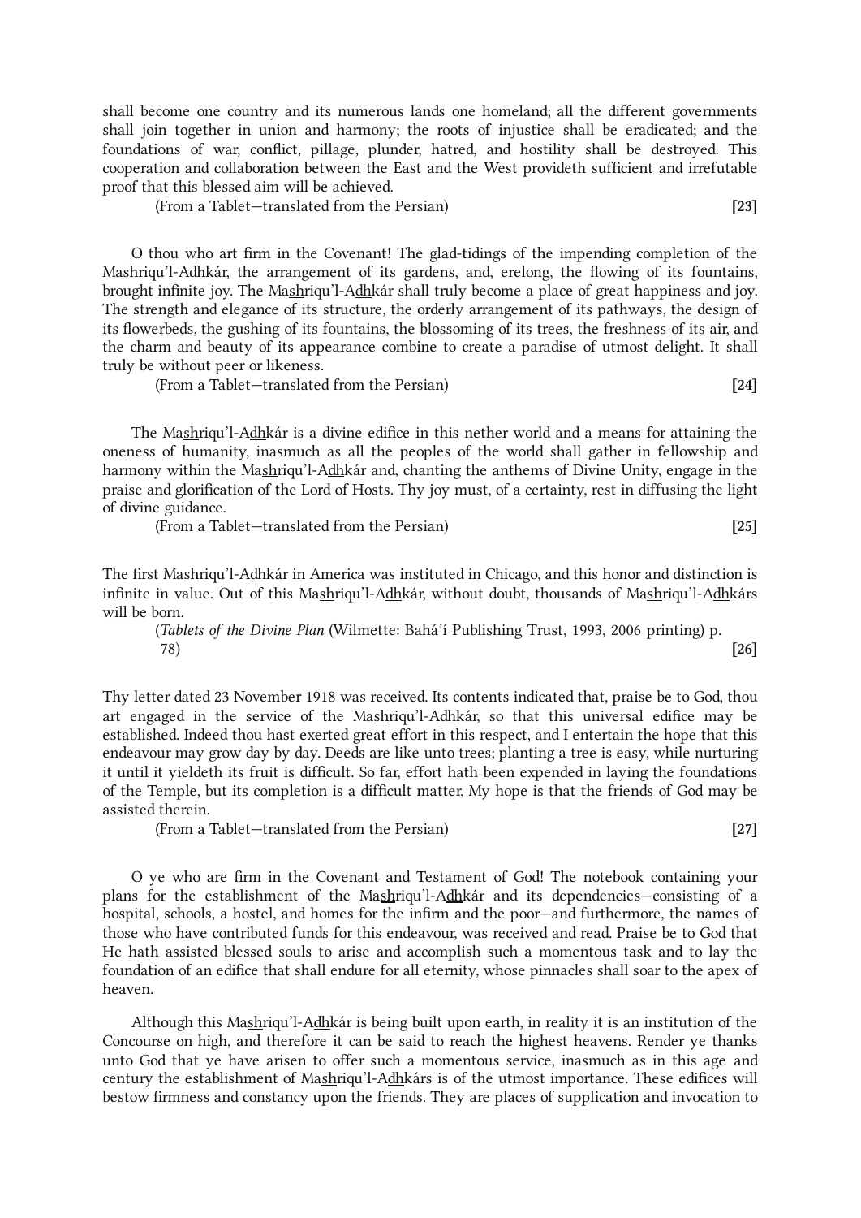shall become one country and its numerous lands one homeland; all the different governments shall join together in union and harmony; the roots of injustice shall be eradicated; and the foundations of war, conflict, pillage, plunder, hatred, and hostility shall be destroyed. This cooperation and collaboration between the East and the West provideth sufficient and irrefutable proof that this blessed aim will be achieved.

(From a Tablet—translated from the Persian) **[23]**

O thou who art firm in the Covenant! The glad-tidings of the impending completion of the Mashriqu'l-Adhkár, the arrangement of its gardens, and, erelong, the flowing of its fountains, brought infinite joy. The Mashriqu'l-Adhkár shall truly become a place of great happiness and joy. The strength and elegance of its structure, the orderly arrangement of its pathways, the design of its flowerbeds, the gushing of its fountains, the blossoming of its trees, the freshness of its air, and the charm and beauty of its appearance combine to create a paradise of utmost delight. It shall truly be without peer or likeness.

(From a Tablet—translated from the Persian) **[24]**

The Mashriqu'l-Adhkár is a divine edifice in this nether world and a means for attaining the oneness of humanity, inasmuch as all the peoples of the world shall gather in fellowship and harmony within the Mashriqu'l-Adhkár and, chanting the anthems of Divine Unity, engage in the praise and glorification of the Lord of Hosts. Thy joy must, of a certainty, rest in diffusing the light of divine guidance.

(From a Tablet—translated from the Persian) **[25]**

The first Mashriqu'l-Adhkár in America was instituted in Chicago, and this honor and distinction is infinite in value. Out of this Mashriqu'l-Adhkár, without doubt, thousands of Mashriqu'l-Adhkárs will be born.

(*Tablets of the Divine Plan* (Wilmette: Bahá'í Publishing Trust, 1993, 2006 printing) p. 78) **[26]**

Thy letter dated 23 November 1918 was received. Its contents indicated that, praise be to God, thou art engaged in the service of the Mashriqu'l-Adhkár, so that this universal edifice may be established. Indeed thou hast exerted great effort in this respect, and I entertain the hope that this endeavour may grow day by day. Deeds are like unto trees; planting a tree is easy, while nurturing it until it yieldeth its fruit is difficult. So far, effort hath been expended in laying the foundations of the Temple, but its completion is a difficult matter. My hope is that the friends of God may be assisted therein.

(From a Tablet—translated from the Persian) **[27]**

O ye who are firm in the Covenant and Testament of God! The notebook containing your plans for the establishment of the Mashriqu'l-Adhkár and its dependencies—consisting of a hospital, schools, a hostel, and homes for the infirm and the poor—and furthermore, the names of those who have contributed funds for this endeavour, was received and read. Praise be to God that He hath assisted blessed souls to arise and accomplish such a momentous task and to lay the foundation of an edifice that shall endure for all eternity, whose pinnacles shall soar to the apex of heaven.

Although this Mashriqu'l-Adhkár is being built upon earth, in reality it is an institution of the Concourse on high, and therefore it can be said to reach the highest heavens. Render ye thanks unto God that ye have arisen to offer such a momentous service, inasmuch as in this age and century the establishment of Mashriqu'l-Adhkárs is of the utmost importance. These edifices will bestow firmness and constancy upon the friends. They are places of supplication and invocation to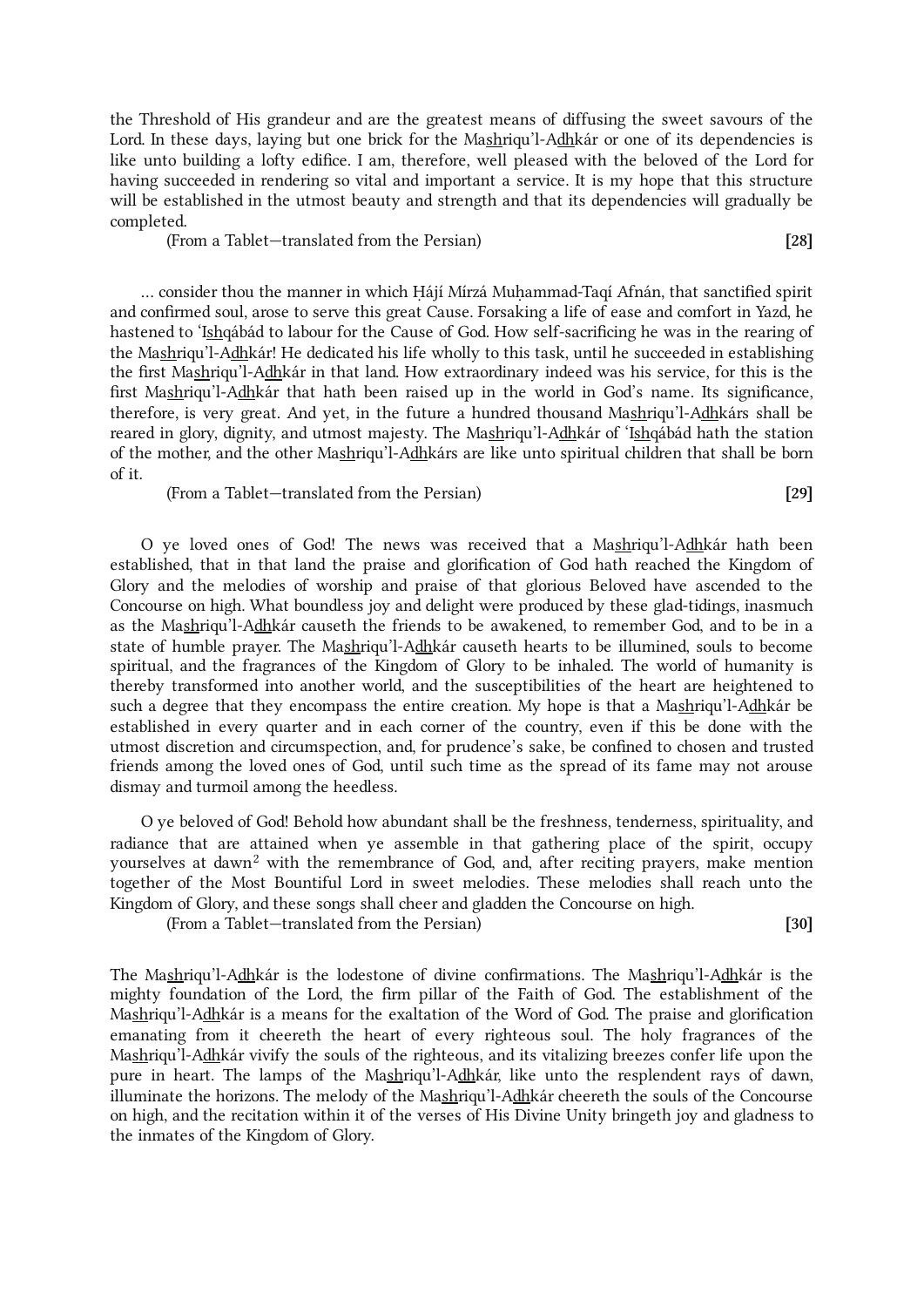the Threshold of His grandeur and are the greatest means of diffusing the sweet savours of the Lord. In these days, laying but one brick for the Mashriqu'l-Adhkár or one of its dependencies is like unto building a lofty edifice. I am, therefore, well pleased with the beloved of the Lord for having succeeded in rendering so vital and important a service. It is my hope that this structure will be established in the utmost beauty and strength and that its dependencies will gradually be completed.

(From a Tablet—translated from the Persian) **[28]**

... consider thou the manner in which Ḥájí Mírzá Muḥammad-Taqí Afnán, that sanctified spirit and confirmed soul, arose to serve this great Cause. Forsaking a life of ease and comfort in Yazd, he hastened to 'Ishqábád to labour for the Cause of God. How self-sacrificing he was in the rearing of the Mashriqu'l-Adhkár! He dedicated his life wholly to this task, until he succeeded in establishing the first Mashriqu'l-Adhkár in that land. How extraordinary indeed was his service, for this is the first Mashriqu'l-Adhkár that hath been raised up in the world in God's name. Its significance, therefore, is very great. And yet, in the future a hundred thousand Mashriqu'l-Adhkárs shall be reared in glory, dignity, and utmost majesty. The Mashriqu'l-Adhkár of 'Ishqábád hath the station of the mother, and the other Mashriqu'l-Adhkárs are like unto spiritual children that shall be born of it.

(From a Tablet—translated from the Persian) **[29]**

O ye loved ones of God! The news was received that a Mashriqu'l-Adhkár hath been established, that in that land the praise and glorification of God hath reached the Kingdom of Glory and the melodies of worship and praise of that glorious Beloved have ascended to the Concourse on high. What boundless joy and delight were produced by these glad-tidings, inasmuch as the Mashriqu'l-Adhkár causeth the friends to be awakened, to remember God, and to be in a state of humble prayer. The Mashriqu'l-Adhkár causeth hearts to be illumined, souls to become spiritual, and the fragrances of the Kingdom of Glory to be inhaled. The world of humanity is thereby transformed into another world, and the susceptibilities of the heart are heightened to such a degree that they encompass the entire creation. My hope is that a Mashriqu'l-Adhkár be established in every quarter and in each corner of the country, even if this be done with the utmost discretion and circumspection, and, for prudence's sake, be confined to chosen and trusted friends among the loved ones of God, until such time as the spread of its fame may not arouse dismay and turmoil among the heedless.

O ye beloved of God! Behold how abundant shall be the freshness, tenderness, spirituality, and radiance that are attained when ye assemble in that gathering place of the spirit, occupy yourselves at dawn[2] with the remembrance of God, and, after reciting prayers, make mention together of the Most Bountiful Lord in sweet melodies. These melodies shall reach unto the Kingdom of Glory, and these songs shall cheer and gladden the Concourse on high.

(From a Tablet—translated from the Persian) **[30]**

The Mashriqu'l-Adhkár is the lodestone of divine confirmations. The Mashriqu'l-Adhkár is the mighty foundation of the Lord, the firm pillar of the Faith of God. The establishment of the Mashriqu'l-Adhkár is a means for the exaltation of the Word of God. The praise and glorification emanating from it cheereth the heart of every righteous soul. The holy fragrances of the Mashriqu'l-Adhkár vivify the souls of the righteous, and its vitalizing breezes confer life upon the pure in heart. The lamps of the Mashriqu'l-Adhkár, like unto the resplendent rays of dawn, illuminate the horizons. The melody of the Mashriqu'l-Adhkár cheereth the souls of the Concourse on high, and the recitation within it of the verses of His Divine Unity bringeth joy and gladness to the inmates of the Kingdom of Glory.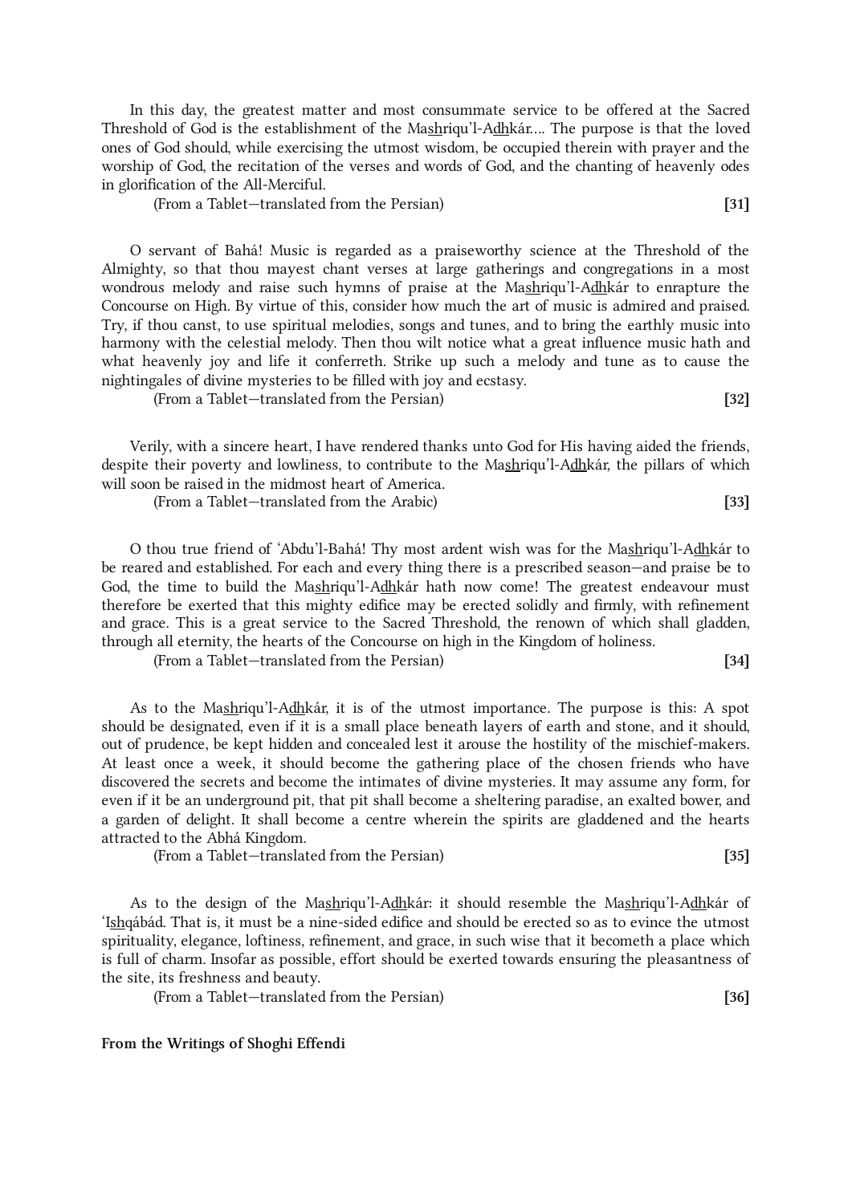In this day, the greatest matter and most consummate service to be offered at the Sacred Threshold of God is the establishment of the Mashriqu'l-Adhkár.... The purpose is that the loved ones of God should, while exercising the utmost wisdom, be occupied therein with prayer and the worship of God, the recitation of the verses and words of God, and the chanting of heavenly odes in glorification of the All-Merciful.

(From a Tablet—translated from the Persian) **[31]**

O servant of Bahá! Music is regarded as a praiseworthy science at the Threshold of the Almighty, so that thou mayest chant verses at large gatherings and congregations in a most wondrous melody and raise such hymns of praise at the Mashriqu'l-Adhkár to enrapture the Concourse on High. By virtue of this, consider how much the art of music is admired and praised. Try, if thou canst, to use spiritual melodies, songs and tunes, and to bring the earthly music into harmony with the celestial melody. Then thou wilt notice what a great influence music hath and what heavenly joy and life it conferreth. Strike up such a melody and tune as to cause the nightingales of divine mysteries to be filled with joy and ecstasy.

(From a Tablet—translated from the Persian) **[32]**

Verily, with a sincere heart, I have rendered thanks unto God for His having aided the friends, despite their poverty and lowliness, to contribute to the Mashriqu'l-Adhkár, the pillars of which will soon be raised in the midmost heart of America.

(From a Tablet—translated from the Arabic) **[33]**

O thou true friend of 'Abdu'l-Bahá! Thy most ardent wish was for the Mashriqu'l-Adhkár to be reared and established. For each and every thing there is a prescribed season—and praise be to God, the time to build the Mashriqu'l-Adhkár hath now come! The greatest endeavour must therefore be exerted that this mighty edifice may be erected solidly and firmly, with refinement and grace. This is a great service to the Sacred Threshold, the renown of which shall gladden, through all eternity, the hearts of the Concourse on high in the Kingdom of holiness.

(From a Tablet—translated from the Persian) **[34]**

As to the Mashriqu'l-Adhkár, it is of the utmost importance. The purpose is this: A spot should be designated, even if it is a small place beneath layers of earth and stone, and it should, out of prudence, be kept hidden and concealed lest it arouse the hostility of the mischief-makers. At least once a week, it should become the gathering place of the chosen friends who have discovered the secrets and become the intimates of divine mysteries. It may assume any form, for even if it be an underground pit, that pit shall become a sheltering paradise, an exalted bower, and a garden of delight. It shall become a centre wherein the spirits are gladdened and the hearts attracted to the Abhá Kingdom.

(From a Tablet—translated from the Persian) **[35]**

As to the design of the Mashriqu'l-Adhkár: it should resemble the Mashriqu'l-Adhkár of 'Ishqábád. That is, it must be a nine-sided edifice and should be erected so as to evince the utmost spirituality, elegance, loftiness, refinement, and grace, in such wise that it becometh a place which is full of charm. Insofar as possible, effort should be exerted towards ensuring the pleasantness of the site, its freshness and beauty.

(From a Tablet—translated from the Persian) **[36]**

**From the Writings of Shoghi Effendi**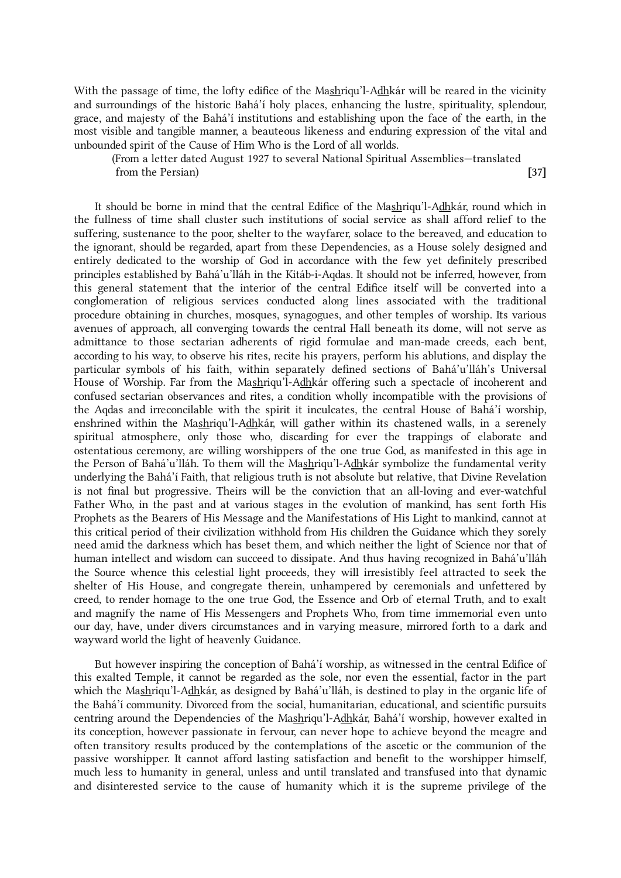With the passage of time, the lofty edifice of the Mas͟hriqu'l-Ad͟hkár will be reared in the vicinity and surroundings of the historic Bahá'í holy places, enhancing the lustre, spirituality, splendour, grace, and majesty of the Bahá'í institutions and establishing upon the face of the earth, in the most visible and tangible manner, a beauteous likeness and enduring expression of the vital and unbounded spirit of the Cause of Him Who is the Lord of all worlds.

(From a letter dated August 1927 to several National Spiritual Assemblies—translated from the Persian) **[37]**

It should be borne in mind that the central Edifice of the Mas͟hriqu'l-Ad͟hkár, round which in the fullness of time shall cluster such institutions of social service as shall afford relief to the suffering, sustenance to the poor, shelter to the wayfarer, solace to the bereaved, and education to the ignorant, should be regarded, apart from these Dependencies, as a House solely designed and entirely dedicated to the worship of God in accordance with the few yet definitely prescribed principles established by Bahá'u'lláh in the Kitáb-i-Aqdas. It should not be inferred, however, from this general statement that the interior of the central Edifice itself will be converted into a conglomeration of religious services conducted along lines associated with the traditional procedure obtaining in churches, mosques, synagogues, and other temples of worship. Its various avenues of approach, all converging towards the central Hall beneath its dome, will not serve as admittance to those sectarian adherents of rigid formulae and man-made creeds, each bent, according to his way, to observe his rites, recite his prayers, perform his ablutions, and display the particular symbols of his faith, within separately defined sections of Bahá'u'lláh's Universal House of Worship. Far from the Mas͟hriqu'l-Ad͟hkár offering such a spectacle of incoherent and confused sectarian observances and rites, a condition wholly incompatible with the provisions of the Aqdas and irreconcilable with the spirit it inculcates, the central House of Bahá'í worship, enshrined within the Mas͟hriqu'l-Ad͟hkár, will gather within its chastened walls, in a serenely spiritual atmosphere, only those who, discarding for ever the trappings of elaborate and ostentatious ceremony, are willing worshippers of the one true God, as manifested in this age in the Person of Bahá'u'lláh. To them will the Mas͟hriqu'l-Ad͟hkár symbolize the fundamental verity underlying the Bahá'í Faith, that religious truth is not absolute but relative, that Divine Revelation is not final but progressive. Theirs will be the conviction that an all-loving and ever-watchful Father Who, in the past and at various stages in the evolution of mankind, has sent forth His Prophets as the Bearers of His Message and the Manifestations of His Light to mankind, cannot at this critical period of their civilization withhold from His children the Guidance which they sorely need amid the darkness which has beset them, and which neither the light of Science nor that of human intellect and wisdom can succeed to dissipate. And thus having recognized in Bahá'u'lláh the Source whence this celestial light proceeds, they will irresistibly feel attracted to seek the shelter of His House, and congregate therein, unhampered by ceremonials and unfettered by creed, to render homage to the one true God, the Essence and Orb of eternal Truth, and to exalt and magnify the name of His Messengers and Prophets Who, from time immemorial even unto our day, have, under divers circumstances and in varying measure, mirrored forth to a dark and wayward world the light of heavenly Guidance.

But however inspiring the conception of Bahá'í worship, as witnessed in the central Edifice of this exalted Temple, it cannot be regarded as the sole, nor even the essential, factor in the part which the Mas͟hriqu'l-Ad͟hkár, as designed by Bahá'u'lláh, is destined to play in the organic life of the Bahá'í community. Divorced from the social, humanitarian, educational, and scientific pursuits centring around the Dependencies of the Mas͟hriqu'l-Ad͟hkár, Bahá'í worship, however exalted in its conception, however passionate in fervour, can never hope to achieve beyond the meagre and often transitory results produced by the contemplations of the ascetic or the communion of the passive worshipper. It cannot afford lasting satisfaction and benefit to the worshipper himself, much less to humanity in general, unless and until translated and transfused into that dynamic and disinterested service to the cause of humanity which it is the supreme privilege of the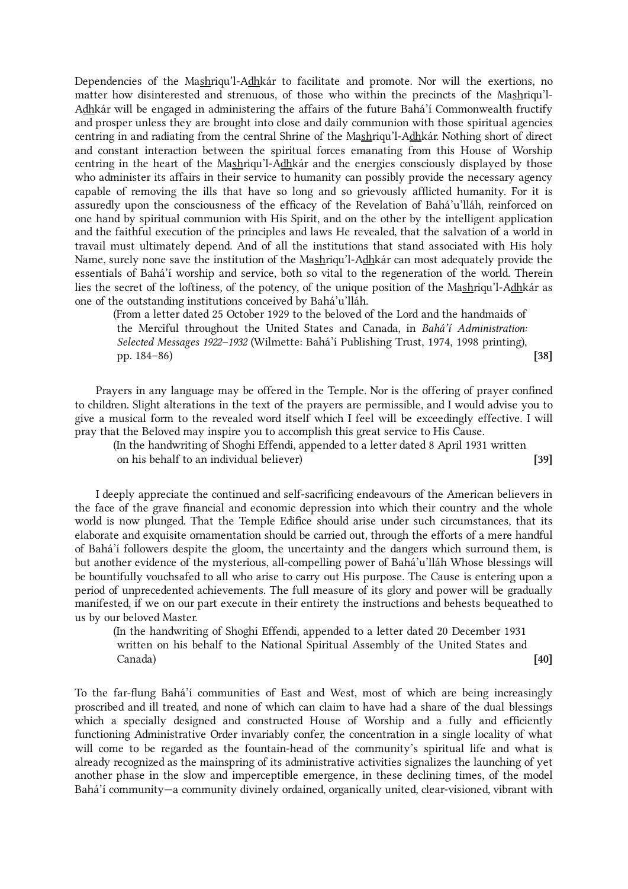Dependencies of the Mashriqu'l-Adhkár to facilitate and promote. Nor will the exertions, no matter how disinterested and strenuous, of those who within the precincts of the Mashriqu'l-Adhkár will be engaged in administering the affairs of the future Bahá'í Commonwealth fructify and prosper unless they are brought into close and daily communion with those spiritual agencies centring in and radiating from the central Shrine of the Mashriqu'l-Adhkár. Nothing short of direct and constant interaction between the spiritual forces emanating from this House of Worship centring in the heart of the Mashriqu'l-Adhkár and the energies consciously displayed by those who administer its affairs in their service to humanity can possibly provide the necessary agency capable of removing the ills that have so long and so grievously afflicted humanity. For it is assuredly upon the consciousness of the efficacy of the Revelation of Bahá'u'lláh, reinforced on one hand by spiritual communion with His Spirit, and on the other by the intelligent application and the faithful execution of the principles and laws He revealed, that the salvation of a world in travail must ultimately depend. And of all the institutions that stand associated with His holy Name, surely none save the institution of the Mashriqu'l-Adhkár can most adequately provide the essentials of Bahá'í worship and service, both so vital to the regeneration of the world. Therein lies the secret of the loftiness, of the potency, of the unique position of the Mashriqu'l-Adhkár as one of the outstanding institutions conceived by Bahá'u'lláh.

(From a letter dated 25 October 1929 to the beloved of the Lord and the handmaids of the Merciful throughout the United States and Canada, in *Bahá'í Administration: Selected Messages 1922–1932* (Wilmette: Bahá'í Publishing Trust, 1974, 1998 printing), pp. 184–86) **[38]**

Prayers in any language may be offered in the Temple. Nor is the offering of prayer confined to children. Slight alterations in the text of the prayers are permissible, and I would advise you to give a musical form to the revealed word itself which I feel will be exceedingly effective. I will pray that the Beloved may inspire you to accomplish this great service to His Cause.

(In the handwriting of Shoghi Effendi, appended to a letter dated 8 April 1931 written on his behalf to an individual believer) **[39]**

I deeply appreciate the continued and self-sacrificing endeavours of the American believers in the face of the grave financial and economic depression into which their country and the whole world is now plunged. That the Temple Edifice should arise under such circumstances, that its elaborate and exquisite ornamentation should be carried out, through the efforts of a mere handful of Bahá'í followers despite the gloom, the uncertainty and the dangers which surround them, is but another evidence of the mysterious, all-compelling power of Bahá'u'lláh Whose blessings will be bountifully vouchsafed to all who arise to carry out His purpose. The Cause is entering upon a period of unprecedented achievements. The full measure of its glory and power will be gradually manifested, if we on our part execute in their entirety the instructions and behests bequeathed to us by our beloved Master.

(In the handwriting of Shoghi Effendi, appended to a letter dated 20 December 1931 written on his behalf to the National Spiritual Assembly of the United States and Canada) **[40]**

To the far-flung Bahá'í communities of East and West, most of which are being increasingly proscribed and ill treated, and none of which can claim to have had a share of the dual blessings which a specially designed and constructed House of Worship and a fully and efficiently functioning Administrative Order invariably confer, the concentration in a single locality of what will come to be regarded as the fountain-head of the community's spiritual life and what is already recognized as the mainspring of its administrative activities signalizes the launching of yet another phase in the slow and imperceptible emergence, in these declining times, of the model Bahá'í community—a community divinely ordained, organically united, clear-visioned, vibrant with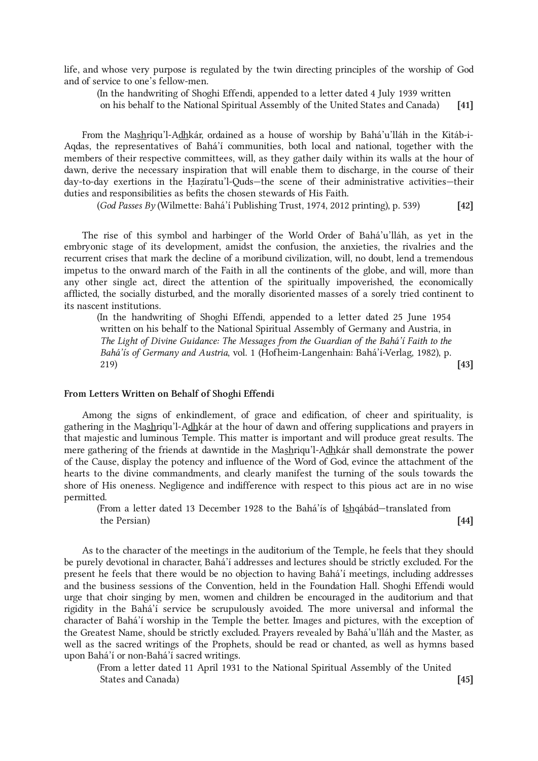life, and whose very purpose is regulated by the twin directing principles of the worship of God and of service to one's fellow-men.

(In the handwriting of Shoghi Effendi, appended to a letter dated 4 July 1939 written on his behalf to the National Spiritual Assembly of the United States and Canada) **[41]**

From the Mas͟hriqu'l-Ad͟hkár, ordained as a house of worship by Bahá'u'lláh in the Kitáb-i-Aqdas, the representatives of Bahá'í communities, both local and national, together with the members of their respective committees, will, as they gather daily within its walls at the hour of dawn, derive the necessary inspiration that will enable them to discharge, in the course of their day-to-day exertions in the Ḥaẓíratu'l-Quds—the scene of their administrative activities—their duties and responsibilities as befits the chosen stewards of His Faith.

(*God Passes By* (Wilmette: Bahá'í Publishing Trust, 1974, 2012 printing), p. 539) **[42]**

The rise of this symbol and harbinger of the World Order of Bahá'u'lláh, as yet in the embryonic stage of its development, amidst the confusion, the anxieties, the rivalries and the recurrent crises that mark the decline of a moribund civilization, will, no doubt, lend a tremendous impetus to the onward march of the Faith in all the continents of the globe, and will, more than any other single act, direct the attention of the spiritually impoverished, the economically afflicted, the socially disturbed, and the morally disoriented masses of a sorely tried continent to its nascent institutions.

(In the handwriting of Shoghi Effendi, appended to a letter dated 25 June 1954 written on his behalf to the National Spiritual Assembly of Germany and Austria, in *The Light of Divine Guidance: The Messages from the Guardian of the Bahá'í Faith to the Bahá'ís of Germany and Austria*, vol. 1 (Hofheim-Langenhain: Bahá'í-Verlag, 1982), p. 219) **[43]**

### From Letters Written on Behalf of Shoghi Effendi

Among the signs of enkindlement, of grace and edification, of cheer and spirituality, is gathering in the Mas͟hriqu'l-Ad͟hkár at the hour of dawn and offering supplications and prayers in that majestic and luminous Temple. This matter is important and will produce great results. The mere gathering of the friends at dawntide in the Mas͟hriqu'l-Ad͟hkár shall demonstrate the power of the Cause, display the potency and influence of the Word of God, evince the attachment of the hearts to the divine commandments, and clearly manifest the turning of the souls towards the shore of His oneness. Negligence and indifference with respect to this pious act are in no wise permitted.

(From a letter dated 13 December 1928 to the Bahá'ís of Is͟hqábád—translated from the Persian) **[44]**

As to the character of the meetings in the auditorium of the Temple, he feels that they should be purely devotional in character, Bahá'í addresses and lectures should be strictly excluded. For the present he feels that there would be no objection to having Bahá'í meetings, including addresses and the business sessions of the Convention, held in the Foundation Hall. Shoghi Effendi would urge that choir singing by men, women and children be encouraged in the auditorium and that rigidity in the Bahá'í service be scrupulously avoided. The more universal and informal the character of Bahá'í worship in the Temple the better. Images and pictures, with the exception of the Greatest Name, should be strictly excluded. Prayers revealed by Bahá'u'lláh and the Master, as well as the sacred writings of the Prophets, should be read or chanted, as well as hymns based upon Bahá'í or non-Bahá'í sacred writings.

(From a letter dated 11 April 1931 to the National Spiritual Assembly of the United States and Canada) **[45]**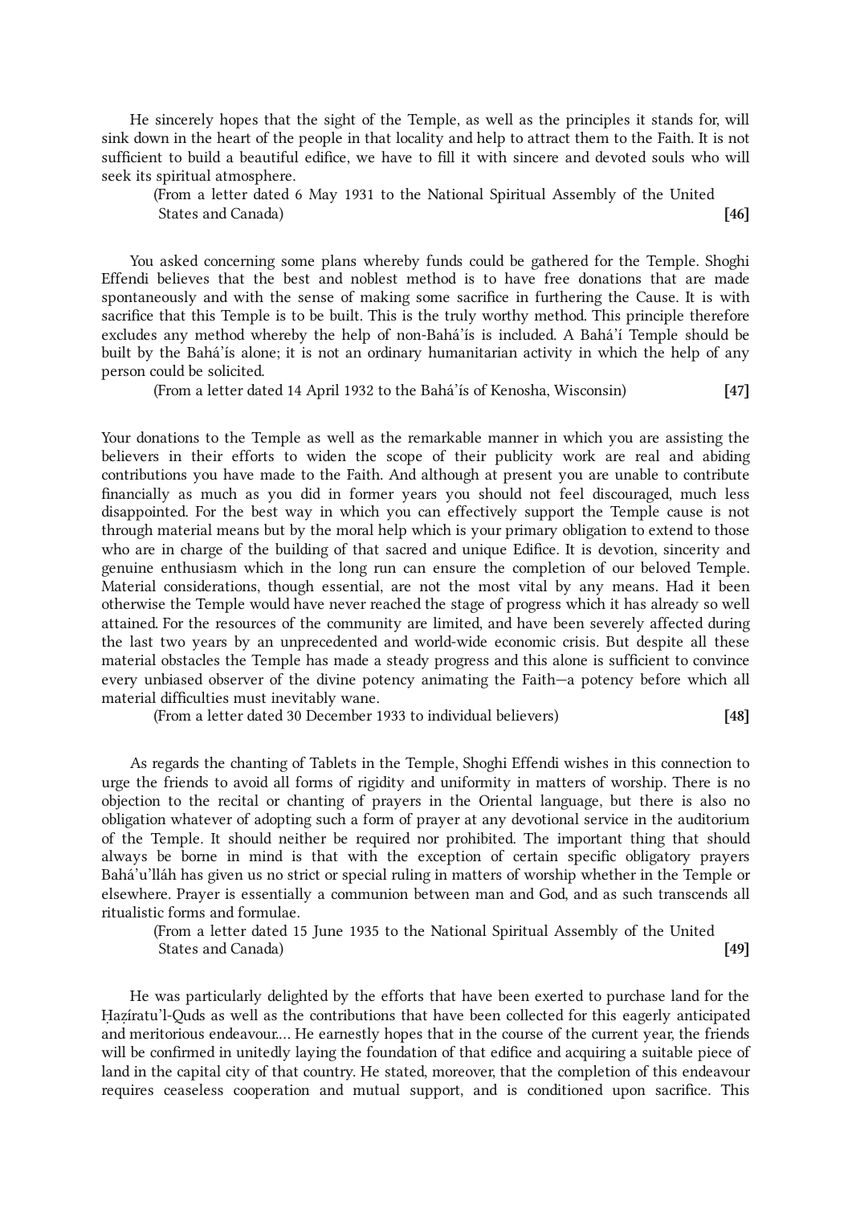He sincerely hopes that the sight of the Temple, as well as the principles it stands for, will sink down in the heart of the people in that locality and help to attract them to the Faith. It is not sufficient to build a beautiful edifice, we have to fill it with sincere and devoted souls who will seek its spiritual atmosphere.

(From a letter dated 6 May 1931 to the National Spiritual Assembly of the United States and Canada) **[46]**

You asked concerning some plans whereby funds could be gathered for the Temple. Shoghi Effendi believes that the best and noblest method is to have free donations that are made spontaneously and with the sense of making some sacrifice in furthering the Cause. It is with sacrifice that this Temple is to be built. This is the truly worthy method. This principle therefore excludes any method whereby the help of non-Bahá'ís is included. A Bahá'í Temple should be built by the Bahá'ís alone; it is not an ordinary humanitarian activity in which the help of any person could be solicited.

(From a letter dated 14 April 1932 to the Bahá'ís of Kenosha, Wisconsin) **[47]**

Your donations to the Temple as well as the remarkable manner in which you are assisting the believers in their efforts to widen the scope of their publicity work are real and abiding contributions you have made to the Faith. And although at present you are unable to contribute financially as much as you did in former years you should not feel discouraged, much less disappointed. For the best way in which you can effectively support the Temple cause is not through material means but by the moral help which is your primary obligation to extend to those who are in charge of the building of that sacred and unique Edifice. It is devotion, sincerity and genuine enthusiasm which in the long run can ensure the completion of our beloved Temple. Material considerations, though essential, are not the most vital by any means. Had it been otherwise the Temple would have never reached the stage of progress which it has already so well attained. For the resources of the community are limited, and have been severely affected during the last two years by an unprecedented and world-wide economic crisis. But despite all these material obstacles the Temple has made a steady progress and this alone is sufficient to convince every unbiased observer of the divine potency animating the Faith—a potency before which all material difficulties must inevitably wane.

(From a letter dated 30 December 1933 to individual believers) **[48]**

As regards the chanting of Tablets in the Temple, Shoghi Effendi wishes in this connection to urge the friends to avoid all forms of rigidity and uniformity in matters of worship. There is no objection to the recital or chanting of prayers in the Oriental language, but there is also no obligation whatever of adopting such a form of prayer at any devotional service in the auditorium of the Temple. It should neither be required nor prohibited. The important thing that should always be borne in mind is that with the exception of certain specific obligatory prayers Bahá'u'lláh has given us no strict or special ruling in matters of worship whether in the Temple or elsewhere. Prayer is essentially a communion between man and God, and as such transcends all ritualistic forms and formulae.

(From a letter dated 15 June 1935 to the National Spiritual Assembly of the United States and Canada) **[49]**

He was particularly delighted by the efforts that have been exerted to purchase land for the Ḥazíratu'l-Quds as well as the contributions that have been collected for this eagerly anticipated and meritorious endeavour.... He earnestly hopes that in the course of the current year, the friends will be confirmed in unitedly laying the foundation of that edifice and acquiring a suitable piece of land in the capital city of that country. He stated, moreover, that the completion of this endeavour requires ceaseless cooperation and mutual support, and is conditioned upon sacrifice. This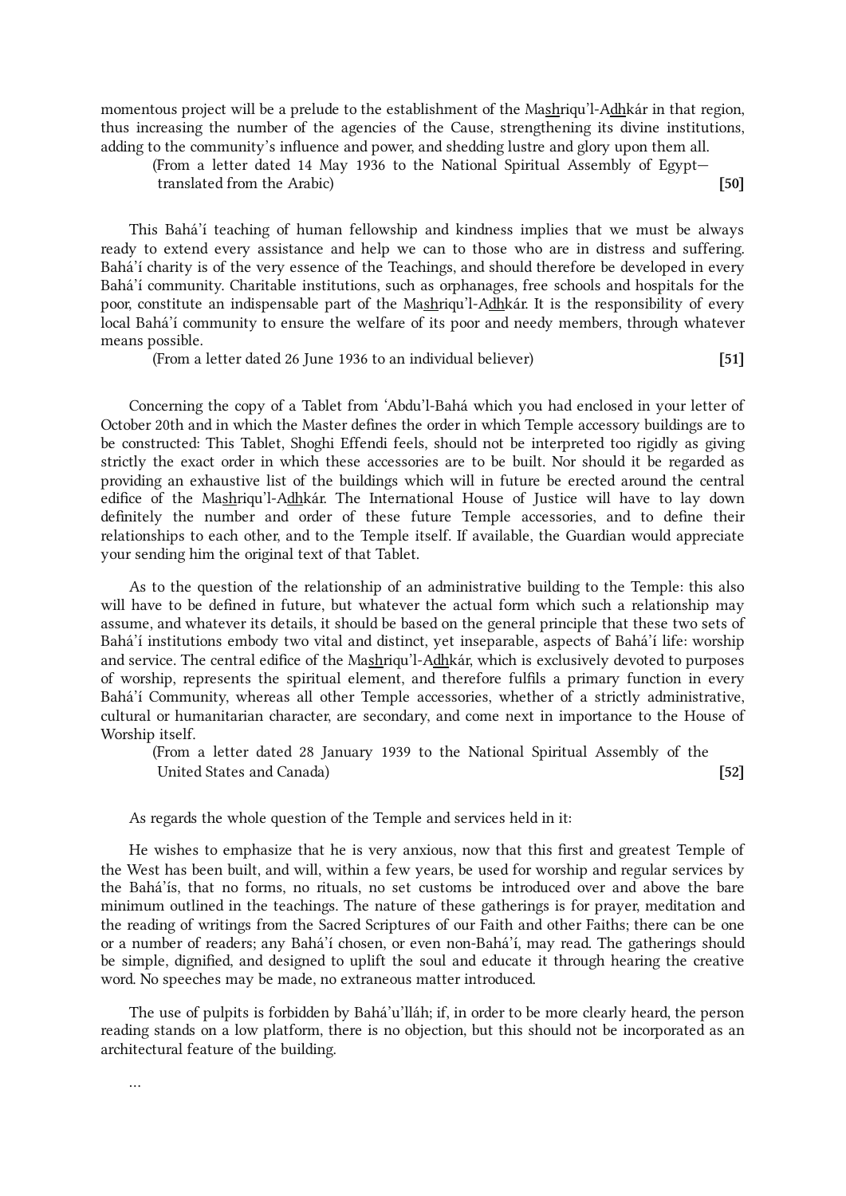momentous project will be a prelude to the establishment of the Mashriqu'l-Adhkár in that region, thus increasing the number of the agencies of the Cause, strengthening its divine institutions, adding to the community's influence and power, and shedding lustre and glory upon them all.

(From a letter dated 14 May 1936 to the National Spiritual Assembly of Egypt—translated from the Arabic) **[50]**

This Bahá'í teaching of human fellowship and kindness implies that we must be always ready to extend every assistance and help we can to those who are in distress and suffering. Bahá'í charity is of the very essence of the Teachings, and should therefore be developed in every Bahá'í community. Charitable institutions, such as orphanages, free schools and hospitals for the poor, constitute an indispensable part of the Mashriqu'l-Adhkár. It is the responsibility of every local Bahá'í community to ensure the welfare of its poor and needy members, through whatever means possible.

(From a letter dated 26 June 1936 to an individual believer) **[51]**

Concerning the copy of a Tablet from 'Abdu'l-Bahá which you had enclosed in your letter of October 20th and in which the Master defines the order in which Temple accessory buildings are to be constructed: This Tablet, Shoghi Effendi feels, should not be interpreted too rigidly as giving strictly the exact order in which these accessories are to be built. Nor should it be regarded as providing an exhaustive list of the buildings which will in future be erected around the central edifice of the Mashriqu'l-Adhkár. The International House of Justice will have to lay down definitely the number and order of these future Temple accessories, and to define their relationships to each other, and to the Temple itself. If available, the Guardian would appreciate your sending him the original text of that Tablet.

As to the question of the relationship of an administrative building to the Temple: this also will have to be defined in future, but whatever the actual form which such a relationship may assume, and whatever its details, it should be based on the general principle that these two sets of Bahá'í institutions embody two vital and distinct, yet inseparable, aspects of Bahá'í life: worship and service. The central edifice of the Mashriqu'l-Adhkár, which is exclusively devoted to purposes of worship, represents the spiritual element, and therefore fulfils a primary function in every Bahá'í Community, whereas all other Temple accessories, whether of a strictly administrative, cultural or humanitarian character, are secondary, and come next in importance to the House of Worship itself.

(From a letter dated 28 January 1939 to the National Spiritual Assembly of the United States and Canada) **[52]**

As regards the whole question of the Temple and services held in it:

He wishes to emphasize that he is very anxious, now that this first and greatest Temple of the West has been built, and will, within a few years, be used for worship and regular services by the Bahá'ís, that no forms, no rituals, no set customs be introduced over and above the bare minimum outlined in the teachings. The nature of these gatherings is for prayer, meditation and the reading of writings from the Sacred Scriptures of our Faith and other Faiths; there can be one or a number of readers; any Bahá'í chosen, or even non-Bahá'í, may read. The gatherings should be simple, dignified, and designed to uplift the soul and educate it through hearing the creative word. No speeches may be made, no extraneous matter introduced.

The use of pulpits is forbidden by Bahá'u'lláh; if, in order to be more clearly heard, the person reading stands on a low platform, there is no objection, but this should not be incorporated as an architectural feature of the building.

...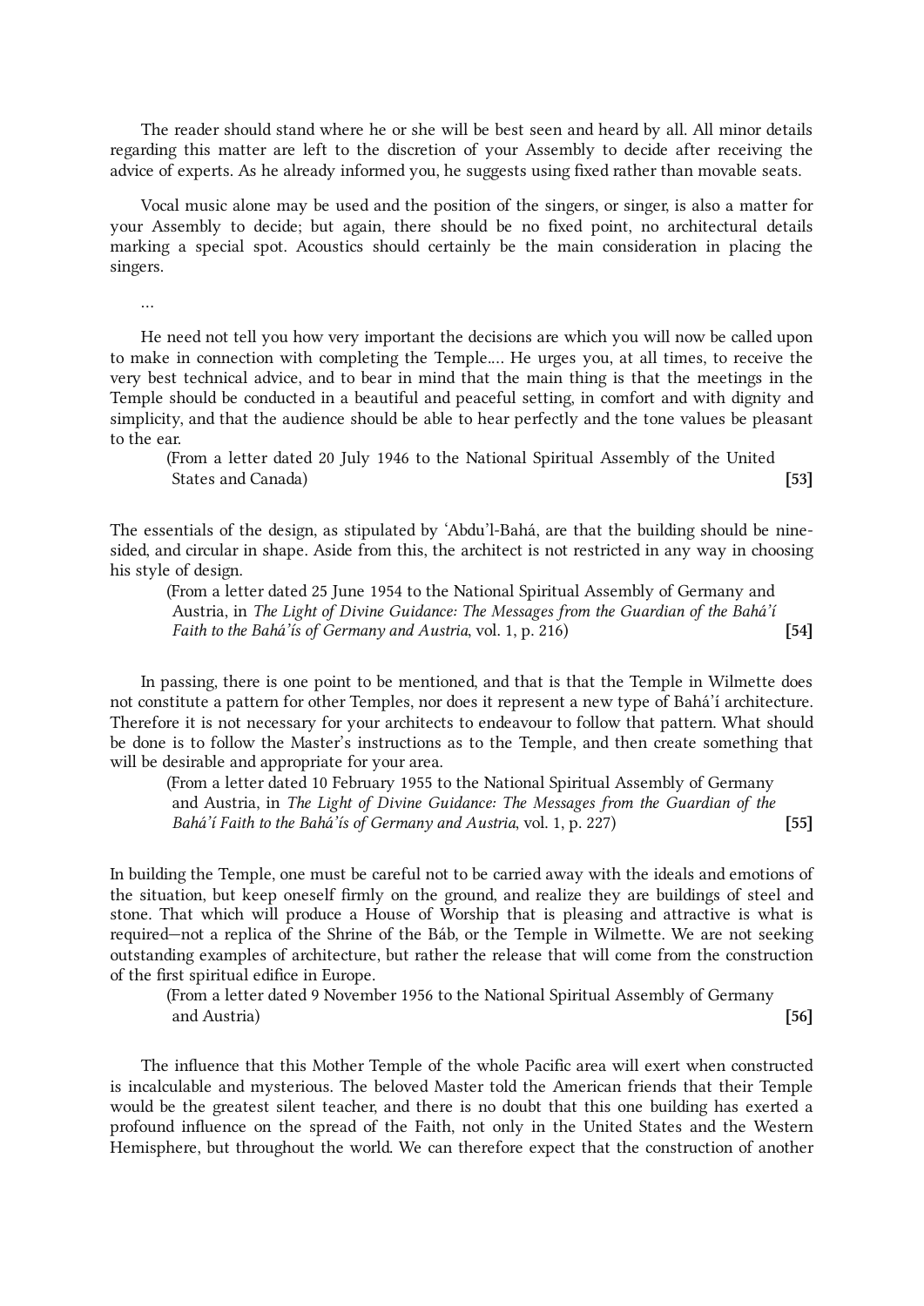The reader should stand where he or she will be best seen and heard by all. All minor details regarding this matter are left to the discretion of your Assembly to decide after receiving the advice of experts. As he already informed you, he suggests using fixed rather than movable seats.

Vocal music alone may be used and the position of the singers, or singer, is also a matter for your Assembly to decide; but again, there should be no fixed point, no architectural details marking a special spot. Acoustics should certainly be the main consideration in placing the singers.

…

He need not tell you how very important the decisions are which you will now be called upon to make in connection with completing the Temple.… He urges you, at all times, to receive the very best technical advice, and to bear in mind that the main thing is that the meetings in the Temple should be conducted in a beautiful and peaceful setting, in comfort and with dignity and simplicity, and that the audience should be able to hear perfectly and the tone values be pleasant to the ear.

(From a letter dated 20 July 1946 to the National Spiritual Assembly of the United States and Canada) **[53]**

The essentials of the design, as stipulated by ʻAbdu'l-Bahá, are that the building should be nine-sided, and circular in shape. Aside from this, the architect is not restricted in any way in choosing his style of design.

(From a letter dated 25 June 1954 to the National Spiritual Assembly of Germany and Austria, in *The Light of Divine Guidance: The Messages from the Guardian of the Bahá'í Faith to the Bahá'ís of Germany and Austria*, vol. 1, p. 216) **[54]**

In passing, there is one point to be mentioned, and that is that the Temple in Wilmette does not constitute a pattern for other Temples, nor does it represent a new type of Bahá'í architecture. Therefore it is not necessary for your architects to endeavour to follow that pattern. What should be done is to follow the Master's instructions as to the Temple, and then create something that will be desirable and appropriate for your area.

(From a letter dated 10 February 1955 to the National Spiritual Assembly of Germany and Austria, in *The Light of Divine Guidance: The Messages from the Guardian of the Bahá'í Faith to the Bahá'ís of Germany and Austria*, vol. 1, p. 227) **[55]**

In building the Temple, one must be careful not to be carried away with the ideals and emotions of the situation, but keep oneself firmly on the ground, and realize they are buildings of steel and stone. That which will produce a House of Worship that is pleasing and attractive is what is required—not a replica of the Shrine of the Báb, or the Temple in Wilmette. We are not seeking outstanding examples of architecture, but rather the release that will come from the construction of the first spiritual edifice in Europe.

(From a letter dated 9 November 1956 to the National Spiritual Assembly of Germany and Austria) **[56]**

The influence that this Mother Temple of the whole Pacific area will exert when constructed is incalculable and mysterious. The beloved Master told the American friends that their Temple would be the greatest silent teacher, and there is no doubt that this one building has exerted a profound influence on the spread of the Faith, not only in the United States and the Western Hemisphere, but throughout the world. We can therefore expect that the construction of another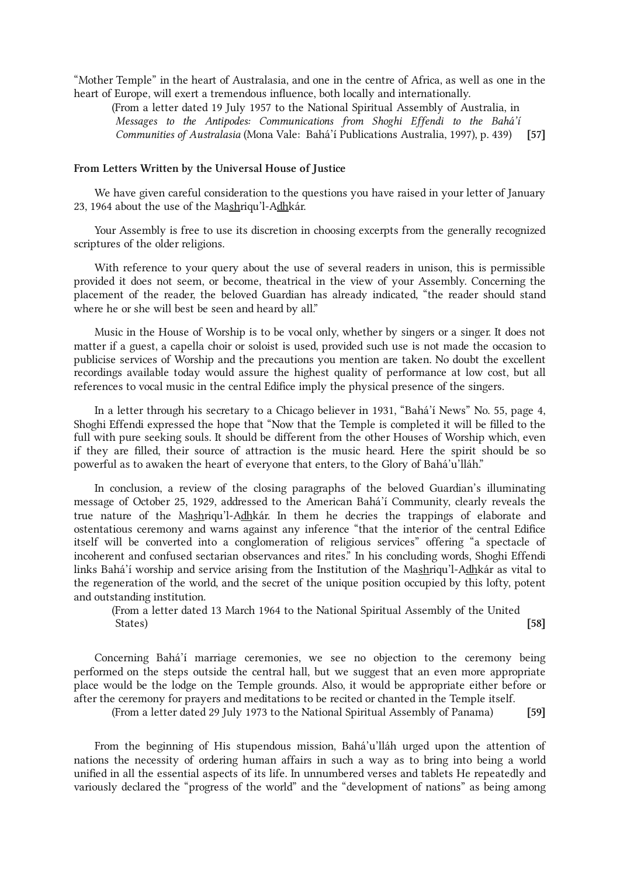"Mother Temple" in the heart of Australasia, and one in the centre of Africa, as well as one in the heart of Europe, will exert a tremendous influence, both locally and internationally.

(From a letter dated 19 July 1957 to the National Spiritual Assembly of Australia, in *Messages to the Antipodes: Communications from Shoghi Effendi to the Bahá'í Communities of Australasia* (Mona Vale: Bahá'í Publications Australia, 1997), p. 439) **[57]**

**From Letters Written by the Universal House of Justice**

We have given careful consideration to the questions you have raised in your letter of January 23, 1964 about the use of the Mas͟hriqu'l-Ad͟hkár.

Your Assembly is free to use its discretion in choosing excerpts from the generally recognized scriptures of the older religions.

With reference to your query about the use of several readers in unison, this is permissible provided it does not seem, or become, theatrical in the view of your Assembly. Concerning the placement of the reader, the beloved Guardian has already indicated, "the reader should stand where he or she will best be seen and heard by all."

Music in the House of Worship is to be vocal only, whether by singers or a singer. It does not matter if a guest, a capella choir or soloist is used, provided such use is not made the occasion to publicise services of Worship and the precautions you mention are taken. No doubt the excellent recordings available today would assure the highest quality of performance at low cost, but all references to vocal music in the central Edifice imply the physical presence of the singers.

In a letter through his secretary to a Chicago believer in 1931, "Bahá'í News" No. 55, page 4, Shoghi Effendi expressed the hope that "Now that the Temple is completed it will be filled to the full with pure seeking souls. It should be different from the other Houses of Worship which, even if they are filled, their source of attraction is the music heard. Here the spirit should be so powerful as to awaken the heart of everyone that enters, to the Glory of Bahá'u'lláh."

In conclusion, a review of the closing paragraphs of the beloved Guardian's illuminating message of October 25, 1929, addressed to the American Bahá'í Community, clearly reveals the true nature of the Mas͟hriqu'l-Ad͟hkár. In them he decries the trappings of elaborate and ostentatious ceremony and warns against any inference "that the interior of the central Edifice itself will be converted into a conglomeration of religious services" offering "a spectacle of incoherent and confused sectarian observances and rites." In his concluding words, Shoghi Effendi links Bahá'í worship and service arising from the Institution of the Mas͟hriqu'l-Ad͟hkár as vital to the regeneration of the world, and the secret of the unique position occupied by this lofty, potent and outstanding institution.

(From a letter dated 13 March 1964 to the National Spiritual Assembly of the United States) **[58]**

Concerning Bahá'í marriage ceremonies, we see no objection to the ceremony being performed on the steps outside the central hall, but we suggest that an even more appropriate place would be the lodge on the Temple grounds. Also, it would be appropriate either before or after the ceremony for prayers and meditations to be recited or chanted in the Temple itself.

(From a letter dated 29 July 1973 to the National Spiritual Assembly of Panama) **[59]**

From the beginning of His stupendous mission, Bahá'u'lláh urged upon the attention of nations the necessity of ordering human affairs in such a way as to bring into being a world unified in all the essential aspects of its life. In unnumbered verses and tablets He repeatedly and variously declared the "progress of the world" and the "development of nations" as being among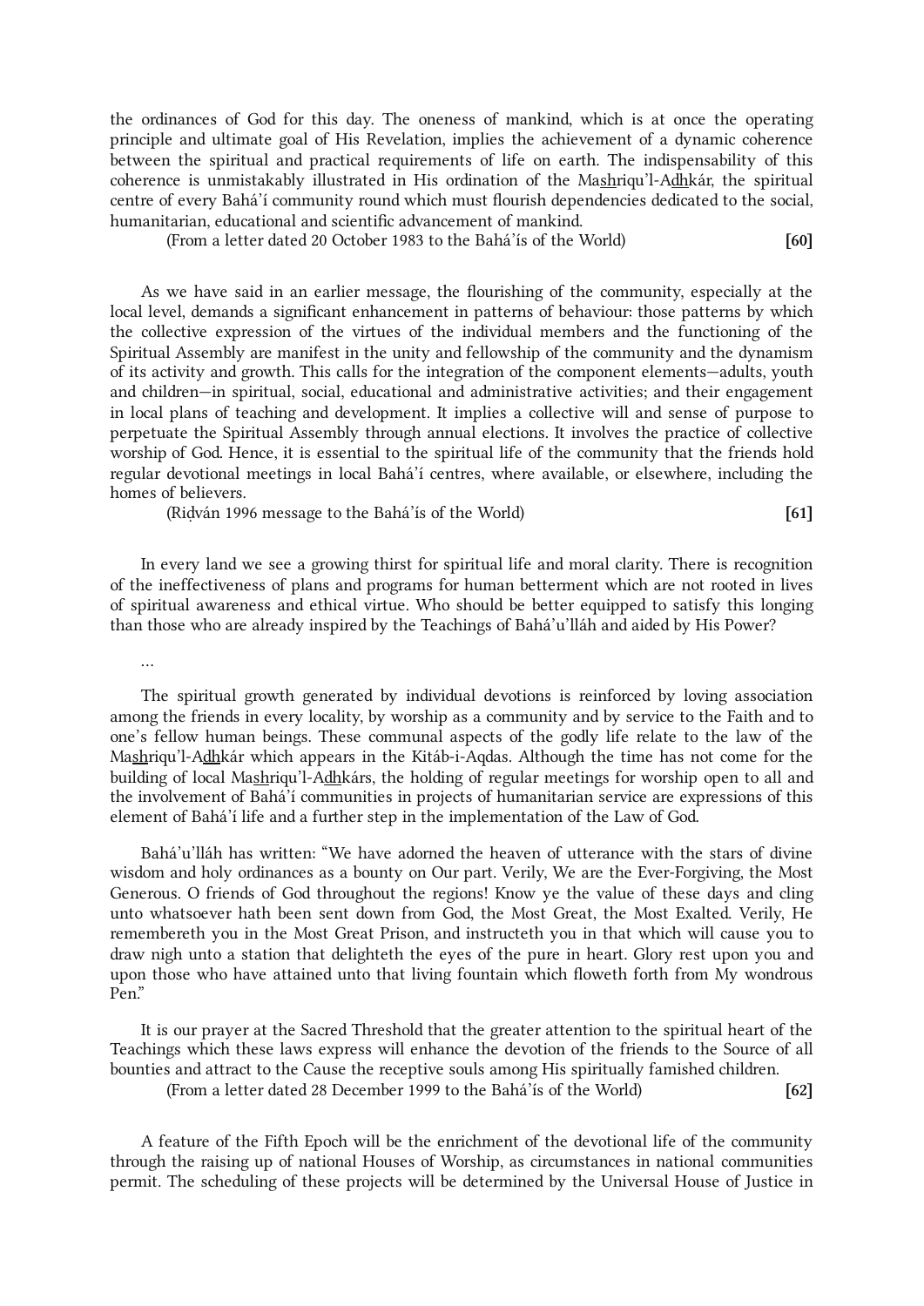the ordinances of God for this day. The oneness of mankind, which is at once the operating principle and ultimate goal of His Revelation, implies the achievement of a dynamic coherence between the spiritual and practical requirements of life on earth. The indispensability of this coherence is unmistakably illustrated in His ordination of the Mas͟hriqu'l-Ad͟hkár, the spiritual centre of every Bahá'í community round which must flourish dependencies dedicated to the social, humanitarian, educational and scientific advancement of mankind.

(From a letter dated 20 October 1983 to the Bahá'ís of the World) **[60]**

As we have said in an earlier message, the flourishing of the community, especially at the local level, demands a significant enhancement in patterns of behaviour: those patterns by which the collective expression of the virtues of the individual members and the functioning of the Spiritual Assembly are manifest in the unity and fellowship of the community and the dynamism of its activity and growth. This calls for the integration of the component elements—adults, youth and children—in spiritual, social, educational and administrative activities; and their engagement in local plans of teaching and development. It implies a collective will and sense of purpose to perpetuate the Spiritual Assembly through annual elections. It involves the practice of collective worship of God. Hence, it is essential to the spiritual life of the community that the friends hold regular devotional meetings in local Bahá'í centres, where available, or elsewhere, including the homes of believers.

(Riḍván 1996 message to the Bahá'ís of the World) **[61]**

In every land we see a growing thirst for spiritual life and moral clarity. There is recognition of the ineffectiveness of plans and programs for human betterment which are not rooted in lives of spiritual awareness and ethical virtue. Who should be better equipped to satisfy this longing than those who are already inspired by the Teachings of Bahá'u'lláh and aided by His Power?

...

The spiritual growth generated by individual devotions is reinforced by loving association among the friends in every locality, by worship as a community and by service to the Faith and to one's fellow human beings. These communal aspects of the godly life relate to the law of the Mas͟hriqu'l-Ad͟hkár which appears in the Kitáb-i-Aqdas. Although the time has not come for the building of local Mas͟hriqu'l-Ad͟hkárs, the holding of regular meetings for worship open to all and the involvement of Bahá'í communities in projects of humanitarian service are expressions of this element of Bahá'í life and a further step in the implementation of the Law of God.

Bahá'u'lláh has written: "We have adorned the heaven of utterance with the stars of divine wisdom and holy ordinances as a bounty on Our part. Verily, We are the Ever-Forgiving, the Most Generous. O friends of God throughout the regions! Know ye the value of these days and cling unto whatsoever hath been sent down from God, the Most Great, the Most Exalted. Verily, He remembereth you in the Most Great Prison, and instructeth you in that which will cause you to draw nigh unto a station that delighteth the eyes of the pure in heart. Glory rest upon you and upon those who have attained unto that living fountain which floweth forth from My wondrous Pen."

It is our prayer at the Sacred Threshold that the greater attention to the spiritual heart of the Teachings which these laws express will enhance the devotion of the friends to the Source of all bounties and attract to the Cause the receptive souls among His spiritually famished children.

(From a letter dated 28 December 1999 to the Bahá'ís of the World) **[62]**

A feature of the Fifth Epoch will be the enrichment of the devotional life of the community through the raising up of national Houses of Worship, as circumstances in national communities permit. The scheduling of these projects will be determined by the Universal House of Justice in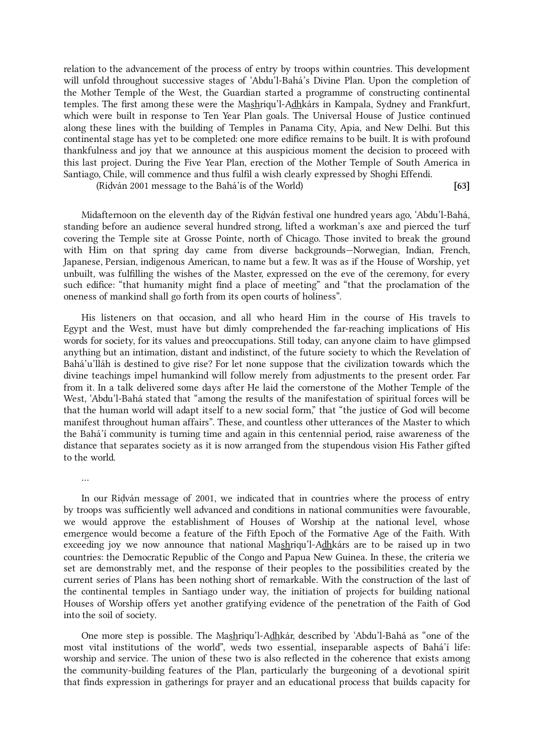relation to the advancement of the process of entry by troops within countries. This development will unfold throughout successive stages of ‘Abdu’l-Bahá’s Divine Plan. Upon the completion of the Mother Temple of the West, the Guardian started a programme of constructing continental temples. The first among these were the Mashriqu’l-Adhkárs in Kampala, Sydney and Frankfurt, which were built in response to Ten Year Plan goals. The Universal House of Justice continued along these lines with the building of Temples in Panama City, Apia, and New Delhi. But this continental stage has yet to be completed: one more edifice remains to be built. It is with profound thankfulness and joy that we announce at this auspicious moment the decision to proceed with this last project. During the Five Year Plan, erection of the Mother Temple of South America in Santiago, Chile, will commence and thus fulfil a wish clearly expressed by Shoghi Effendi.

(Riḍván 2001 message to the Bahá’ís of the World) **[63]**

Midafternoon on the eleventh day of the Riḍván festival one hundred years ago, ‘Abdu’l-Bahá, standing before an audience several hundred strong, lifted a workman’s axe and pierced the turf covering the Temple site at Grosse Pointe, north of Chicago. Those invited to break the ground with Him on that spring day came from diverse backgrounds—Norwegian, Indian, French, Japanese, Persian, indigenous American, to name but a few. It was as if the House of Worship, yet unbuilt, was fulfilling the wishes of the Master, expressed on the eve of the ceremony, for every such edifice: “that humanity might find a place of meeting” and “that the proclamation of the oneness of mankind shall go forth from its open courts of holiness”.

His listeners on that occasion, and all who heard Him in the course of His travels to Egypt and the West, must have but dimly comprehended the far-reaching implications of His words for society, for its values and preoccupations. Still today, can anyone claim to have glimpsed anything but an intimation, distant and indistinct, of the future society to which the Revelation of Bahá’u’lláh is destined to give rise? For let none suppose that the civilization towards which the divine teachings impel humankind will follow merely from adjustments to the present order. Far from it. In a talk delivered some days after He laid the cornerstone of the Mother Temple of the West, ‘Abdu’l-Bahá stated that “among the results of the manifestation of spiritual forces will be that the human world will adapt itself to a new social form,” that “the justice of God will become manifest throughout human affairs”. These, and countless other utterances of the Master to which the Bahá’í community is turning time and again in this centennial period, raise awareness of the distance that separates society as it is now arranged from the stupendous vision His Father gifted to the world.

…

In our Riḍván message of 2001, we indicated that in countries where the process of entry by troops was sufficiently well advanced and conditions in national communities were favourable, we would approve the establishment of Houses of Worship at the national level, whose emergence would become a feature of the Fifth Epoch of the Formative Age of the Faith. With exceeding joy we now announce that national Mashriqu’l-Adhkárs are to be raised up in two countries: the Democratic Republic of the Congo and Papua New Guinea. In these, the criteria we set are demonstrably met, and the response of their peoples to the possibilities created by the current series of Plans has been nothing short of remarkable. With the construction of the last of the continental temples in Santiago under way, the initiation of projects for building national Houses of Worship offers yet another gratifying evidence of the penetration of the Faith of God into the soil of society.

One more step is possible. The Mashriqu’l-Adhkár, described by ‘Abdu’l-Bahá as “one of the most vital institutions of the world”, weds two essential, inseparable aspects of Bahá’í life: worship and service. The union of these two is also reflected in the coherence that exists among the community-building features of the Plan, particularly the burgeoning of a devotional spirit that finds expression in gatherings for prayer and an educational process that builds capacity for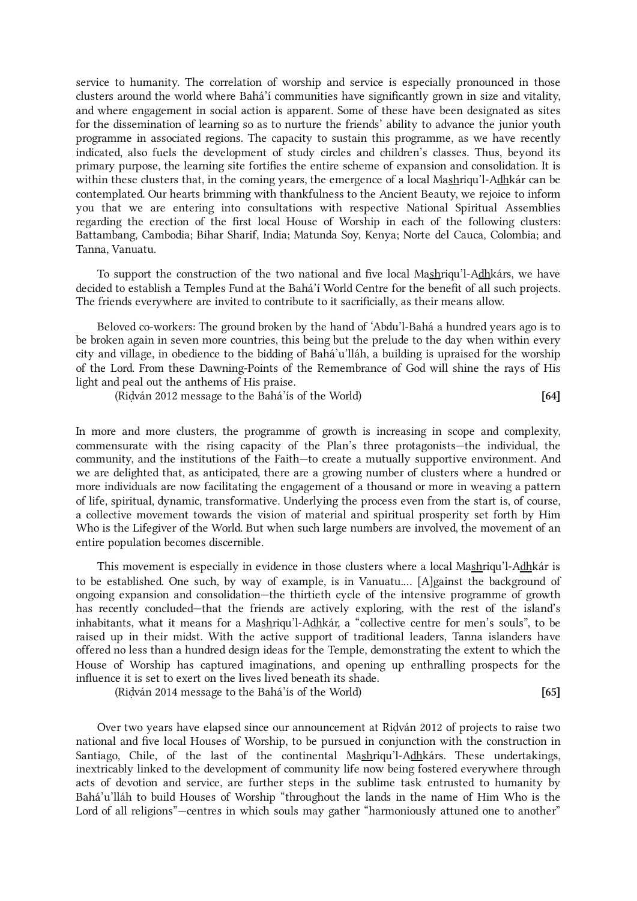service to humanity. The correlation of worship and service is especially pronounced in those clusters around the world where Bahá'í communities have significantly grown in size and vitality, and where engagement in social action is apparent. Some of these have been designated as sites for the dissemination of learning so as to nurture the friends' ability to advance the junior youth programme in associated regions. The capacity to sustain this programme, as we have recently indicated, also fuels the development of study circles and children's classes. Thus, beyond its primary purpose, the learning site fortifies the entire scheme of expansion and consolidation. It is within these clusters that, in the coming years, the emergence of a local Mashriqu'l-Adhkár can be contemplated. Our hearts brimming with thankfulness to the Ancient Beauty, we rejoice to inform you that we are entering into consultations with respective National Spiritual Assemblies regarding the erection of the first local House of Worship in each of the following clusters: Battambang, Cambodia; Bihar Sharif, India; Matunda Soy, Kenya; Norte del Cauca, Colombia; and Tanna, Vanuatu.

To support the construction of the two national and five local Mashriqu'l-Adhkárs, we have decided to establish a Temples Fund at the Bahá'í World Centre for the benefit of all such projects. The friends everywhere are invited to contribute to it sacrificially, as their means allow.

Beloved co-workers: The ground broken by the hand of 'Abdu'l-Bahá a hundred years ago is to be broken again in seven more countries, this being but the prelude to the day when within every city and village, in obedience to the bidding of Bahá'u'lláh, a building is upraised for the worship of the Lord. From these Dawning-Points of the Remembrance of God will shine the rays of His light and peal out the anthems of His praise.

(Riḍván 2012 message to the Bahá'ís of the World) **[64]**

In more and more clusters, the programme of growth is increasing in scope and complexity, commensurate with the rising capacity of the Plan's three protagonists—the individual, the community, and the institutions of the Faith—to create a mutually supportive environment. And we are delighted that, as anticipated, there are a growing number of clusters where a hundred or more individuals are now facilitating the engagement of a thousand or more in weaving a pattern of life, spiritual, dynamic, transformative. Underlying the process even from the start is, of course, a collective movement towards the vision of material and spiritual prosperity set forth by Him Who is the Lifegiver of the World. But when such large numbers are involved, the movement of an entire population becomes discernible.

This movement is especially in evidence in those clusters where a local Mashriqu'l-Adhkár is to be established. One such, by way of example, is in Vanuatu.... [A]gainst the background of ongoing expansion and consolidation—the thirtieth cycle of the intensive programme of growth has recently concluded—that the friends are actively exploring, with the rest of the island's inhabitants, what it means for a Mashriqu'l-Adhkár, a "collective centre for men's souls", to be raised up in their midst. With the active support of traditional leaders, Tanna islanders have offered no less than a hundred design ideas for the Temple, demonstrating the extent to which the House of Worship has captured imaginations, and opening up enthralling prospects for the influence it is set to exert on the lives lived beneath its shade.

(Riḍván 2014 message to the Bahá'ís of the World) **[65]**

Over two years have elapsed since our announcement at Riḍván 2012 of projects to raise two national and five local Houses of Worship, to be pursued in conjunction with the construction in Santiago, Chile, of the last of the continental Mashriqu'l-Adhkárs. These undertakings, inextricably linked to the development of community life now being fostered everywhere through acts of devotion and service, are further steps in the sublime task entrusted to humanity by Bahá'u'lláh to build Houses of Worship "throughout the lands in the name of Him Who is the Lord of all religions"—centres in which souls may gather "harmoniously attuned one to another"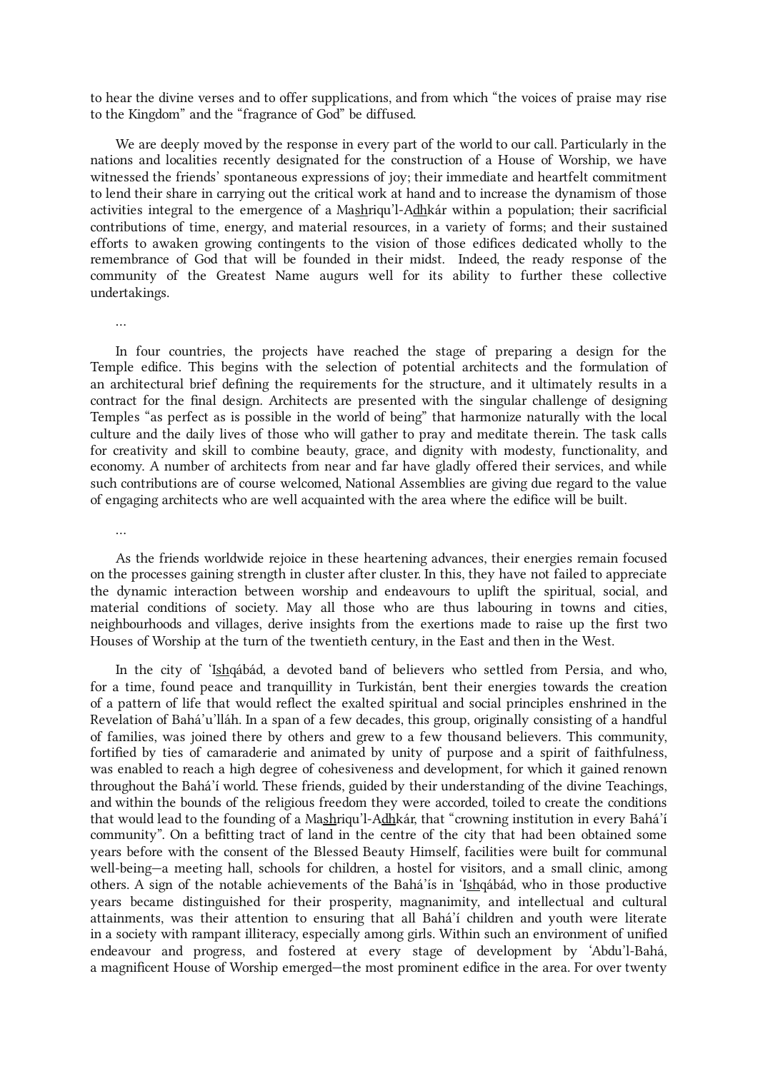to hear the divine verses and to offer supplications, and from which "the voices of praise may rise to the Kingdom" and the "fragrance of God" be diffused.

We are deeply moved by the response in every part of the world to our call. Particularly in the nations and localities recently designated for the construction of a House of Worship, we have witnessed the friends' spontaneous expressions of joy; their immediate and heartfelt commitment to lend their share in carrying out the critical work at hand and to increase the dynamism of those activities integral to the emergence of a Mashriqu'l-Adhkár within a population; their sacrificial contributions of time, energy, and material resources, in a variety of forms; and their sustained efforts to awaken growing contingents to the vision of those edifices dedicated wholly to the remembrance of God that will be founded in their midst. Indeed, the ready response of the community of the Greatest Name augurs well for its ability to further these collective undertakings.

…

In four countries, the projects have reached the stage of preparing a design for the Temple edifice. This begins with the selection of potential architects and the formulation of an architectural brief defining the requirements for the structure, and it ultimately results in a contract for the final design. Architects are presented with the singular challenge of designing Temples "as perfect as is possible in the world of being" that harmonize naturally with the local culture and the daily lives of those who will gather to pray and meditate therein. The task calls for creativity and skill to combine beauty, grace, and dignity with modesty, functionality, and economy. A number of architects from near and far have gladly offered their services, and while such contributions are of course welcomed, National Assemblies are giving due regard to the value of engaging architects who are well acquainted with the area where the edifice will be built.

…

As the friends worldwide rejoice in these heartening advances, their energies remain focused on the processes gaining strength in cluster after cluster. In this, they have not failed to appreciate the dynamic interaction between worship and endeavours to uplift the spiritual, social, and material conditions of society. May all those who are thus labouring in towns and cities, neighbourhoods and villages, derive insights from the exertions made to raise up the first two Houses of Worship at the turn of the twentieth century, in the East and then in the West.

In the city of 'Ishqábád, a devoted band of believers who settled from Persia, and who, for a time, found peace and tranquillity in Turkistán, bent their energies towards the creation of a pattern of life that would reflect the exalted spiritual and social principles enshrined in the Revelation of Bahá'u'lláh. In a span of a few decades, this group, originally consisting of a handful of families, was joined there by others and grew to a few thousand believers. This community, fortified by ties of camaraderie and animated by unity of purpose and a spirit of faithfulness, was enabled to reach a high degree of cohesiveness and development, for which it gained renown throughout the Bahá'í world. These friends, guided by their understanding of the divine Teachings, and within the bounds of the religious freedom they were accorded, toiled to create the conditions that would lead to the founding of a Mashriqu'l-Adhkár, that "crowning institution in every Bahá'í community". On a befitting tract of land in the centre of the city that had been obtained some years before with the consent of the Blessed Beauty Himself, facilities were built for communal well-being—a meeting hall, schools for children, a hostel for visitors, and a small clinic, among others. A sign of the notable achievements of the Bahá'ís in 'Ishqábád, who in those productive years became distinguished for their prosperity, magnanimity, and intellectual and cultural attainments, was their attention to ensuring that all Bahá'í children and youth were literate in a society with rampant illiteracy, especially among girls. Within such an environment of unified endeavour and progress, and fostered at every stage of development by 'Abdu'l-Bahá, a magnificent House of Worship emerged—the most prominent edifice in the area. For over twenty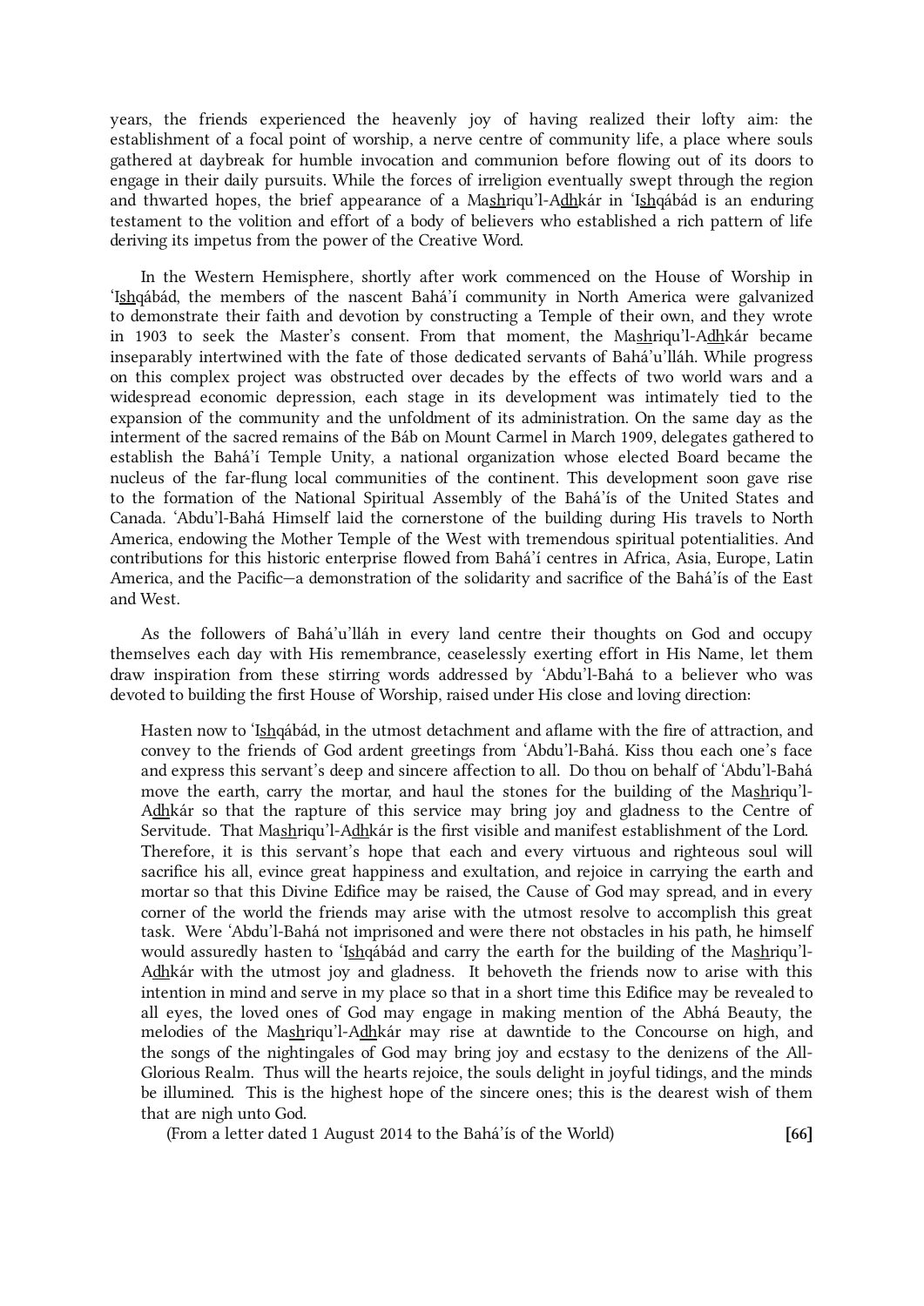years, the friends experienced the heavenly joy of having realized their lofty aim: the establishment of a focal point of worship, a nerve centre of community life, a place where souls gathered at daybreak for humble invocation and communion before flowing out of its doors to engage in their daily pursuits. While the forces of irreligion eventually swept through the region and thwarted hopes, the brief appearance of a Mashriqu'l-Adhkár in 'Ishqábád is an enduring testament to the volition and effort of a body of believers who established a rich pattern of life deriving its impetus from the power of the Creative Word.

In the Western Hemisphere, shortly after work commenced on the House of Worship in 'Ishqábád, the members of the nascent Bahá'í community in North America were galvanized to demonstrate their faith and devotion by constructing a Temple of their own, and they wrote in 1903 to seek the Master's consent. From that moment, the Mashriqu'l-Adhkár became inseparably intertwined with the fate of those dedicated servants of Bahá'u'lláh. While progress on this complex project was obstructed over decades by the effects of two world wars and a widespread economic depression, each stage in its development was intimately tied to the expansion of the community and the unfoldment of its administration. On the same day as the interment of the sacred remains of the Báb on Mount Carmel in March 1909, delegates gathered to establish the Bahá'í Temple Unity, a national organization whose elected Board became the nucleus of the far-flung local communities of the continent. This development soon gave rise to the formation of the National Spiritual Assembly of the Bahá'ís of the United States and Canada. 'Abdu'l-Bahá Himself laid the cornerstone of the building during His travels to North America, endowing the Mother Temple of the West with tremendous spiritual potentialities. And contributions for this historic enterprise flowed from Bahá'í centres in Africa, Asia, Europe, Latin America, and the Pacific—a demonstration of the solidarity and sacrifice of the Bahá'ís of the East and West.

As the followers of Bahá'u'lláh in every land centre their thoughts on God and occupy themselves each day with His remembrance, ceaselessly exerting effort in His Name, let them draw inspiration from these stirring words addressed by 'Abdu'l-Bahá to a believer who was devoted to building the first House of Worship, raised under His close and loving direction:

> Hasten now to 'Ishqábád, in the utmost detachment and aflame with the fire of attraction, and convey to the friends of God ardent greetings from 'Abdu'l-Bahá. Kiss thou each one's face and express this servant's deep and sincere affection to all. Do thou on behalf of 'Abdu'l-Bahá move the earth, carry the mortar, and haul the stones for the building of the Mashriqu'l-Adhkár so that the rapture of this service may bring joy and gladness to the Centre of Servitude. That Mashriqu'l-Adhkár is the first visible and manifest establishment of the Lord. Therefore, it is this servant's hope that each and every virtuous and righteous soul will sacrifice his all, evince great happiness and exultation, and rejoice in carrying the earth and mortar so that this Divine Edifice may be raised, the Cause of God may spread, and in every corner of the world the friends may arise with the utmost resolve to accomplish this great task. Were 'Abdu'l-Bahá not imprisoned and were there not obstacles in his path, he himself would assuredly hasten to 'Ishqábád and carry the earth for the building of the Mashriqu'l-Adhkár with the utmost joy and gladness. It behoveth the friends now to arise with this intention in mind and serve in my place so that in a short time this Edifice may be revealed to all eyes, the loved ones of God may engage in making mention of the Abhá Beauty, the melodies of the Mashriqu'l-Adhkár may rise at dawntide to the Concourse on high, and the songs of the nightingales of God may bring joy and ecstasy to the denizens of the All-Glorious Realm. Thus will the hearts rejoice, the souls delight in joyful tidings, and the minds be illumined. This is the highest hope of the sincere ones; this is the dearest wish of them that are nigh unto God.

(From a letter dated 1 August 2014 to the Bahá'ís of the World) **[66]**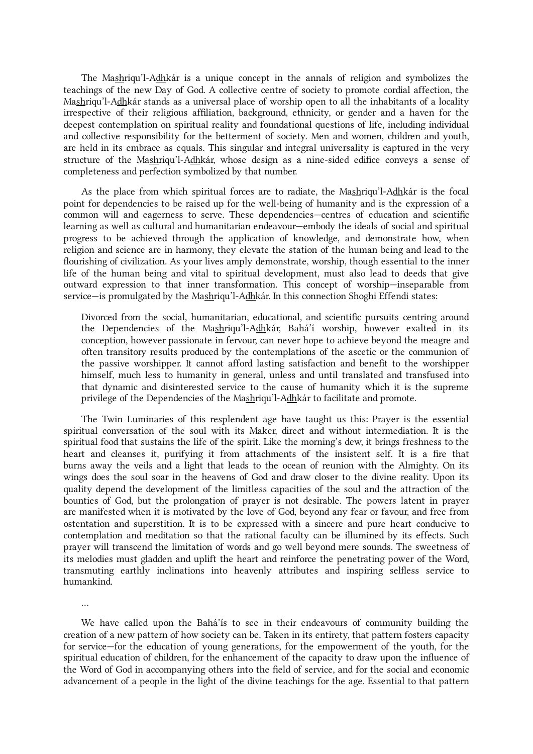The Mas͟hriqu'l-Ad͟hkár is a unique concept in the annals of religion and symbolizes the teachings of the new Day of God. A collective centre of society to promote cordial affection, the Mas͟hriqu'l-Ad͟hkár stands as a universal place of worship open to all the inhabitants of a locality irrespective of their religious affiliation, background, ethnicity, or gender and a haven for the deepest contemplation on spiritual reality and foundational questions of life, including individual and collective responsibility for the betterment of society. Men and women, children and youth, are held in its embrace as equals. This singular and integral universality is captured in the very structure of the Mas͟hriqu'l-Ad͟hkár, whose design as a nine-sided edifice conveys a sense of completeness and perfection symbolized by that number.

As the place from which spiritual forces are to radiate, the Mas͟hriqu'l-Ad͟hkár is the focal point for dependencies to be raised up for the well-being of humanity and is the expression of a common will and eagerness to serve. These dependencies—centres of education and scientific learning as well as cultural and humanitarian endeavour—embody the ideals of social and spiritual progress to be achieved through the application of knowledge, and demonstrate how, when religion and science are in harmony, they elevate the station of the human being and lead to the flourishing of civilization. As your lives amply demonstrate, worship, though essential to the inner life of the human being and vital to spiritual development, must also lead to deeds that give outward expression to that inner transformation. This concept of worship—inseparable from service—is promulgated by the Mas͟hriqu'l-Ad͟hkár. In this connection Shoghi Effendi states:

> Divorced from the social, humanitarian, educational, and scientific pursuits centring around the Dependencies of the Mas͟hriqu'l-Ad͟hkár, Bahá'í worship, however exalted in its conception, however passionate in fervour, can never hope to achieve beyond the meagre and often transitory results produced by the contemplations of the ascetic or the communion of the passive worshipper. It cannot afford lasting satisfaction and benefit to the worshipper himself, much less to humanity in general, unless and until translated and transfused into that dynamic and disinterested service to the cause of humanity which it is the supreme privilege of the Dependencies of the Mas͟hriqu'l-Ad͟hkár to facilitate and promote.

The Twin Luminaries of this resplendent age have taught us this: Prayer is the essential spiritual conversation of the soul with its Maker, direct and without intermediation. It is the spiritual food that sustains the life of the spirit. Like the morning's dew, it brings freshness to the heart and cleanses it, purifying it from attachments of the insistent self. It is a fire that burns away the veils and a light that leads to the ocean of reunion with the Almighty. On its wings does the soul soar in the heavens of God and draw closer to the divine reality. Upon its quality depend the development of the limitless capacities of the soul and the attraction of the bounties of God, but the prolongation of prayer is not desirable. The powers latent in prayer are manifested when it is motivated by the love of God, beyond any fear or favour, and free from ostentation and superstition. It is to be expressed with a sincere and pure heart conducive to contemplation and meditation so that the rational faculty can be illumined by its effects. Such prayer will transcend the limitation of words and go well beyond mere sounds. The sweetness of its melodies must gladden and uplift the heart and reinforce the penetrating power of the Word, transmuting earthly inclinations into heavenly attributes and inspiring selfless service to humankind.

…

We have called upon the Bahá'ís to see in their endeavours of community building the creation of a new pattern of how society can be. Taken in its entirety, that pattern fosters capacity for service—for the education of young generations, for the empowerment of the youth, for the spiritual education of children, for the enhancement of the capacity to draw upon the influence of the Word of God in accompanying others into the field of service, and for the social and economic advancement of a people in the light of the divine teachings for the age. Essential to that pattern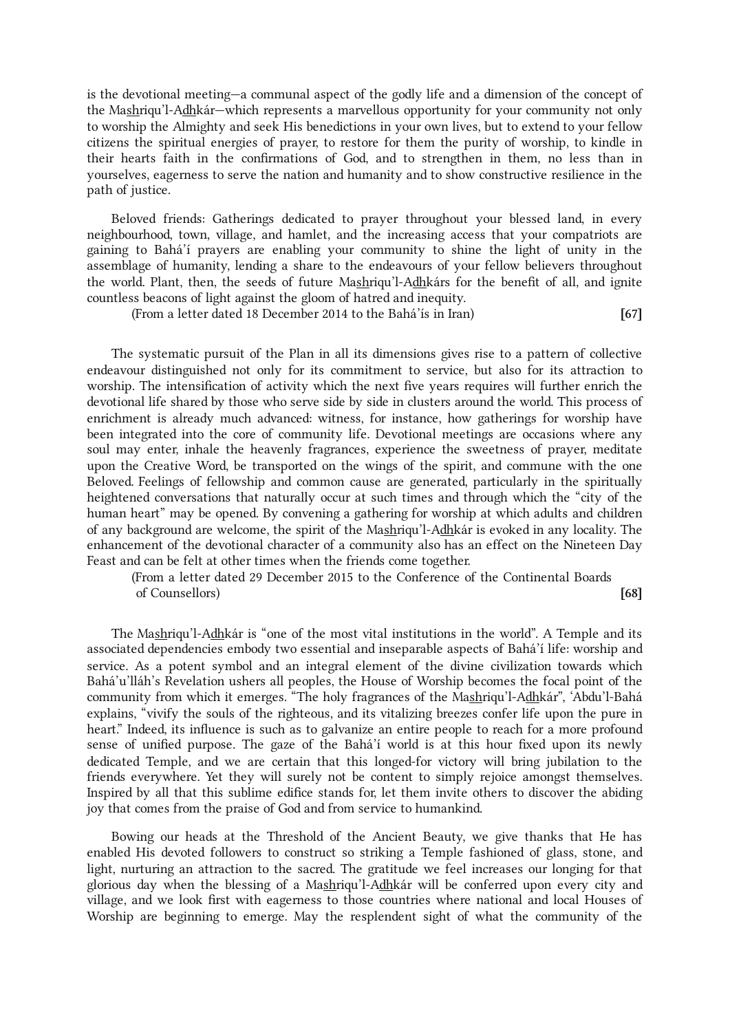is the devotional meeting—a communal aspect of the godly life and a dimension of the concept of the Mas͟hriqu'l-Ad͟hkár—which represents a marvellous opportunity for your community not only to worship the Almighty and seek His benedictions in your own lives, but to extend to your fellow citizens the spiritual energies of prayer, to restore for them the purity of worship, to kindle in their hearts faith in the confirmations of God, and to strengthen in them, no less than in yourselves, eagerness to serve the nation and humanity and to show constructive resilience in the path of justice.

Beloved friends: Gatherings dedicated to prayer throughout your blessed land, in every neighbourhood, town, village, and hamlet, and the increasing access that your compatriots are gaining to Bahá'í prayers are enabling your community to shine the light of unity in the assemblage of humanity, lending a share to the endeavours of your fellow believers throughout the world. Plant, then, the seeds of future Mas͟hriqu'l-Ad͟hkárs for the benefit of all, and ignite countless beacons of light against the gloom of hatred and inequity.

(From a letter dated 18 December 2014 to the Bahá'ís in Iran) **[67]**

The systematic pursuit of the Plan in all its dimensions gives rise to a pattern of collective endeavour distinguished not only for its commitment to service, but also for its attraction to worship. The intensification of activity which the next five years requires will further enrich the devotional life shared by those who serve side by side in clusters around the world. This process of enrichment is already much advanced: witness, for instance, how gatherings for worship have been integrated into the core of community life. Devotional meetings are occasions where any soul may enter, inhale the heavenly fragrances, experience the sweetness of prayer, meditate upon the Creative Word, be transported on the wings of the spirit, and commune with the one Beloved. Feelings of fellowship and common cause are generated, particularly in the spiritually heightened conversations that naturally occur at such times and through which the "city of the human heart" may be opened. By convening a gathering for worship at which adults and children of any background are welcome, the spirit of the Mas͟hriqu'l-Ad͟hkár is evoked in any locality. The enhancement of the devotional character of a community also has an effect on the Nineteen Day Feast and can be felt at other times when the friends come together.

(From a letter dated 29 December 2015 to the Conference of the Continental Boards of Counsellors) **[68]**

The Mas͟hriqu'l-Ad͟hkár is "one of the most vital institutions in the world". A Temple and its associated dependencies embody two essential and inseparable aspects of Bahá'í life: worship and service. As a potent symbol and an integral element of the divine civilization towards which Bahá'u'lláh's Revelation ushers all peoples, the House of Worship becomes the focal point of the community from which it emerges. "The holy fragrances of the Mas͟hriqu'l-Ad͟hkár", 'Abdu'l-Bahá explains, "vivify the souls of the righteous, and its vitalizing breezes confer life upon the pure in heart." Indeed, its influence is such as to galvanize an entire people to reach for a more profound sense of unified purpose. The gaze of the Bahá'í world is at this hour fixed upon its newly dedicated Temple, and we are certain that this longed-for victory will bring jubilation to the friends everywhere. Yet they will surely not be content to simply rejoice amongst themselves. Inspired by all that this sublime edifice stands for, let them invite others to discover the abiding joy that comes from the praise of God and from service to humankind.

Bowing our heads at the Threshold of the Ancient Beauty, we give thanks that He has enabled His devoted followers to construct so striking a Temple fashioned of glass, stone, and light, nurturing an attraction to the sacred. The gratitude we feel increases our longing for that glorious day when the blessing of a Mas͟hriqu'l-Ad͟hkár will be conferred upon every city and village, and we look first with eagerness to those countries where national and local Houses of Worship are beginning to emerge. May the resplendent sight of what the community of the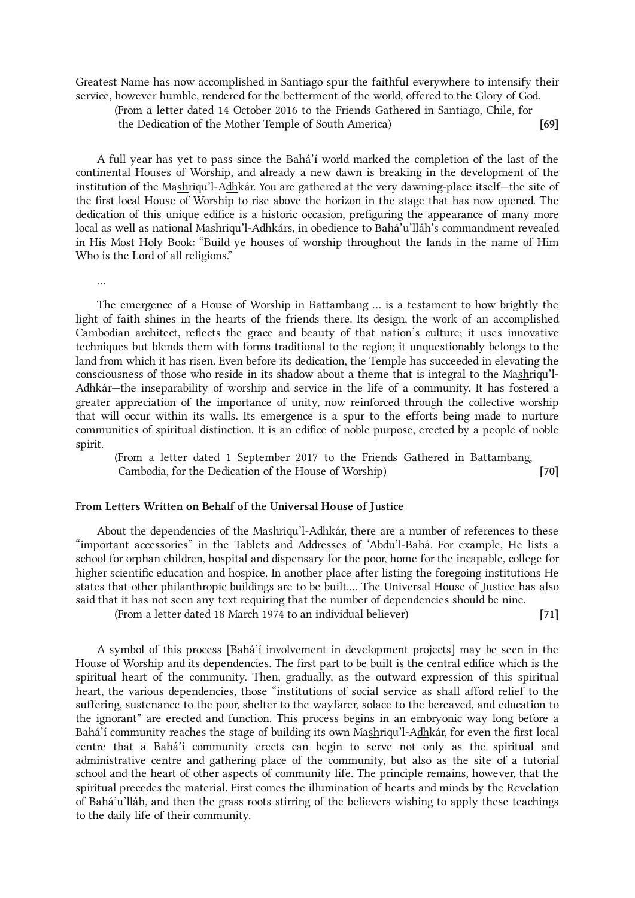Greatest Name has now accomplished in Santiago spur the faithful everywhere to intensify their service, however humble, rendered for the betterment of the world, offered to the Glory of God.

(From a letter dated 14 October 2016 to the Friends Gathered in Santiago, Chile, for the Dedication of the Mother Temple of South America) **[69]**

A full year has yet to pass since the Bahá'í world marked the completion of the last of the continental Houses of Worship, and already a new dawn is breaking in the development of the institution of the Mashriqu'l-Adhkár. You are gathered at the very dawning-place itself—the site of the first local House of Worship to rise above the horizon in the stage that has now opened. The dedication of this unique edifice is a historic occasion, prefiguring the appearance of many more local as well as national Mashriqu'l-Adhkárs, in obedience to Bahá'u'lláh's commandment revealed in His Most Holy Book: "Build ye houses of worship throughout the lands in the name of Him Who is the Lord of all religions."

...

The emergence of a House of Worship in Battambang ... is a testament to how brightly the light of faith shines in the hearts of the friends there. Its design, the work of an accomplished Cambodian architect, reflects the grace and beauty of that nation's culture; it uses innovative techniques but blends them with forms traditional to the region; it unquestionably belongs to the land from which it has risen. Even before its dedication, the Temple has succeeded in elevating the consciousness of those who reside in its shadow about a theme that is integral to the Mashriqu'l-Adhkár—the inseparability of worship and service in the life of a community. It has fostered a greater appreciation of the importance of unity, now reinforced through the collective worship that will occur within its walls. Its emergence is a spur to the efforts being made to nurture communities of spiritual distinction. It is an edifice of noble purpose, erected by a people of noble spirit.

(From a letter dated 1 September 2017 to the Friends Gathered in Battambang, Cambodia, for the Dedication of the House of Worship) **[70]**

### From Letters Written on Behalf of the Universal House of Justice

About the dependencies of the Mashriqu'l-Adhkár, there are a number of references to these "important accessories" in the Tablets and Addresses of 'Abdu'l-Bahá. For example, He lists a school for orphan children, hospital and dispensary for the poor, home for the incapable, college for higher scientific education and hospice. In another place after listing the foregoing institutions He states that other philanthropic buildings are to be built.... The Universal House of Justice has also said that it has not seen any text requiring that the number of dependencies should be nine.

(From a letter dated 18 March 1974 to an individual believer) **[71]**

A symbol of this process [Bahá'í involvement in development projects] may be seen in the House of Worship and its dependencies. The first part to be built is the central edifice which is the spiritual heart of the community. Then, gradually, as the outward expression of this spiritual heart, the various dependencies, those "institutions of social service as shall afford relief to the suffering, sustenance to the poor, shelter to the wayfarer, solace to the bereaved, and education to the ignorant" are erected and function. This process begins in an embryonic way long before a Bahá'í community reaches the stage of building its own Mashriqu'l-Adhkár, for even the first local centre that a Bahá'í community erects can begin to serve not only as the spiritual and administrative centre and gathering place of the community, but also as the site of a tutorial school and the heart of other aspects of community life. The principle remains, however, that the spiritual precedes the material. First comes the illumination of hearts and minds by the Revelation of Bahá'u'lláh, and then the grass roots stirring of the believers wishing to apply these teachings to the daily life of their community.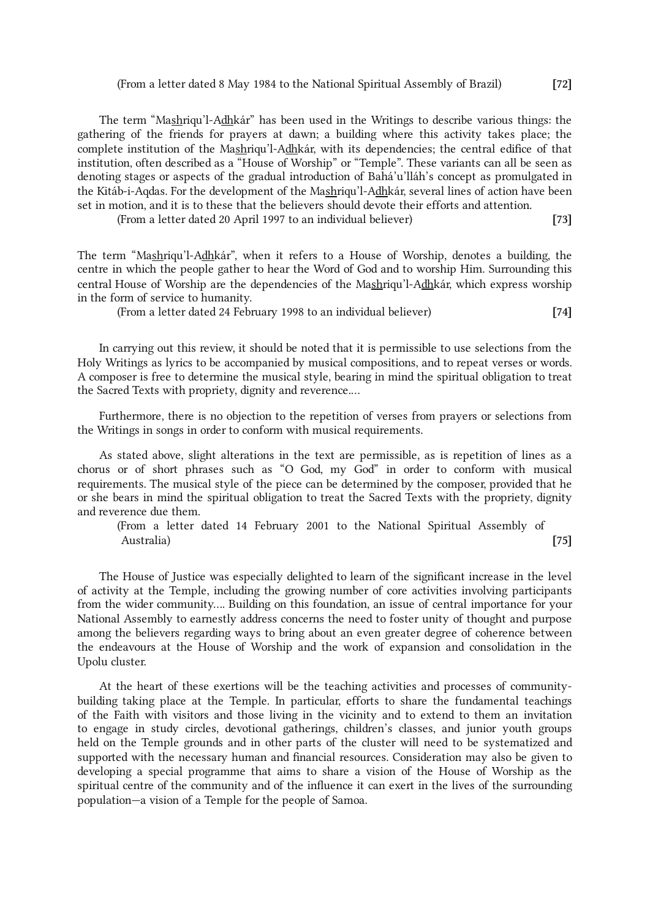(From a letter dated 8 May 1984 to the National Spiritual Assembly of Brazil) **[72]**

The term "Ma<u>sh</u>riqu'l-A<u>dh</u>kár" has been used in the Writings to describe various things: the gathering of the friends for prayers at dawn; a building where this activity takes place; the complete institution of the Ma<u>sh</u>riqu'l-A<u>dh</u>kár, with its dependencies; the central edifice of that institution, often described as a "House of Worship" or "Temple". These variants can all be seen as denoting stages or aspects of the gradual introduction of Bahá'u'lláh's concept as promulgated in the Kitáb-i-Aqdas. For the development of the Ma<u>sh</u>riqu'l-A<u>dh</u>kár, several lines of action have been set in motion, and it is to these that the believers should devote their efforts and attention.

(From a letter dated 20 April 1997 to an individual believer) **[73]**

The term "Ma<u>sh</u>riqu'l-A<u>dh</u>kár", when it refers to a House of Worship, denotes a building, the centre in which the people gather to hear the Word of God and to worship Him. Surrounding this central House of Worship are the dependencies of the Ma<u>sh</u>riqu'l-A<u>dh</u>kár, which express worship in the form of service to humanity.

(From a letter dated 24 February 1998 to an individual believer) **[74]**

In carrying out this review, it should be noted that it is permissible to use selections from the Holy Writings as lyrics to be accompanied by musical compositions, and to repeat verses or words. A composer is free to determine the musical style, bearing in mind the spiritual obligation to treat the Sacred Texts with propriety, dignity and reverence....

Furthermore, there is no objection to the repetition of verses from prayers or selections from the Writings in songs in order to conform with musical requirements.

As stated above, slight alterations in the text are permissible, as is repetition of lines as a chorus or of short phrases such as "O God, my God" in order to conform with musical requirements. The musical style of the piece can be determined by the composer, provided that he or she bears in mind the spiritual obligation to treat the Sacred Texts with the propriety, dignity and reverence due them.

(From a letter dated 14 February 2001 to the National Spiritual Assembly of Australia) **[75]**

The House of Justice was especially delighted to learn of the significant increase in the level of activity at the Temple, including the growing number of core activities involving participants from the wider community.... Building on this foundation, an issue of central importance for your National Assembly to earnestly address concerns the need to foster unity of thought and purpose among the believers regarding ways to bring about an even greater degree of coherence between the endeavours at the House of Worship and the work of expansion and consolidation in the Upolu cluster.

At the heart of these exertions will be the teaching activities and processes of community-building taking place at the Temple. In particular, efforts to share the fundamental teachings of the Faith with visitors and those living in the vicinity and to extend to them an invitation to engage in study circles, devotional gatherings, children's classes, and junior youth groups held on the Temple grounds and in other parts of the cluster will need to be systematized and supported with the necessary human and financial resources. Consideration may also be given to developing a special programme that aims to share a vision of the House of Worship as the spiritual centre of the community and of the influence it can exert in the lives of the surrounding population—a vision of a Temple for the people of Samoa.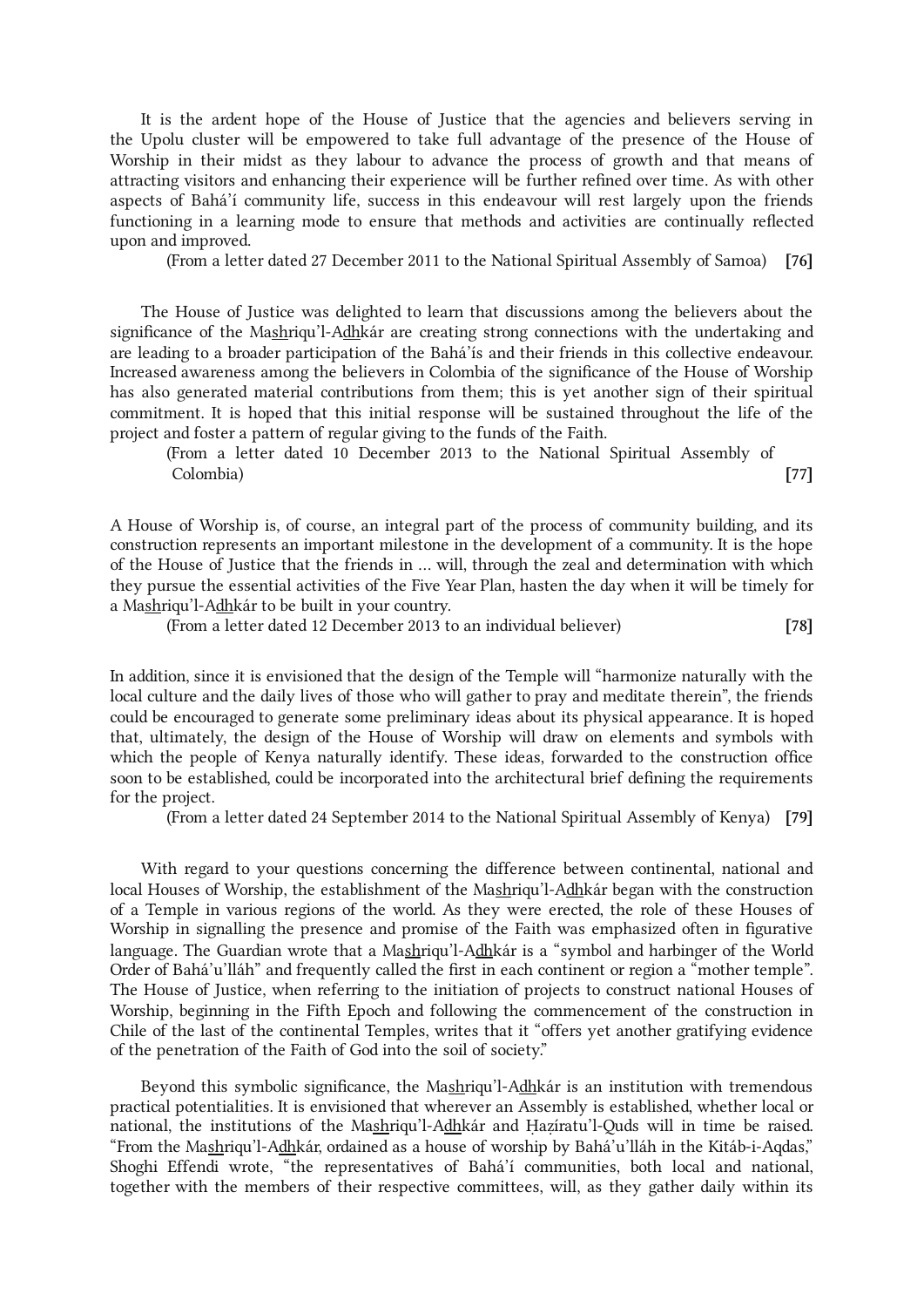It is the ardent hope of the House of Justice that the agencies and believers serving in the Upolu cluster will be empowered to take full advantage of the presence of the House of Worship in their midst as they labour to advance the process of growth and that means of attracting visitors and enhancing their experience will be further refined over time. As with other aspects of Bahá'í community life, success in this endeavour will rest largely upon the friends functioning in a learning mode to ensure that methods and activities are continually reflected upon and improved.

(From a letter dated 27 December 2011 to the National Spiritual Assembly of Samoa) **[76]**

The House of Justice was delighted to learn that discussions among the believers about the significance of the Mashriqu'l-Adhkár are creating strong connections with the undertaking and are leading to a broader participation of the Bahá'ís and their friends in this collective endeavour. Increased awareness among the believers in Colombia of the significance of the House of Worship has also generated material contributions from them; this is yet another sign of their spiritual commitment. It is hoped that this initial response will be sustained throughout the life of the project and foster a pattern of regular giving to the funds of the Faith.

(From a letter dated 10 December 2013 to the National Spiritual Assembly of Colombia) **[77]**

A House of Worship is, of course, an integral part of the process of community building, and its construction represents an important milestone in the development of a community. It is the hope of the House of Justice that the friends in … will, through the zeal and determination with which they pursue the essential activities of the Five Year Plan, hasten the day when it will be timely for a Mashriqu'l-Adhkár to be built in your country.

(From a letter dated 12 December 2013 to an individual believer) **[78]**

In addition, since it is envisioned that the design of the Temple will "harmonize naturally with the local culture and the daily lives of those who will gather to pray and meditate therein", the friends could be encouraged to generate some preliminary ideas about its physical appearance. It is hoped that, ultimately, the design of the House of Worship will draw on elements and symbols with which the people of Kenya naturally identify. These ideas, forwarded to the construction office soon to be established, could be incorporated into the architectural brief defining the requirements for the project.

(From a letter dated 24 September 2014 to the National Spiritual Assembly of Kenya) **[79]**

With regard to your questions concerning the difference between continental, national and local Houses of Worship, the establishment of the Mashriqu'l-Adhkár began with the construction of a Temple in various regions of the world. As they were erected, the role of these Houses of Worship in signalling the presence and promise of the Faith was emphasized often in figurative language. The Guardian wrote that a Mashriqu'l-Adhkár is a "symbol and harbinger of the World Order of Bahá'u'lláh" and frequently called the first in each continent or region a "mother temple". The House of Justice, when referring to the initiation of projects to construct national Houses of Worship, beginning in the Fifth Epoch and following the commencement of the construction in Chile of the last of the continental Temples, writes that it "offers yet another gratifying evidence of the penetration of the Faith of God into the soil of society."

Beyond this symbolic significance, the Mashriqu'l-Adhkár is an institution with tremendous practical potentialities. It is envisioned that wherever an Assembly is established, whether local or national, the institutions of the Mashriqu'l-Adhkár and Ḥazíratu'l-Quds will in time be raised. "From the Mashriqu'l-Adhkár, ordained as a house of worship by Bahá'u'lláh in the Kitáb-i-Aqdas," Shoghi Effendi wrote, "the representatives of Bahá'í communities, both local and national, together with the members of their respective committees, will, as they gather daily within its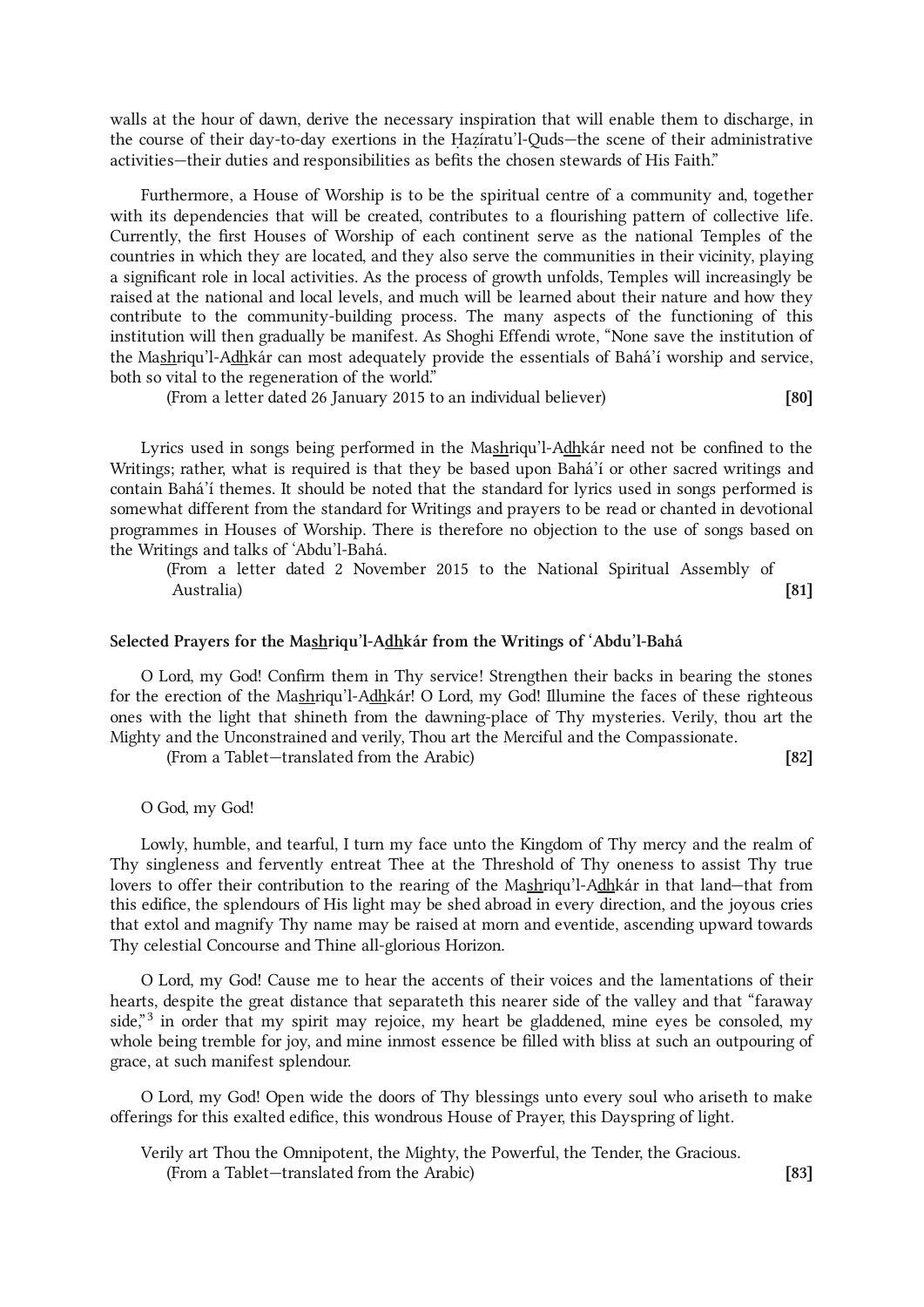walls at the hour of dawn, derive the necessary inspiration that will enable them to discharge, in the course of their day-to-day exertions in the Ḥaẓíratu'l-Quds—the scene of their administrative activities—their duties and responsibilities as befits the chosen stewards of His Faith."

Furthermore, a House of Worship is to be the spiritual centre of a community and, together with its dependencies that will be created, contributes to a flourishing pattern of collective life. Currently, the first Houses of Worship of each continent serve as the national Temples of the countries in which they are located, and they also serve the communities in their vicinity, playing a significant role in local activities. As the process of growth unfolds, Temples will increasingly be raised at the national and local levels, and much will be learned about their nature and how they contribute to the community-building process. The many aspects of the functioning of this institution will then gradually be manifest. As Shoghi Effendi wrote, "None save the institution of the Mashriqu'l-Adhkár can most adequately provide the essentials of Bahá'í worship and service, both so vital to the regeneration of the world."

(From a letter dated 26 January 2015 to an individual believer) **[80]**

Lyrics used in songs being performed in the Mashriqu'l-Adhkár need not be confined to the Writings; rather, what is required is that they be based upon Bahá'í or other sacred writings and contain Bahá'í themes. It should be noted that the standard for lyrics used in songs performed is somewhat different from the standard for Writings and prayers to be read or chanted in devotional programmes in Houses of Worship. There is therefore no objection to the use of songs based on the Writings and talks of 'Abdu'l-Bahá.

(From a letter dated 2 November 2015 to the National Spiritual Assembly of Australia) **[81]**

### Selected Prayers for the Mashriqu'l-Adhkár from the Writings of 'Abdu'l-Bahá

O Lord, my God! Confirm them in Thy service! Strengthen their backs in bearing the stones for the erection of the Mashriqu'l-Adhkár! O Lord, my God! Illumine the faces of these righteous ones with the light that shineth from the dawning-place of Thy mysteries. Verily, thou art the Mighty and the Unconstrained and verily, Thou art the Merciful and the Compassionate.

(From a Tablet—translated from the Arabic) **[82]**

O God, my God!

Lowly, humble, and tearful, I turn my face unto the Kingdom of Thy mercy and the realm of Thy singleness and fervently entreat Thee at the Threshold of Thy oneness to assist Thy true lovers to offer their contribution to the rearing of the Mashriqu'l-Adhkár in that land—that from this edifice, the splendours of His light may be shed abroad in every direction, and the joyous cries that extol and magnify Thy name may be raised at morn and eventide, ascending upward towards Thy celestial Concourse and Thine all-glorious Horizon.

O Lord, my God! Cause me to hear the accents of their voices and the lamentations of their hearts, despite the great distance that separateth this nearer side of the valley and that "faraway side,"[3] in order that my spirit may rejoice, my heart be gladdened, mine eyes be consoled, my whole being tremble for joy, and mine inmost essence be filled with bliss at such an outpouring of grace, at such manifest splendour.

O Lord, my God! Open wide the doors of Thy blessings unto every soul who ariseth to make offerings for this exalted edifice, this wondrous House of Prayer, this Dayspring of light.

Verily art Thou the Omnipotent, the Mighty, the Powerful, the Tender, the Gracious.

(From a Tablet—translated from the Arabic) **[83]**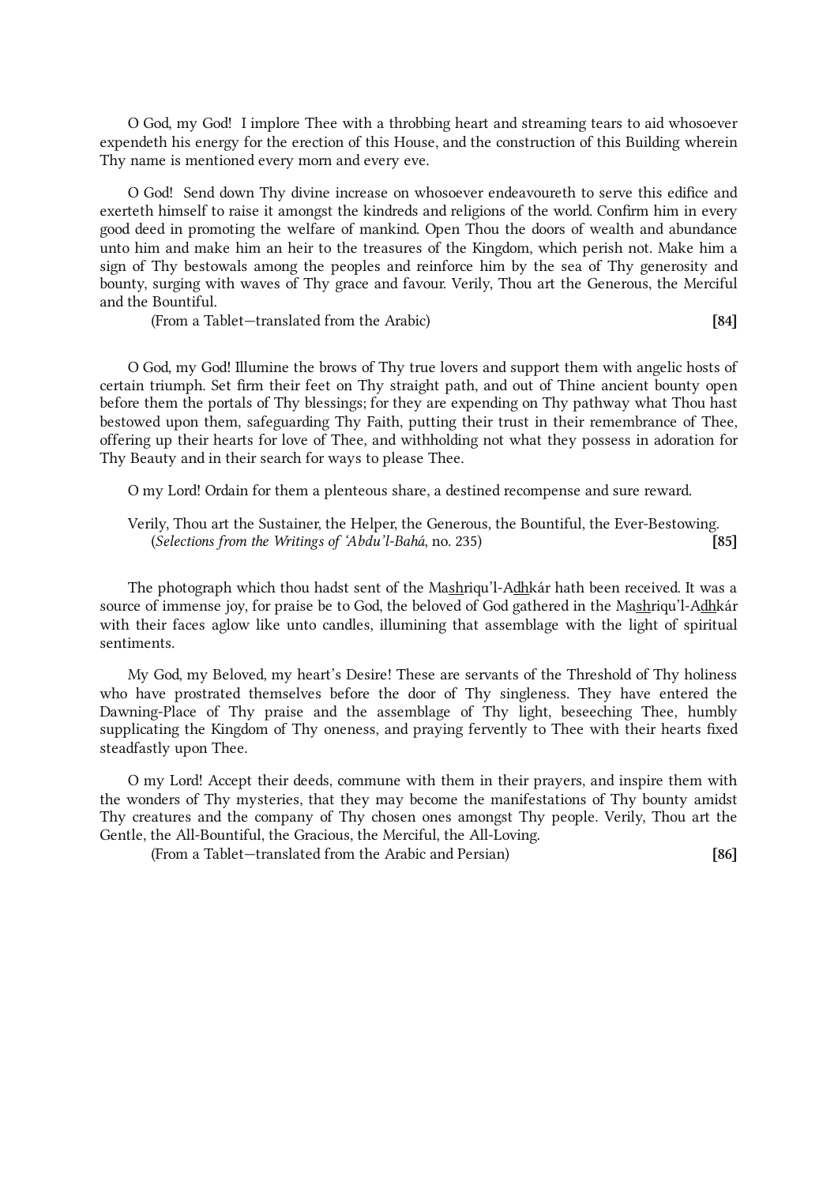O God, my God! I implore Thee with a throbbing heart and streaming tears to aid whosoever expendeth his energy for the erection of this House, and the construction of this Building wherein Thy name is mentioned every morn and every eve.

O God! Send down Thy divine increase on whosoever endeavoureth to serve this edifice and exerteth himself to raise it amongst the kindreds and religions of the world. Confirm him in every good deed in promoting the welfare of mankind. Open Thou the doors of wealth and abundance unto him and make him an heir to the treasures of the Kingdom, which perish not. Make him a sign of Thy bestowals among the peoples and reinforce him by the sea of Thy generosity and bounty, surging with waves of Thy grace and favour. Verily, Thou art the Generous, the Merciful and the Bountiful.

(From a Tablet—translated from the Arabic) **[84]**

O God, my God! Illumine the brows of Thy true lovers and support them with angelic hosts of certain triumph. Set firm their feet on Thy straight path, and out of Thine ancient bounty open before them the portals of Thy blessings; for they are expending on Thy pathway what Thou hast bestowed upon them, safeguarding Thy Faith, putting their trust in their remembrance of Thee, offering up their hearts for love of Thee, and withholding not what they possess in adoration for Thy Beauty and in their search for ways to please Thee.

O my Lord! Ordain for them a plenteous share, a destined recompense and sure reward.

Verily, Thou art the Sustainer, the Helper, the Generous, the Bountiful, the Ever-Bestowing.

(*Selections from the Writings of ‘Abdu’l-Bahá*, no. 235) **[85]**

The photograph which thou hadst sent of the Mas͟hriqu’l-Ad͟hkár hath been received. It was a source of immense joy, for praise be to God, the beloved of God gathered in the Mas͟hriqu’l-Ad͟hkár with their faces aglow like unto candles, illumining that assemblage with the light of spiritual sentiments.

My God, my Beloved, my heart’s Desire! These are servants of the Threshold of Thy holiness who have prostrated themselves before the door of Thy singleness. They have entered the Dawning-Place of Thy praise and the assemblage of Thy light, beseeching Thee, humbly supplicating the Kingdom of Thy oneness, and praying fervently to Thee with their hearts fixed steadfastly upon Thee.

O my Lord! Accept their deeds, commune with them in their prayers, and inspire them with the wonders of Thy mysteries, that they may become the manifestations of Thy bounty amidst Thy creatures and the company of Thy chosen ones amongst Thy people. Verily, Thou art the Gentle, the All-Bountiful, the Gracious, the Merciful, the All-Loving.

(From a Tablet—translated from the Arabic and Persian) **[86]**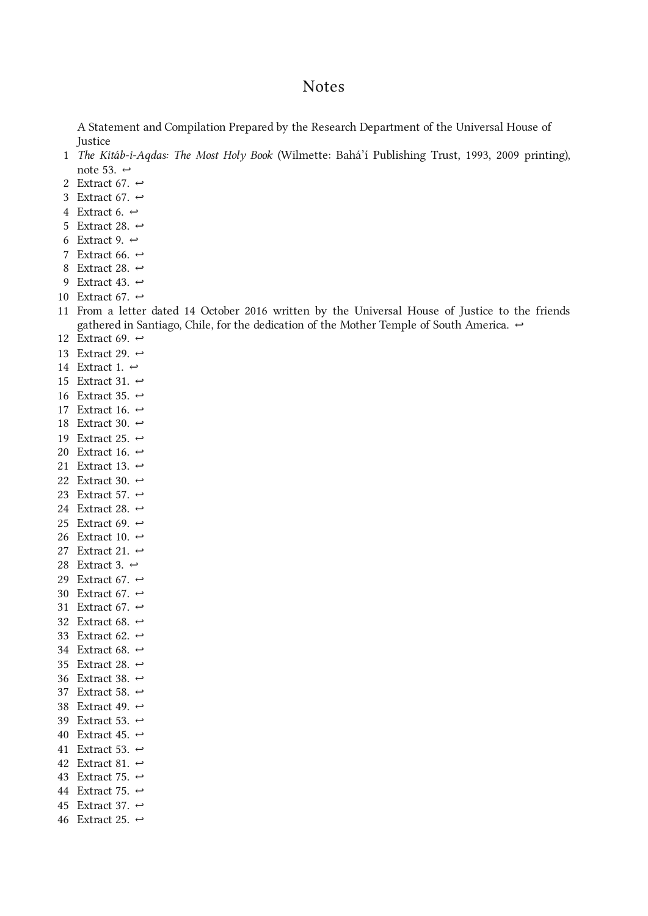# Notes

A Statement and Compilation Prepared by the Research Department of the Universal House of Justice

1. *The Kitáb-i-Aqdas: The Most Holy Book* (Wilmette: Bahá'í Publishing Trust, 1993, 2009 printing), note 53. ↩
2. Extract 67. ↩
3. Extract 67. ↩
4. Extract 6. ↩
5. Extract 28. ↩
6. Extract 9. ↩
7. Extract 66. ↩
8. Extract 28. ↩
9. Extract 43. ↩
10. Extract 67. ↩
11. From a letter dated 14 October 2016 written by the Universal House of Justice to the friends gathered in Santiago, Chile, for the dedication of the Mother Temple of South America. ↩
12. Extract 69. ↩
13. Extract 29. ↩
14. Extract 1. ↩
15. Extract 31. ↩
16. Extract 35. ↩
17. Extract 16. ↩
18. Extract 30. ↩
19. Extract 25. ↩
20. Extract 16. ↩
21. Extract 13. ↩
22. Extract 30. ↩
23. Extract 57. ↩
24. Extract 28. ↩
25. Extract 69. ↩
26. Extract 10. ↩
27. Extract 21. ↩
28. Extract 3. ↩
29. Extract 67. ↩
30. Extract 67. ↩
31. Extract 67. ↩
32. Extract 68. ↩
33. Extract 62. ↩
34. Extract 68. ↩
35. Extract 28. ↩
36. Extract 38. ↩
37. Extract 58. ↩
38. Extract 49. ↩
39. Extract 53. ↩
40. Extract 45. ↩
41. Extract 53. ↩
42. Extract 81. ↩
43. Extract 75. ↩
44. Extract 75. ↩
45. Extract 37. ↩
46. Extract 25. ↩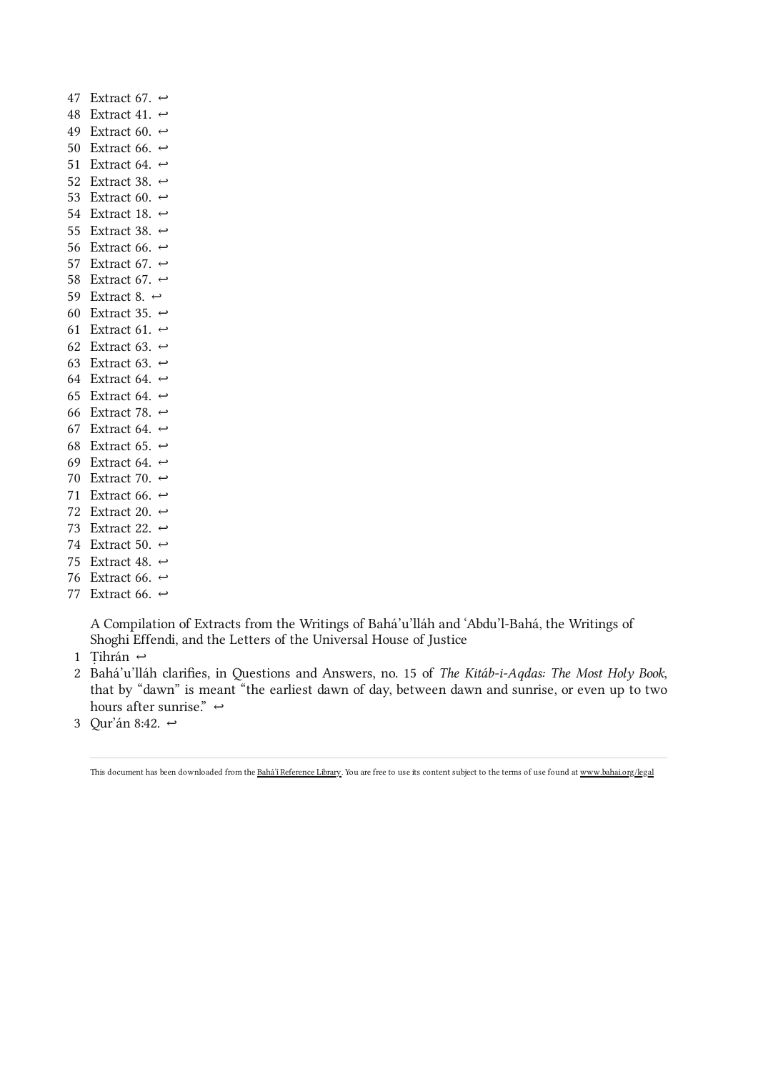47 Extract 67. ↩
48 Extract 41. ↩
49 Extract 60. ↩
50 Extract 66. ↩
51 Extract 64. ↩
52 Extract 38. ↩
53 Extract 60. ↩
54 Extract 18. ↩
55 Extract 38. ↩
56 Extract 66. ↩
57 Extract 67. ↩
58 Extract 67. ↩
59 Extract 8. ↩
60 Extract 35. ↩
61 Extract 61. ↩
62 Extract 63. ↩
63 Extract 63. ↩
64 Extract 64. ↩
65 Extract 64. ↩
66 Extract 78. ↩
67 Extract 64. ↩
68 Extract 65. ↩
69 Extract 64. ↩
70 Extract 70. ↩
71 Extract 66. ↩
72 Extract 20. ↩
73 Extract 22. ↩
74 Extract 50. ↩
75 Extract 48. ↩
76 Extract 66. ↩
77 Extract 66. ↩

A Compilation of Extracts from the Writings of Bahá'u'lláh and 'Abdu'l-Bahá, the Writings of Shoghi Effendi, and the Letters of the Universal House of Justice

1 Ṭihrán ↩
2 Bahá'u'lláh clarifies, in Questions and Answers, no. 15 of *The Kitáb-i-Aqdas: The Most Holy Book*, that by "dawn" is meant "the earliest dawn of day, between dawn and sunrise, or even up to two hours after sunrise." ↩
3 Qur'án 8:42. ↩

This document has been downloaded from the Bahá'í Reference Library. You are free to use its content subject to the terms of use found at www.bahai.org/legal